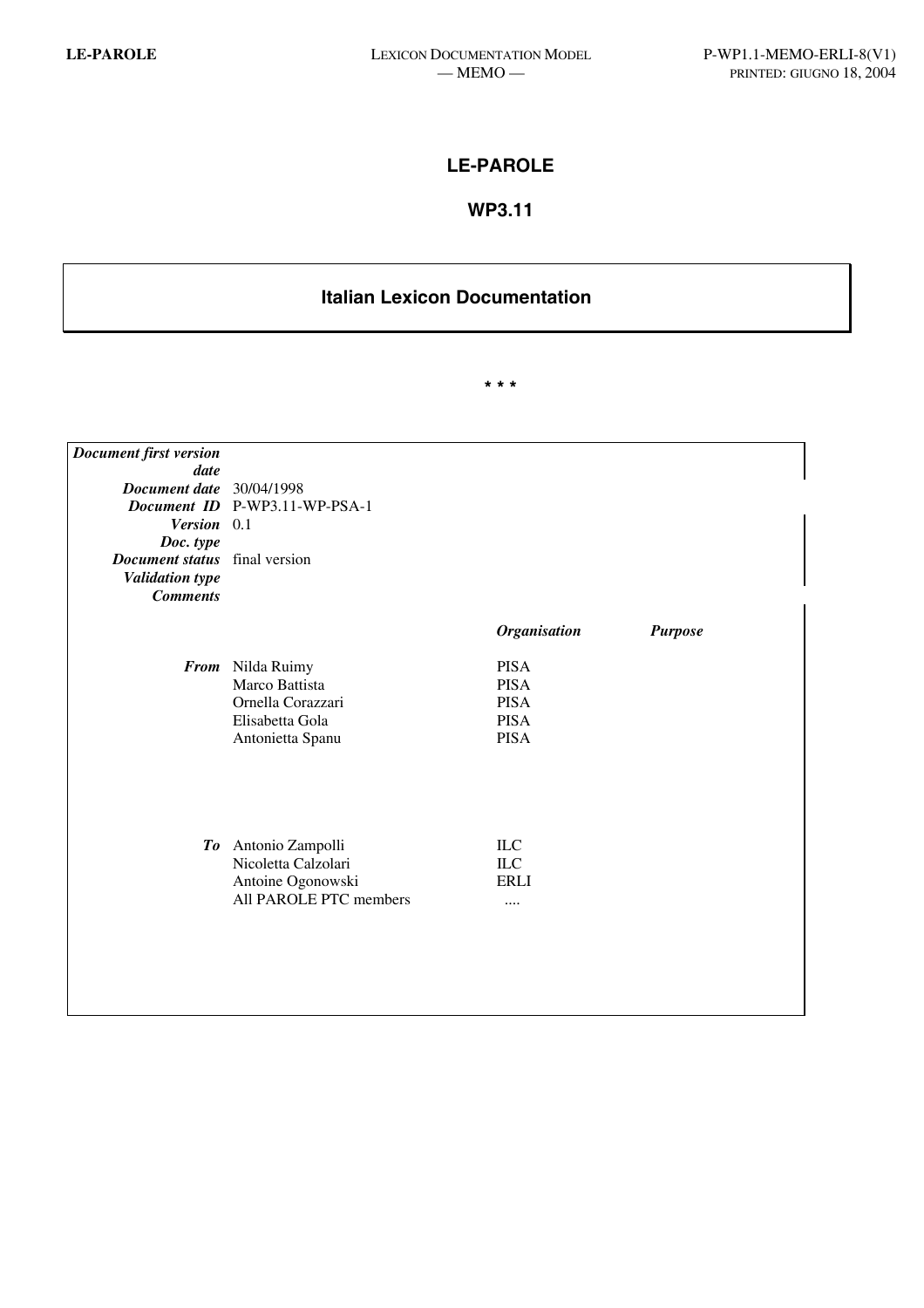# LE-PAROLE

## WP3.11

## Italian Lexicon Documentation

\* \* \*

| | | | |
|---|---|---|---|
| ***Document first version date*** | | | |
| ***Document date*** | 30/04/1998 | | |
| ***Document ID*** | P-WP3.11-WP-PSA-1 | | |
| ***Version*** | 0.1 | | |
| ***Doc. type*** | | | |
| ***Document status*** | final version | | |
| ***Validation type*** | | | |
| ***Comments*** | | | |
| | | ***Organisation*** | ***Purpose*** |
| ***From*** | Nilda Ruimy | PISA | |
| | Marco Battista | PISA | |
| | Ornella Corazzari | PISA | |
| | Elisabetta Gola | PISA | |
| | Antonietta Spanu | PISA | |
| ***To*** | Antonio Zampolli | ILC | |
| | Nicoletta Calzolari | ILC | |
| | Antoine Ogonowski | ERLI | |
| | All PAROLE PTC members | .... | |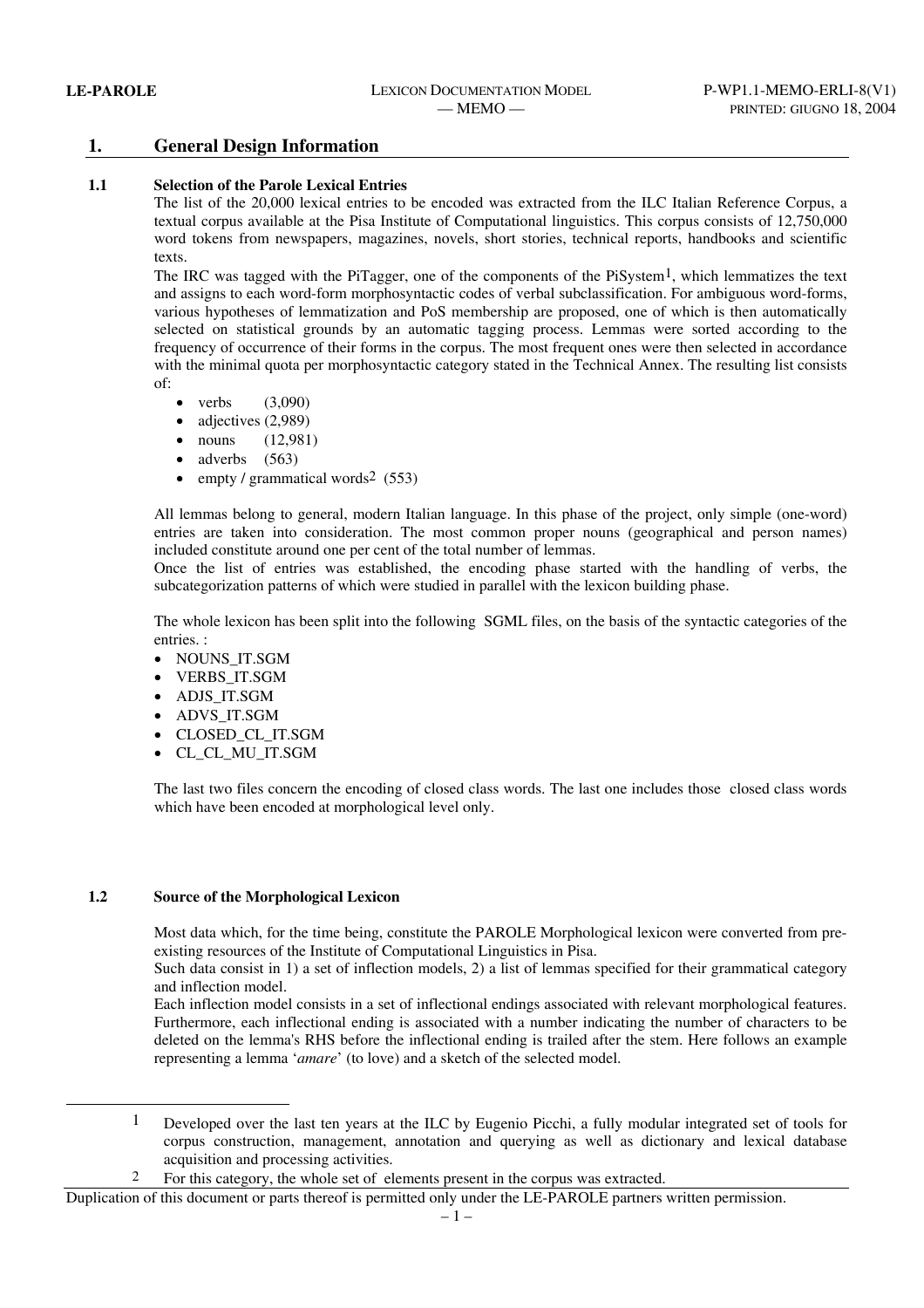# 1. General Design Information

## 1.1 Selection of the Parole Lexical Entries

The list of the 20,000 lexical entries to be encoded was extracted from the ILC Italian Reference Corpus, a textual corpus available at the Pisa Institute of Computational linguistics. This corpus consists of 12,750,000 word tokens from newspapers, magazines, novels, short stories, technical reports, handbooks and scientific texts.

The IRC was tagged with the PiTagger, one of the components of the PiSystem[1], which lemmatizes the text and assigns to each word-form morphosyntactic codes of verbal subclassification. For ambiguous word-forms, various hypotheses of lemmatization and PoS membership are proposed, one of which is then automatically selected on statistical grounds by an automatic tagging process. Lemmas were sorted according to the frequency of occurrence of their forms in the corpus. The most frequent ones were then selected in accordance with the minimal quota per morphosyntactic category stated in the Technical Annex. The resulting list consists of:

- verbs (3,090)
- adjectives (2,989)
- nouns (12,981)
- adverbs (563)
- empty / grammatical words[2] (553)

All lemmas belong to general, modern Italian language. In this phase of the project, only simple (one-word) entries are taken into consideration. The most common proper nouns (geographical and person names) included constitute around one per cent of the total number of lemmas.

Once the list of entries was established, the encoding phase started with the handling of verbs, the subcategorization patterns of which were studied in parallel with the lexicon building phase.

The whole lexicon has been split into the following SGML files, on the basis of the syntactic categories of the entries. :

- NOUNS_IT.SGM
- VERBS_IT.SGM
- ADJS_IT.SGM
- ADVS_IT.SGM
- CLOSED_CL_IT.SGM
- CL_CL_MU_IT.SGM

The last two files concern the encoding of closed class words. The last one includes those closed class words which have been encoded at morphological level only.

## 1.2 Source of the Morphological Lexicon

Most data which, for the time being, constitute the PAROLE Morphological lexicon were converted from pre-existing resources of the Institute of Computational Linguistics in Pisa.

Such data consist in 1) a set of inflection models, 2) a list of lemmas specified for their grammatical category and inflection model.

Each inflection model consists in a set of inflectional endings associated with relevant morphological features. Furthermore, each inflectional ending is associated with a number indicating the number of characters to be deleted on the lemma's RHS before the inflectional ending is trailed after the stem. Here follows an example representing a lemma '*amare*' (to love) and a sketch of the selected model.

---

[1] Developed over the last ten years at the ILC by Eugenio Picchi, a fully modular integrated set of tools for corpus construction, management, annotation and querying as well as dictionary and lexical database acquisition and processing activities.

[2] For this category, the whole set of elements present in the corpus was extracted.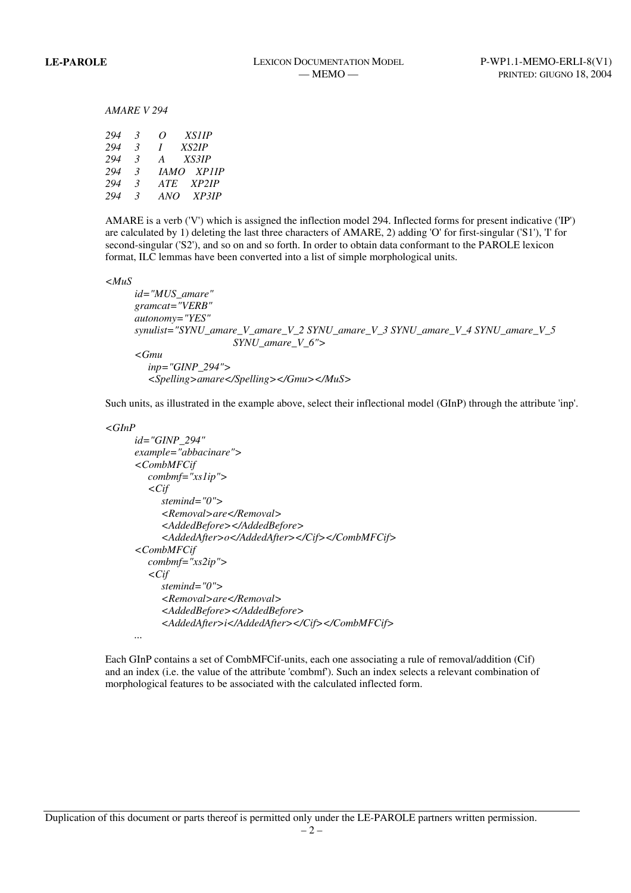*AMARE V 294*

```
294   3   O      XS1IP
294   3   I      XS2IP
294   3   A      XS3IP
294   3   IAMO   XP1IP
294   3   ATE    XP2IP
294   3   ANO    XP3IP
```

AMARE is a verb ('V') which is assigned the inflection model 294. Inflected forms for present indicative ('IP') are calculated by 1) deleting the last three characters of AMARE, 2) adding 'O' for first-singular ('S1'), 'I' for second-singular ('S2'), and so on and so forth. In order to obtain data conformant to the PAROLE lexicon format, ILC lemmas have been converted into a list of simple morphological units.

```
<MuS
      id="MUS_amare"
      gramcat="VERB"
      autonomy="YES"
      synulist="SYNU_amare_V_amare_V_2 SYNU_amare_V_3 SYNU_amare_V_4 SYNU_amare_V_5
                        SYNU_amare_V_6">
      <Gmu
         inp="GINP_294">
         <Spelling>amare</Spelling></Gmu></MuS>
```

Such units, as illustrated in the example above, select their inflectional model (GInP) through the attribute 'inp'.

```
<GInP
      id="GINP_294"
      example="abbacinare">
      <CombMFCif
         combmf="xs1ip">
         <Cif
            stemind="0">
            <Removal>are</Removal>
            <AddedBefore></AddedBefore>
            <AddedAfter>o</AddedAfter></Cif></CombMFCif>
      <CombMFCif
         combmf="xs2ip">
         <Cif
            stemind="0">
            <Removal>are</Removal>
            <AddedBefore></AddedBefore>
            <AddedAfter>i</AddedAfter></Cif></CombMFCif>
      ...
```

Each GInP contains a set of CombMFCif-units, each one associating a rule of removal/addition (Cif) and an index (i.e. the value of the attribute 'combmf'). Such an index selects a relevant combination of morphological features to be associated with the calculated inflected form.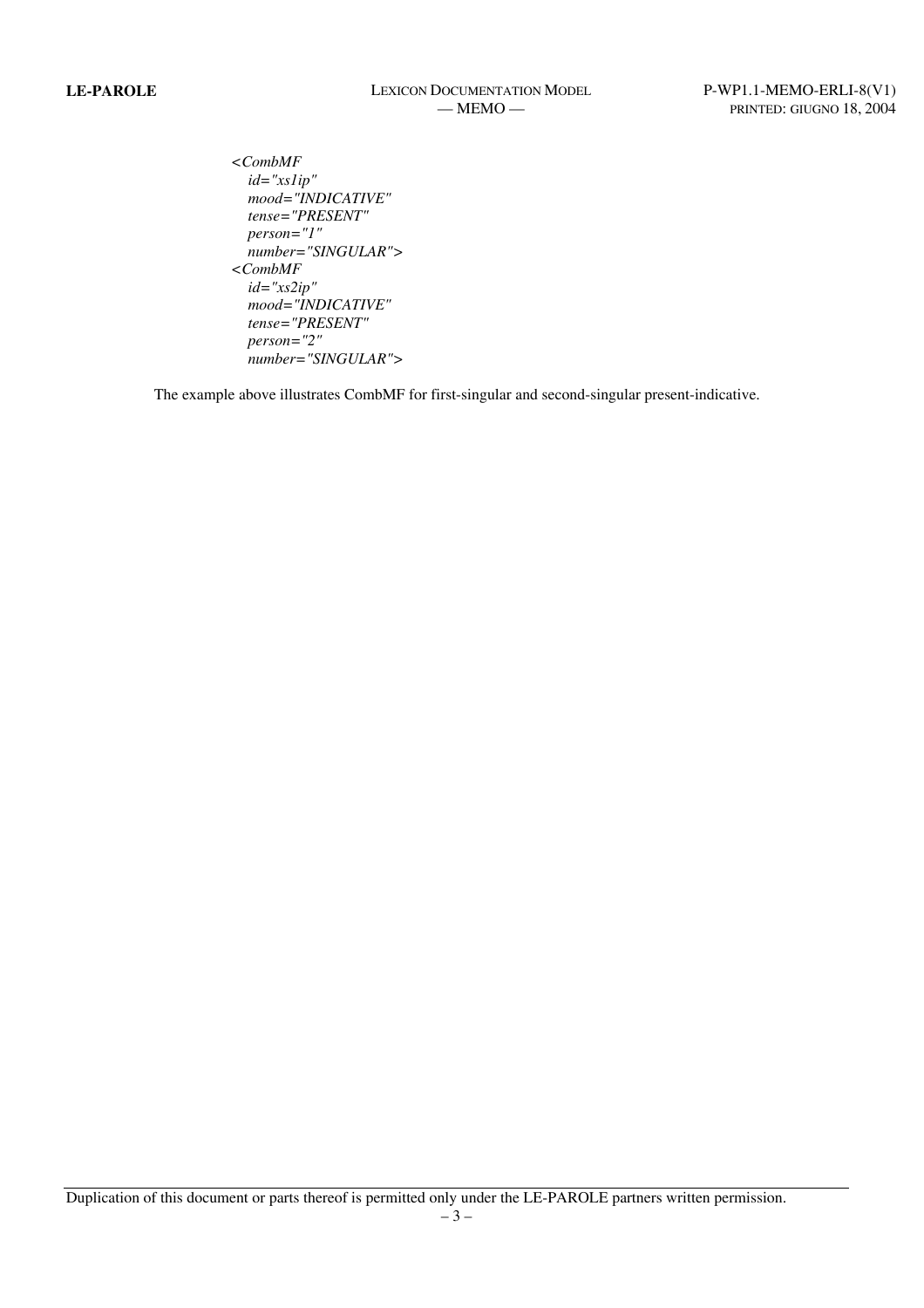```
<CombMF
   id="xs1ip"
   mood="INDICATIVE"
   tense="PRESENT"
   person="1"
   number="SINGULAR">
<CombMF
   id="xs2ip"
   mood="INDICATIVE"
   tense="PRESENT"
   person="2"
   number="SINGULAR">
```

The example above illustrates CombMF for first-singular and second-singular present-indicative.

Duplication of this document or parts thereof is permitted only under the LE-PAROLE partners written permission.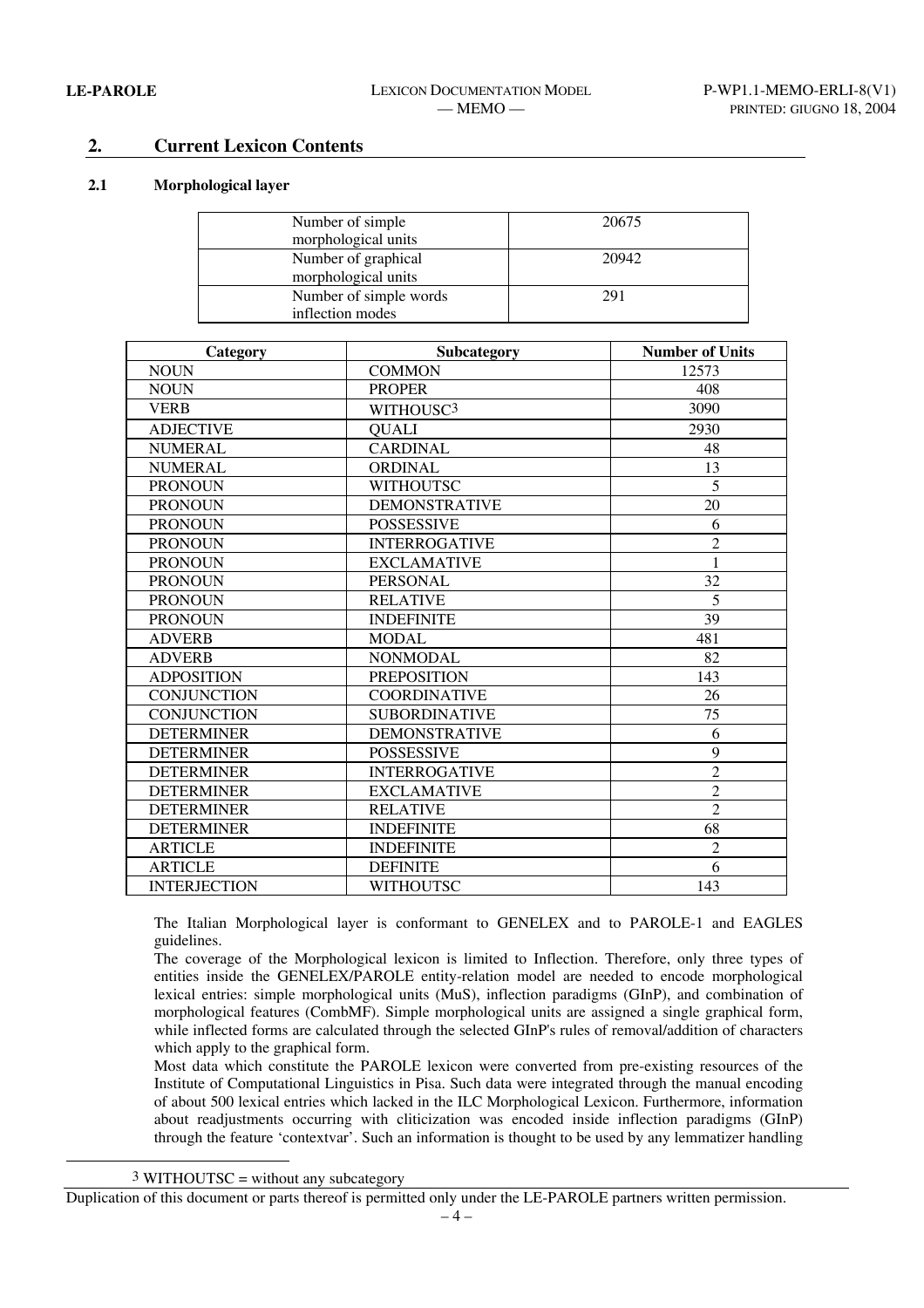## 2. Current Lexicon Contents

### 2.1 Morphological layer

| Number of simple morphological units | 20675 |
|---|---|
| Number of graphical morphological units | 20942 |
| Number of simple words inflection modes | 291 |

| Category | Subcategory | Number of Units |
|---|---|---|
| NOUN | COMMON | 12573 |
| NOUN | PROPER | 408 |
| VERB | WITHOUSC[3] | 3090 |
| ADJECTIVE | QUALI | 2930 |
| NUMERAL | CARDINAL | 48 |
| NUMERAL | ORDINAL | 13 |
| PRONOUN | WITHOUTSC | 5 |
| PRONOUN | DEMONSTRATIVE | 20 |
| PRONOUN | POSSESSIVE | 6 |
| PRONOUN | INTERROGATIVE | 2 |
| PRONOUN | EXCLAMATIVE | 1 |
| PRONOUN | PERSONAL | 32 |
| PRONOUN | RELATIVE | 5 |
| PRONOUN | INDEFINITE | 39 |
| ADVERB | MODAL | 481 |
| ADVERB | NONMODAL | 82 |
| ADPOSITION | PREPOSITION | 143 |
| CONJUNCTION | COORDINATIVE | 26 |
| CONJUNCTION | SUBORDINATIVE | 75 |
| DETERMINER | DEMONSTRATIVE | 6 |
| DETERMINER | POSSESSIVE | 9 |
| DETERMINER | INTERROGATIVE | 2 |
| DETERMINER | EXCLAMATIVE | 2 |
| DETERMINER | RELATIVE | 2 |
| DETERMINER | INDEFINITE | 68 |
| ARTICLE | INDEFINITE | 2 |
| ARTICLE | DEFINITE | 6 |
| INTERJECTION | WITHOUTSC | 143 |

The Italian Morphological layer is conformant to GENELEX and to PAROLE-1 and EAGLES guidelines.

The coverage of the Morphological lexicon is limited to Inflection. Therefore, only three types of entities inside the GENELEX/PAROLE entity-relation model are needed to encode morphological lexical entries: simple morphological units (MuS), inflection paradigms (GInP), and combination of morphological features (CombMF). Simple morphological units are assigned a single graphical form, while inflected forms are calculated through the selected GInP's rules of removal/addition of characters which apply to the graphical form.

Most data which constitute the PAROLE lexicon were converted from pre-existing resources of the Institute of Computational Linguistics in Pisa. Such data were integrated through the manual encoding of about 500 lexical entries which lacked in the ILC Morphological Lexicon. Furthermore, information about readjustments occurring with cliticization was encoded inside inflection paradigms (GInP) through the feature 'contextvar'. Such an information is thought to be used by any lemmatizer handling

[3] WITHOUTSC = without any subcategory

Duplication of this document or parts thereof is permitted only under the LE-PAROLE partners written permission.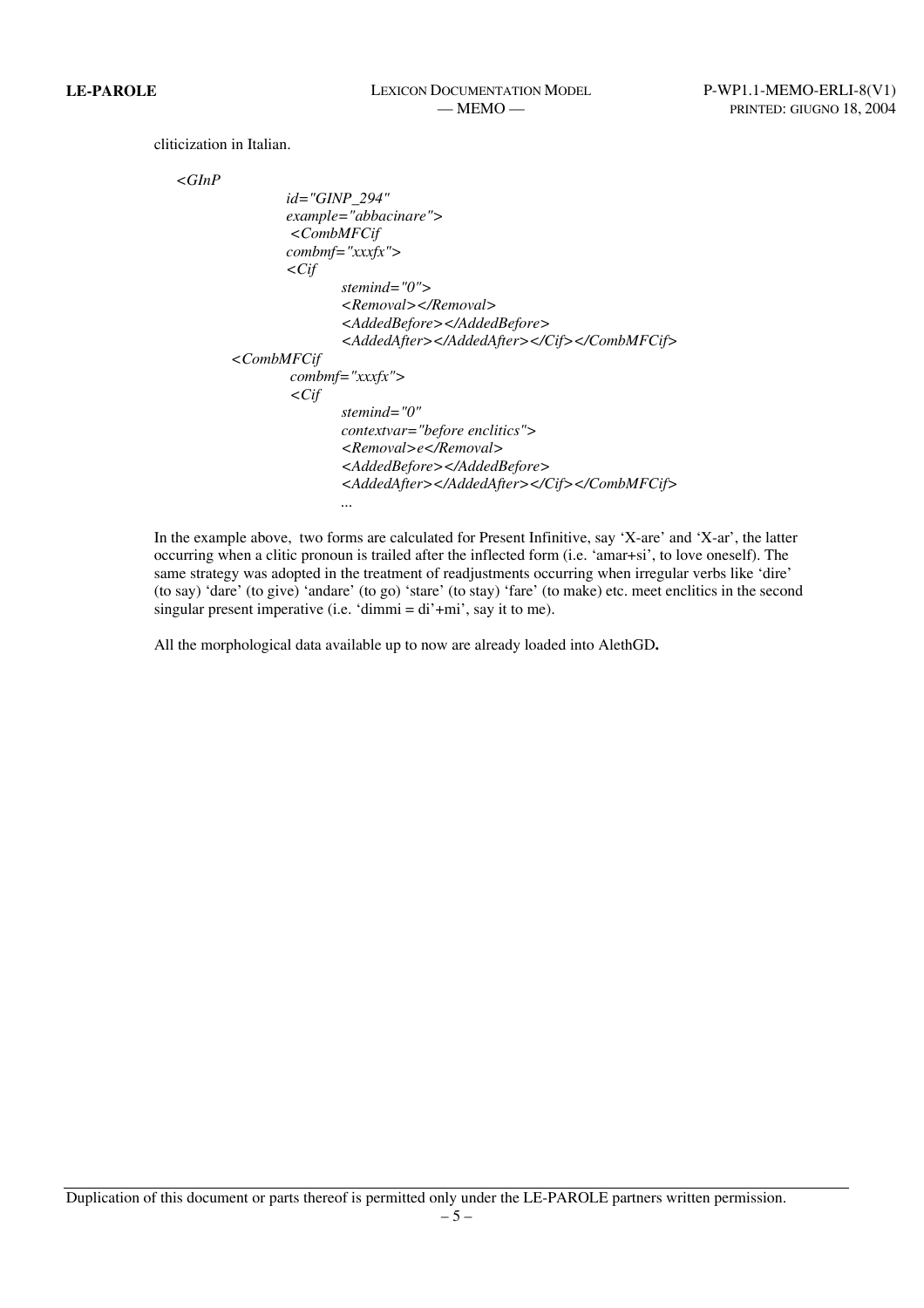cliticization in Italian.

```
<GInP
            id="GINP_294"
            example="abbacinare">
             <CombMFCif
            combmf="xxxfx">
            <Cif
                    stemind="0">
                    <Removal></Removal>
                    <AddedBefore></AddedBefore>
                    <AddedAfter></AddedAfter></Cif></CombMFCif>
        <CombMFCif
             combmf="xxxfx">
             <Cif
                    stemind="0"
                    contextvar="before enclitics">
                    <Removal>e</Removal>
                    <AddedBefore></AddedBefore>
                    <AddedAfter></AddedAfter></Cif></CombMFCif>
                    ...
```

In the example above, two forms are calculated for Present Infinitive, say 'X-are' and 'X-ar', the latter occurring when a clitic pronoun is trailed after the inflected form (i.e. 'amar+si', to love oneself). The same strategy was adopted in the treatment of readjustments occurring when irregular verbs like 'dire' (to say) 'dare' (to give) 'andare' (to go) 'stare' (to stay) 'fare' (to make) etc. meet enclitics in the second singular present imperative (i.e. 'dimmi = di'+mi', say it to me).

All the morphological data available up to now are already loaded into AlethGD**.**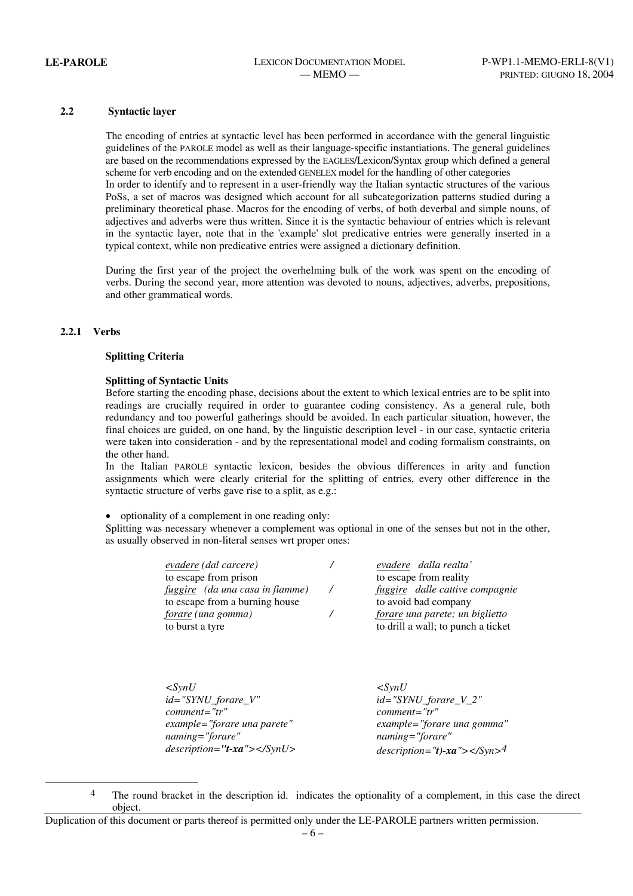### 2.2 Syntactic layer

The encoding of entries at syntactic level has been performed in accordance with the general linguistic guidelines of the PAROLE model as well as their language-specific instantiations. The general guidelines are based on the recommendations expressed by the EAGLES/Lexicon/Syntax group which defined a general scheme for verb encoding and on the extended GENELEX model for the handling of other categories

In order to identify and to represent in a user-friendly way the Italian syntactic structures of the various PoSs, a set of macros was designed which account for all subcategorization patterns studied during a preliminary theoretical phase. Macros for the encoding of verbs, of both deverbal and simple nouns, of adjectives and adverbs were thus written. Since it is the syntactic behaviour of entries which is relevant in the syntactic layer, note that in the 'example' slot predicative entries were generally inserted in a typical context, while non predicative entries were assigned a dictionary definition.

During the first year of the project the overhelming bulk of the work was spent on the encoding of verbs. During the second year, more attention was devoted to nouns, adjectives, adverbs, prepositions, and other grammatical words.

#### 2.2.1 Verbs

**Splitting Criteria**

**Splitting of Syntactic Units**

Before starting the encoding phase, decisions about the extent to which lexical entries are to be split into readings are crucially required in order to guarantee coding consistency. As a general rule, both redundancy and too powerful gatherings should be avoided. In each particular situation, however, the final choices are guided, on one hand, by the linguistic description level - in our case, syntactic criteria were taken into consideration - and by the representational model and coding formalism constraints, on the other hand.

In the Italian PAROLE syntactic lexicon, besides the obvious differences in arity and function assignments which were clearly criterial for the splitting of entries, every other difference in the syntactic structure of verbs gave rise to a split, as e.g.:

- optionality of a complement in one reading only:

Splitting was necessary whenever a complement was optional in one of the senses but not in the other, as usually observed in non-literal senses wrt proper ones:

| | | |
|---|---|---|
| *evadere (dal carcere)*<br>to escape from prison | / | *evadere dalla realta'*<br>to escape from reality |
| *fuggire (da una casa in fiamme)*<br>to escape from a burning house | / | *fuggire dalle cattive compagnie*<br>to avoid bad company |
| *forare (una gomma)*<br>to burst a tyre | / | *forare una parete; un biglietto*<br>to drill a wall; to punch a ticket |

```
<SynU
id="SYNU_forare_V"
comment="tr"
example="forare una parete"
naming="forare"
description="t-xa"></SynU>
```

```
<SynU
id="SYNU_forare_V_2"
comment="tr"
example="forare una gomma"
naming="forare"
description="t)-xa"></Syn>[4]
```

[4] The round bracket in the description id. indicates the optionality of a complement, in this case the direct object.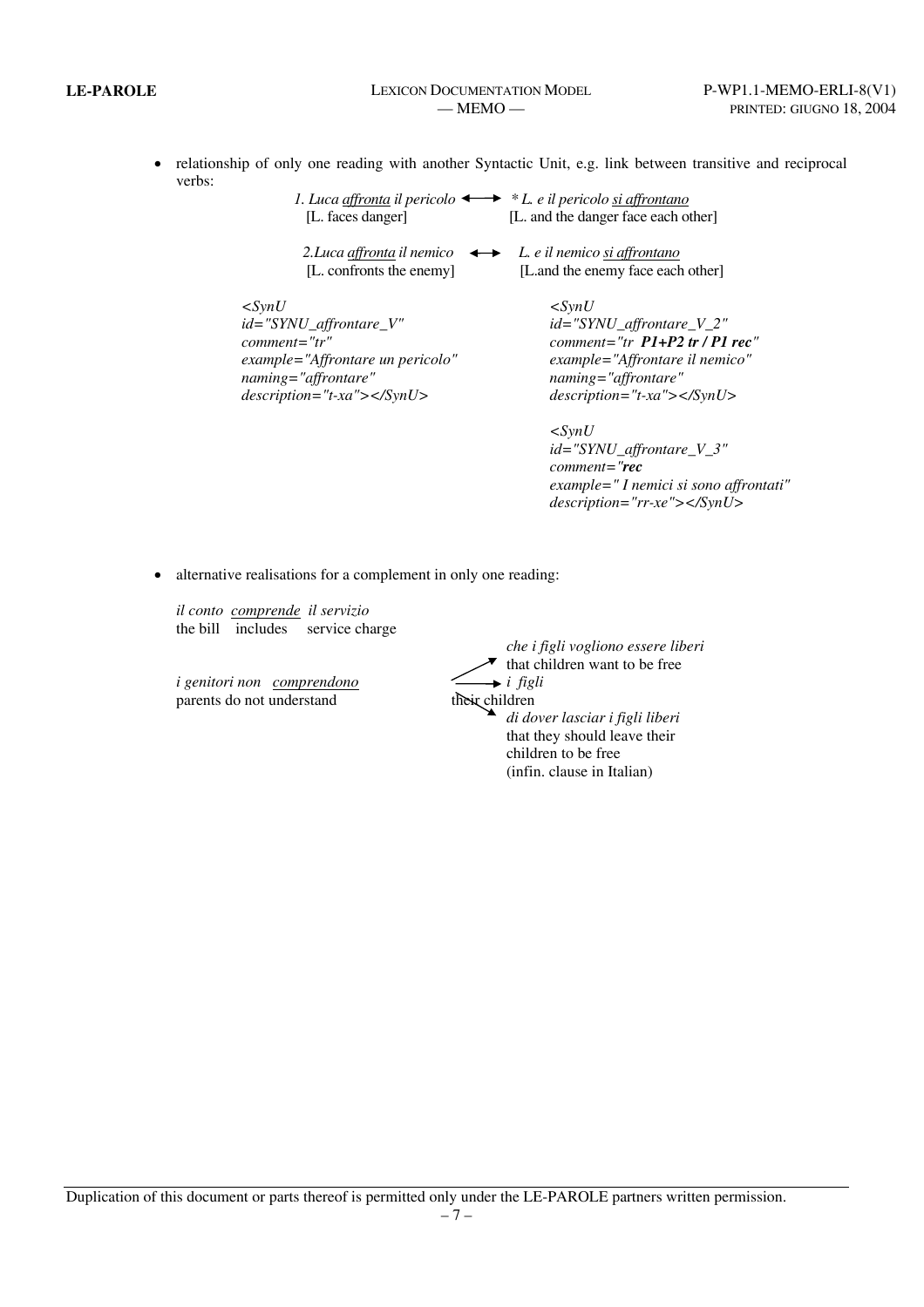- relationship of only one reading with another Syntactic Unit, e.g. link between transitive and reciprocal verbs:

1. *Luca affronta il pericolo* ⟷ * *L. e il pericolo si affrontano*
   [L. faces danger] [L. and the danger face each other]

2. *Luca affronta il nemico* ⟷ *L. e il nemico si affrontano*
   [L. confronts the enemy] [L.and the enemy face each other]

```
<SynU
id="SYNU_affrontare_V"
comment="tr"
example="Affrontare un pericolo"
naming="affrontare"
description="t-xa"></SynU>
```

```
<SynU
id="SYNU_affrontare_V_2"
comment="tr P1+P2 tr / P1 rec"
example="Affrontare il nemico"
naming="affrontare"
description="t-xa"></SynU>
```

```
<SynU
id="SYNU_affrontare_V_3"
comment="rec
example=" I nemici si sono affrontati"
description="rr-xe"></SynU>
```

- alternative realisations for a complement in only one reading:

*il conto comprende il servizio*
the bill includes service charge

*i genitori non comprendono* → *che i figli vogliono essere liberi* (that children want to be free)
parents do not understand → *i figli* (their children)
→ *di dover lasciar i figli liberi* (that they should leave their children to be free) (infin. clause in Italian)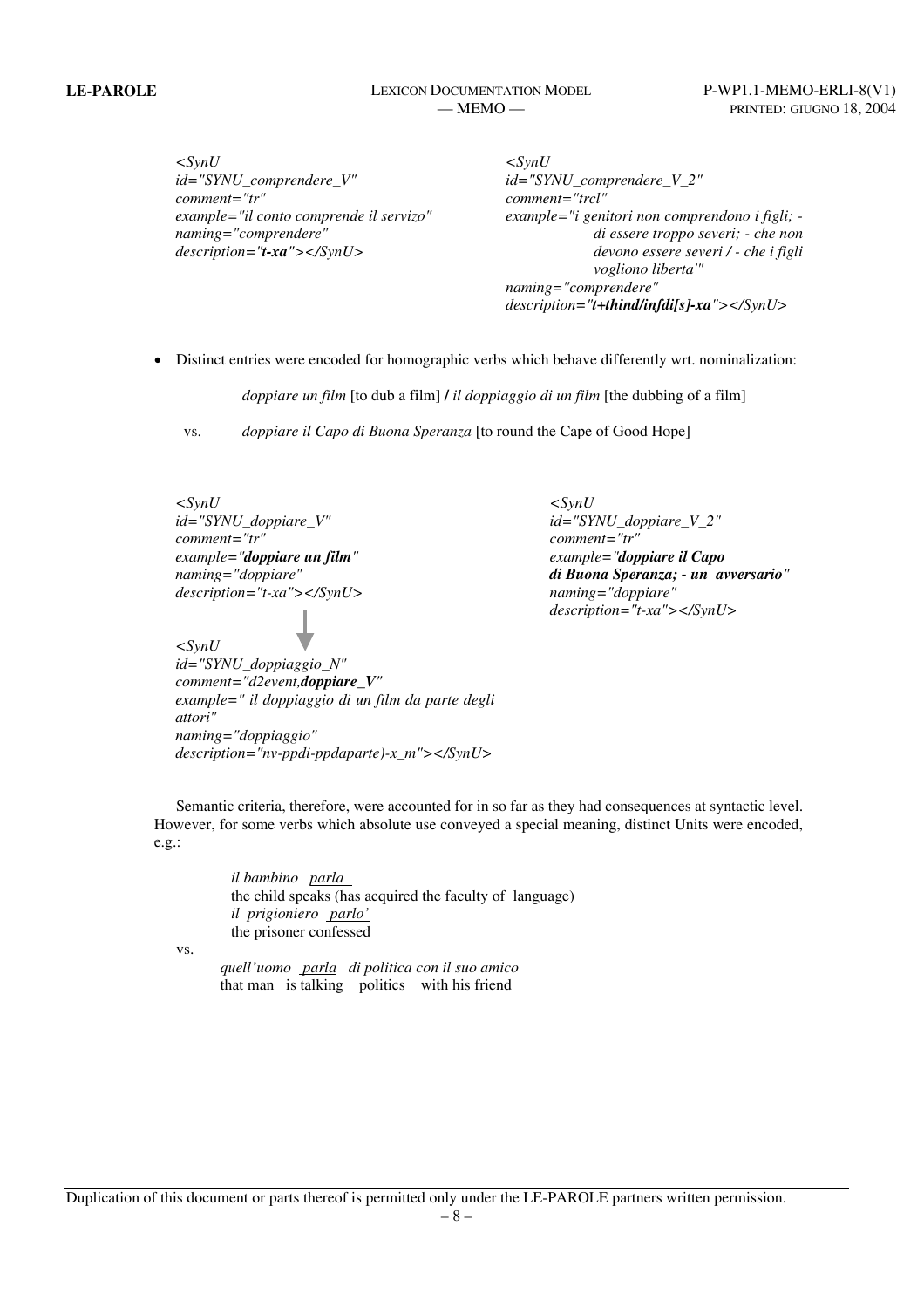*<SynU*
*id="SYNU_comprendere_V"*
*comment="tr"*
*example="il conto comprende il servizo"*
*naming="comprendere"*
*description="**t-xa**"></SynU>*

*<SynU*
*id="SYNU_comprendere_V_2"*
*comment="trcl"*
*example="i genitori non comprendono i figli; - di essere troppo severi; - che non devono essere severi / - che i figli vogliono liberta'"*
*naming="comprendere"*
*description="**t+thind/infdi[s]-xa**"></SynU>*

- Distinct entries were encoded for homographic verbs which behave differently wrt. nominalization:

  *doppiare un film* [to dub a film] **/** *il doppiaggio di un film* [the dubbing of a film]

  vs. *doppiare il Capo di Buona Speranza* [to round the Cape of Good Hope]

*<SynU*
*id="SYNU_doppiare_V"*
*comment="tr"*
*example="**doppiare un film**"*
*naming="doppiare"*
*description="t-xa"></SynU>*

↓

*<SynU*
*id="SYNU_doppiaggio_N"*
*comment="d2event,**doppiare_V**"*
*example=" il doppiaggio di un film da parte degli attori"*
*naming="doppiaggio"*
*description="nv-ppdi-ppdaparte)-x_m"></SynU>*

*<SynU*
*id="SYNU_doppiare_V_2"*
*comment="tr"*
*example="**doppiare il Capo di Buona Speranza; - un avversario**"*
*naming="doppiare"*
*description="t-xa"></SynU>*

Semantic criteria, therefore, were accounted for in so far as they had consequences at syntactic level. However, for some verbs which absolute use conveyed a special meaning, distinct Units were encoded, e.g.:

*il bambino* *parla*
the child speaks (has acquired the faculty of language)
*il prigioniero* *parlo'*
the prisoner confessed

vs.

*quell'uomo* *parla* *di politica con il suo amico*
that man is talking politics with his friend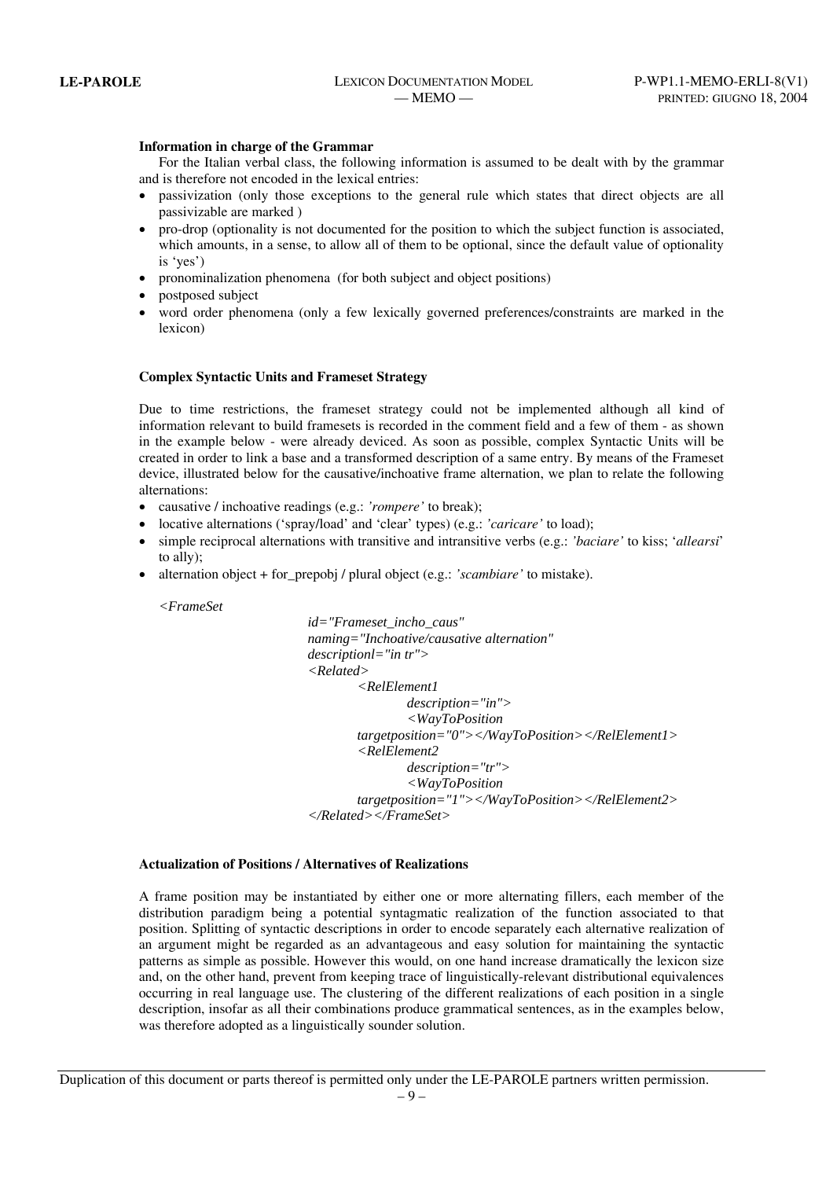**Information in charge of the Grammar**

For the Italian verbal class, the following information is assumed to be dealt with by the grammar and is therefore not encoded in the lexical entries:

- passivization (only those exceptions to the general rule which states that direct objects are all passivizable are marked )
- pro-drop (optionality is not documented for the position to which the subject function is associated, which amounts, in a sense, to allow all of them to be optional, since the default value of optionality is 'yes')
- pronominalization phenomena (for both subject and object positions)
- postposed subject
- word order phenomena (only a few lexically governed preferences/constraints are marked in the lexicon)

**Complex Syntactic Units and Frameset Strategy**

Due to time restrictions, the frameset strategy could not be implemented although all kind of information relevant to build framesets is recorded in the comment field and a few of them - as shown in the example below - were already deviced. As soon as possible, complex Syntactic Units will be created in order to link a base and a transformed description of a same entry. By means of the Frameset device, illustrated below for the causative/inchoative frame alternation, we plan to relate the following alternations:

- causative / inchoative readings (e.g.: *'rompere'* to break);
- locative alternations ('spray/load' and 'clear' types) (e.g.: *'caricare'* to load);
- simple reciprocal alternations with transitive and intransitive verbs (e.g.: *'baciare'* to kiss; '*allearsi*' to ally);
- alternation object + for_prepobj / plural object (e.g.: *'scambiare'* to mistake).

```
<FrameSet
        id="Frameset_incho_caus"
        naming="Inchoative/causative alternation"
        descriptionl="in tr">
        <Related>
                <RelElement1
                        description="in">
                        <WayToPosition
                targetposition="0"></WayToPosition></RelElement1>
                <RelElement2
                        description="tr">
                        <WayToPosition
                targetposition="1"></WayToPosition></RelElement2>
        </Related></FrameSet>
```

**Actualization of Positions / Alternatives of Realizations**

A frame position may be instantiated by either one or more alternating fillers, each member of the distribution paradigm being a potential syntagmatic realization of the function associated to that position. Splitting of syntactic descriptions in order to encode separately each alternative realization of an argument might be regarded as an advantageous and easy solution for maintaining the syntactic patterns as simple as possible. However this would, on one hand increase dramatically the lexicon size and, on the other hand, prevent from keeping trace of linguistically-relevant distributional equivalences occurring in real language use. The clustering of the different realizations of each position in a single description, insofar as all their combinations produce grammatical sentences, as in the examples below, was therefore adopted as a linguistically sounder solution.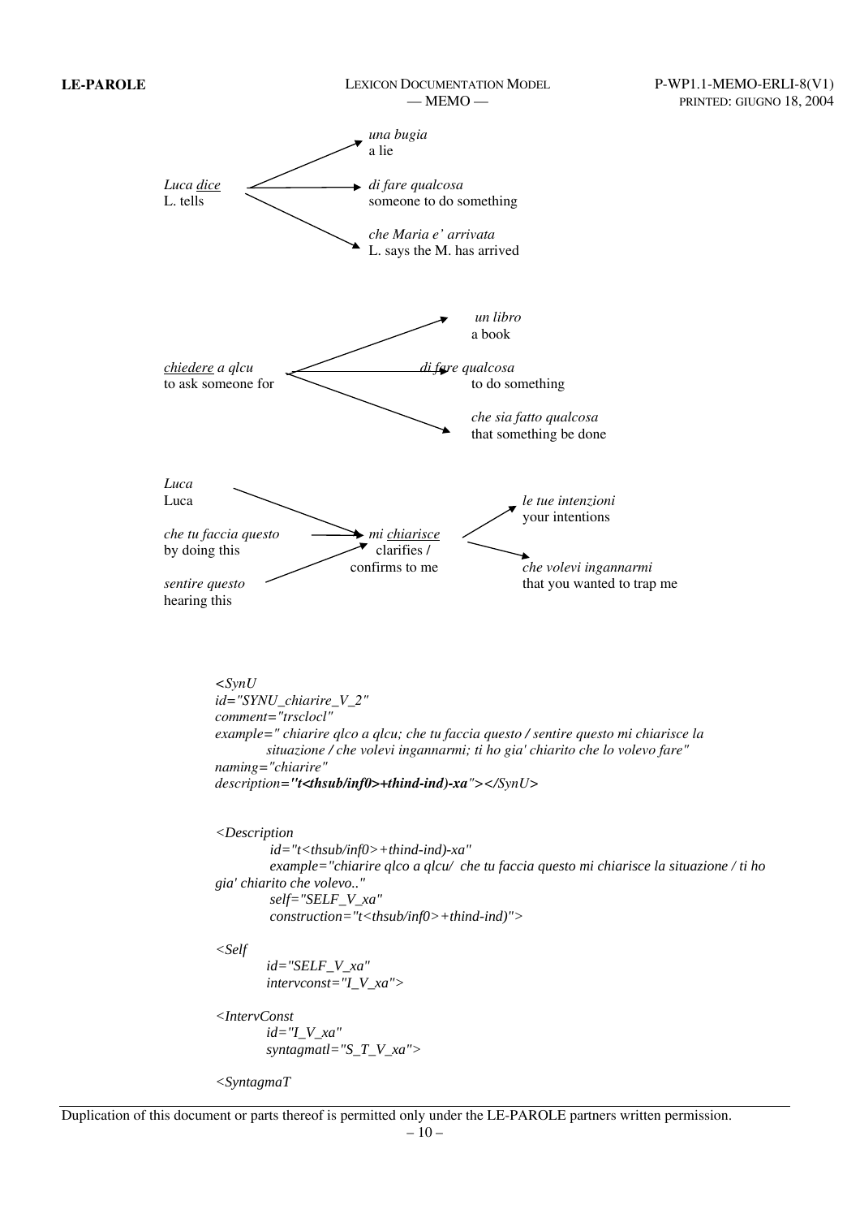*Luca dice* → *una bugia*
L. tells → a lie

*Luca dice* → *di fare qualcosa*
L. tells → someone to do something

*Luca dice* → *che Maria e' arrivata*
L. tells → L. says the M. has arrived

*chiedere a qlcu* → *un libro*
to ask someone for → a book

*chiedere a qlcu* → *di fare qualcosa*
to ask someone for → to do something

*chiedere a qlcu* → *che sia fatto qualcosa*
to ask someone for → that something be done

*Luca* / Luca → *mi chiarisce* / clarifies / confirms to me

*che tu faccia questo* / by doing this → *mi chiarisce*

*sentire questo* / hearing this → *mi chiarisce*

*mi chiarisce* → *le tue intenzioni* / your intentions

*mi chiarisce* → *che volevi ingannarmi* / that you wanted to trap me

```
<SynU
id="SYNU_chiarire_V_2"
comment="trsclocl"
example=" chiarire qlco a qlcu; che tu faccia questo / sentire questo mi chiarisce la
        situazione / che volevi ingannarmi; ti ho gia' chiarito che lo volevo fare"
naming="chiarire"
description="t<thsub/inf0>+thind-ind)-xa"></SynU>


<Description
        id="t<thsub/inf0>+thind-ind)-xa"
        example="chiarire qlco a qlcu/  che tu faccia questo mi chiarisce la situazione / ti ho
gia' chiarito che volevo.."
        self="SELF_V_xa"
        construction="t<thsub/inf0>+thind-ind)">

<Self
        id="SELF_V_xa"
        intervconst="I_V_xa">

<IntervConst
        id="I_V_xa"
        syntagmatl="S_T_V_xa">

<SyntagmaT
```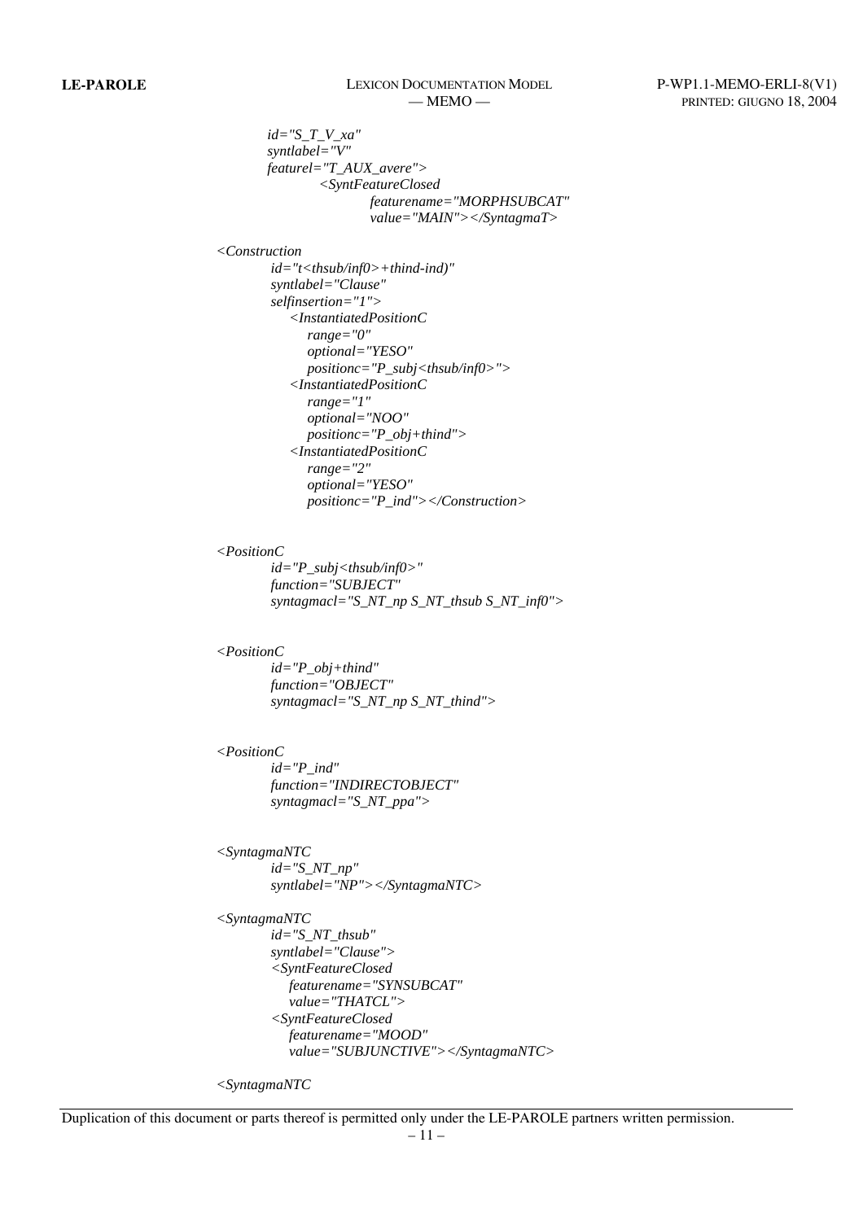```
        id="S_T_V_xa"
        syntlabel="V"
        featurel="T_AUX_avere">
                <SyntFeatureClosed
                        featurename="MORPHSUBCAT"
                        value="MAIN"></SyntagmaT>

<Construction
        id="t<thsub/inf0>+thind-ind)"
        syntlabel="Clause"
        selfinsertion="1">
            <InstantiatedPositionC
                range="0"
                optional="YESO"
                positionc="P_subj<thsub/inf0>">
            <InstantiatedPositionC
                range="1"
                optional="NOO"
                positionc="P_obj+thind">
            <InstantiatedPositionC
                range="2"
                optional="YESO"
                positionc="P_ind"></Construction>


<PositionC
        id="P_subj<thsub/inf0>"
        function="SUBJECT"
        syntagmacl="S_NT_np S_NT_thsub S_NT_inf0">


<PositionC
        id="P_obj+thind"
        function="OBJECT"
        syntagmacl="S_NT_np S_NT_thind">


<PositionC
        id="P_ind"
        function="INDIRECTOBJECT"
        syntagmacl="S_NT_ppa">


<SyntagmaNTC
        id="S_NT_np"
        syntlabel="NP"></SyntagmaNTC>

<SyntagmaNTC
        id="S_NT_thsub"
        syntlabel="Clause">
        <SyntFeatureClosed
            featurename="SYNSUBCAT"
            value="THATCL">
        <SyntFeatureClosed
            featurename="MOOD"
            value="SUBJUNCTIVE"></SyntagmaNTC>

<SyntagmaNTC
```

Duplication of this document or parts thereof is permitted only under the LE-PAROLE partners written permission.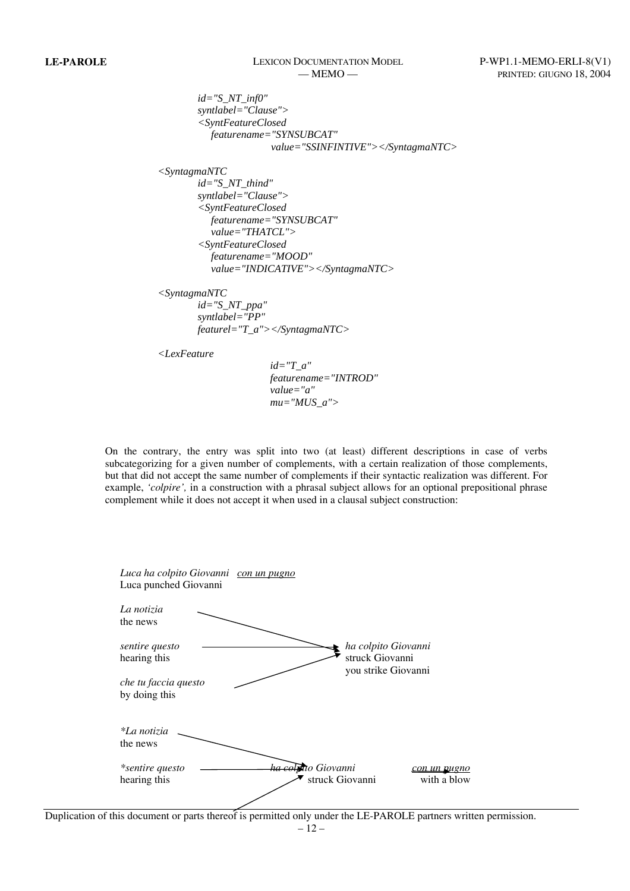```
        id="S_NT_inf0"
        syntlabel="Clause">
        <SyntFeatureClosed
            featurename="SYNSUBCAT"
                    value="SSINFINTIVE"></SyntagmaNTC>

<SyntagmaNTC
        id="S_NT_thind"
        syntlabel="Clause">
        <SyntFeatureClosed
            featurename="SYNSUBCAT"
            value="THATCL">
        <SyntFeatureClosed
            featurename="MOOD"
            value="INDICATIVE"></SyntagmaNTC>

<SyntagmaNTC
        id="S_NT_ppa"
        syntlabel="PP"
        featurel="T_a"></SyntagmaNTC>

<LexFeature
                id="T_a"
                featurename="INTROD"
                value="a"
                mu="MUS_a">
```

On the contrary, the entry was split into two (at least) different descriptions in case of verbs subcategorizing for a given number of complements, with a certain realization of those complements, but that did not accept the same number of complements if their syntactic realization was different. For example, *'colpire',* in a construction with a phrasal subject allows for an optional prepositional phrase complement while it does not accept it when used in a clausal subject construction:

*Luca ha colpito Giovanni* <u>*con un pugno*</u>
Luca punched Giovanni

*La notizia* / the news → *ha colpito Giovanni* / struck Giovanni
*sentire questo* / hearing this → *ha colpito Giovanni* / struck Giovanni
*che tu faccia questo* / by doing this → *ha colpito Giovanni* / you strike Giovanni

*\*La notizia* / the news → *ha colpito Giovanni* / struck Giovanni <u>*con un pugno*</u> / with a blow
*\*sentire questo* / hearing this → *ha colpito Giovanni* / struck Giovanni <u>*con un pugno*</u> / with a blow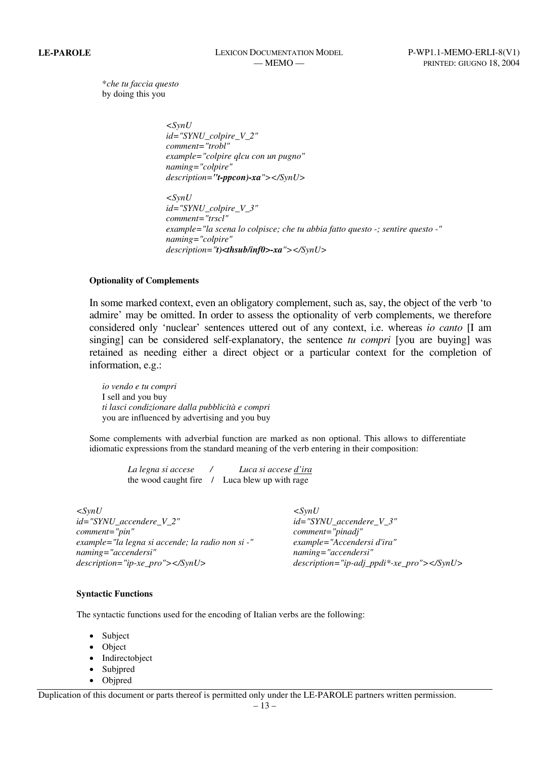*\*che tu faccia questo*
by doing this you

```
<SynU
id="SYNU_colpire_V_2"
comment="trobl"
example="colpire qlcu con un pugno"
naming="colpire"
description="t-ppcon)-xa"></SynU>

<SynU
id="SYNU_colpire_V_3"
comment="trscl"
example="la scena lo colpisce; che tu abbia fatto questo -; sentire questo -"
naming="colpire"
description="t)<thsub/inf0>-xa"></SynU>
```

#### Optionality of Complements

In some marked context, even an obligatory complement, such as, say, the object of the verb 'to admire' may be omitted. In order to assess the optionality of verb complements, we therefore considered only 'nuclear' sentences uttered out of any context, i.e. whereas *io canto* [I am singing] can be considered self-explanatory, the sentence *tu compri* [you are buying] was retained as needing either a direct object or a particular context for the completion of information, e.g.:

*io vendo e tu compri*
I sell and you buy
*ti lasci condizionare dalla pubblicità e compri*
you are influenced by advertising and you buy

Some complements with adverbial function are marked as non optional. This allows to differentiate idiomatic expressions from the standard meaning of the verb entering in their composition:

*La legna si accese* / *Luca si accese d'ira*
the wood caught fire / Luca blew up with rage

```
<SynU
id="SYNU_accendere_V_2"
comment="pin"
example="la legna si accende; la radio non si -"
naming="accendersi"
description="ip-xe_pro"></SynU>

<SynU
id="SYNU_accendere_V_3"
comment="pinadj"
example="Accendersi d'ira"
naming="accendersi"
description="ip-adj_ppdi*-xe_pro"></SynU>
```

#### Syntactic Functions

The syntactic functions used for the encoding of Italian verbs are the following:

- Subject
- Object
- Indirectobject
- Subjpred
- Objpred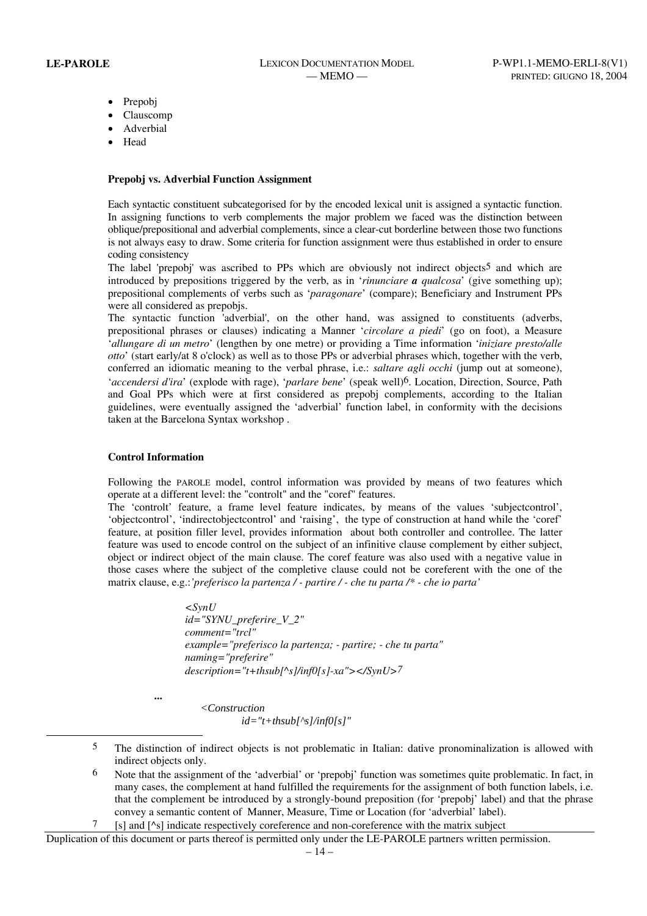- Prepobj
- Clauscomp
- Adverbial
- Head

**Prepobj vs. Adverbial Function Assignment**

Each syntactic constituent subcategorised for by the encoded lexical unit is assigned a syntactic function. In assigning functions to verb complements the major problem we faced was the distinction between oblique/prepositional and adverbial complements, since a clear-cut borderline between those two functions is not always easy to draw. Some criteria for function assignment were thus established in order to ensure coding consistency

The label 'prepobj' was ascribed to PPs which are obviously not indirect objects[5] and which are introduced by prepositions triggered by the verb, as in '*rinunciare **a** qualcosa*' (give something up); prepositional complements of verbs such as '*paragonare*' (compare); Beneficiary and Instrument PPs were all considered as prepobjs.

The syntactic function 'adverbial', on the other hand, was assigned to constituents (adverbs, prepositional phrases or clauses) indicating a Manner '*circolare a piedi*' (go on foot), a Measure '*allungare di un metro*' (lengthen by one metre) or providing a Time information '*iniziare presto/alle otto*' (start early/at 8 o'clock) as well as to those PPs or adverbial phrases which, together with the verb, conferred an idiomatic meaning to the verbal phrase, i.e.: *saltare agli occhi* (jump out at someone), '*accendersi d'ira*' (explode with rage), '*parlare bene*' (speak well)[6]. Location, Direction, Source, Path and Goal PPs which were at first considered as prepobj complements, according to the Italian guidelines, were eventually assigned the 'adverbial' function label, in conformity with the decisions taken at the Barcelona Syntax workshop .

**Control Information**

Following the PAROLE model, control information was provided by means of two features which operate at a different level: the "controlt" and the "coref" features.

The 'controlt' feature, a frame level feature indicates, by means of the values 'subjectcontrol', 'objectcontrol', 'indirectobjectcontrol' and 'raising', the type of construction at hand while the 'coref' feature, at position filler level, provides information about both controller and controllee. The latter feature was used to encode control on the subject of an infinitive clause complement by either subject, object or indirect object of the main clause. The coref feature was also used with a negative value in those cases where the subject of the completive clause could not be coreferent with the one of the matrix clause, e.g.:*'preferisco la partenza / - partire / - che tu parta /\* - che io parta'*

```
<SynU
id="SYNU_preferire_V_2"
comment="trcl"
example="preferisco la partenza; - partire; - che tu parta"
naming="preferire"
description="t+thsub[^s]/inf0[s]-xa"></SynU>7

...
    <Construction
        id="t+thsub[^s]/inf0[s]"
```

---

[5] The distinction of indirect objects is not problematic in Italian: dative pronominalization is allowed with indirect objects only.

[6] Note that the assignment of the 'adverbial' or 'prepobj' function was sometimes quite problematic. In fact, in many cases, the complement at hand fulfilled the requirements for the assignment of both function labels, i.e. that the complement be introduced by a strongly-bound preposition (for 'prepobj' label) and that the phrase convey a semantic content of Manner, Measure, Time or Location (for 'adverbial' label).

[7] [s] and [^s] indicate respectively coreference and non-coreference with the matrix subject

Duplication of this document or parts thereof is permitted only under the LE-PAROLE partners written permission.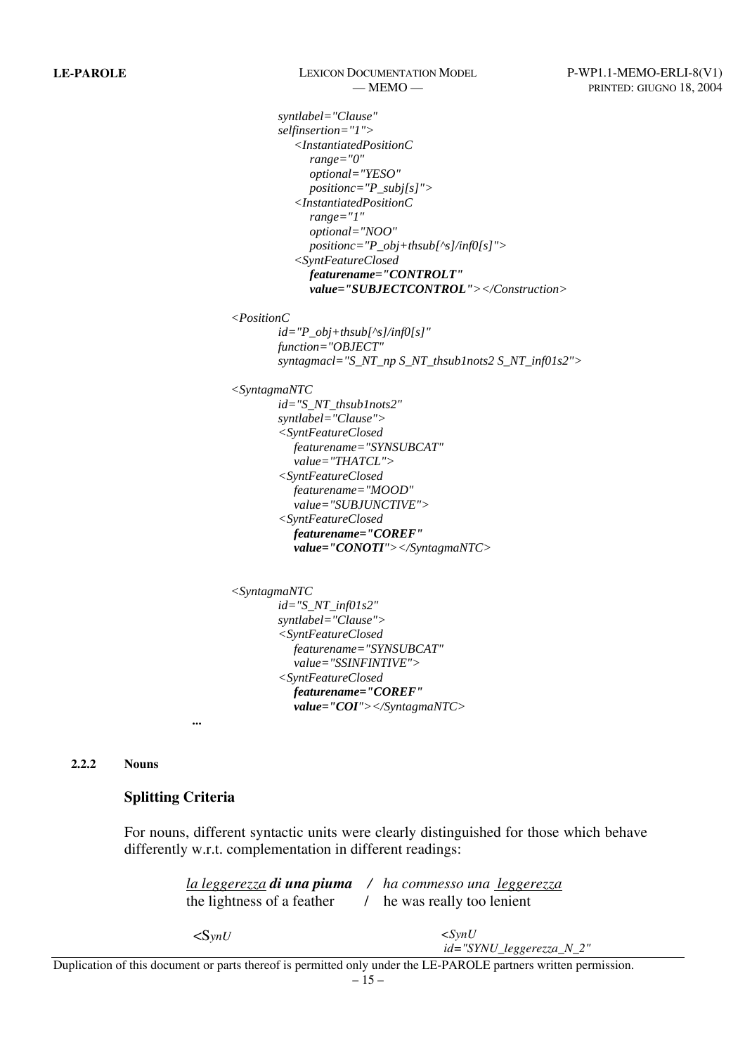```
syntlabel="Clause"
selfinsertion="1">
    <InstantiatedPositionC
        range="0"
        optional="YESO"
        positionc="P_subj[s]">
    <InstantiatedPositionC
        range="1"
        optional="NOO"
        positionc="P_obj+thsub[^s]/inf0[s]">
    <SyntFeatureClosed
        featurename="CONTROLT"
        value="SUBJECTCONTROL"></Construction>

<PositionC
        id="P_obj+thsub[^s]/inf0[s]"
        function="OBJECT"
        syntagmacl="S_NT_np S_NT_thsub1nots2 S_NT_inf01s2">

<SyntagmaNTC
        id="S_NT_thsub1nots2"
        syntlabel="Clause">
        <SyntFeatureClosed
            featurename="SYNSUBCAT"
            value="THATCL">
        <SyntFeatureClosed
            featurename="MOOD"
            value="SUBJUNCTIVE">
        <SyntFeatureClosed
            featurename="COREF"
            value="CONOTI"></SyntagmaNTC>

<SyntagmaNTC
        id="S_NT_inf01s2"
        syntlabel="Clause">
        <SyntFeatureClosed
            featurename="SYNSUBCAT"
            value="SSINFINTIVE">
        <SyntFeatureClosed
            featurename="COREF"
            value="COI"></SyntagmaNTC>
...
```

#### 2.2.2 Nouns

**Splitting Criteria**

For nouns, different syntactic units were clearly distinguished for those which behave differently w.r.t. complementation in different readings:

| | |
|---|---|
| *la leggerezza* ***di una piuma*** | / *ha commesso una leggerezza* |
| the lightness of a feather | / he was really too lenient |

```
<SynU                                    <SynU
                                          id="SYNU_leggerezza_N_2"
```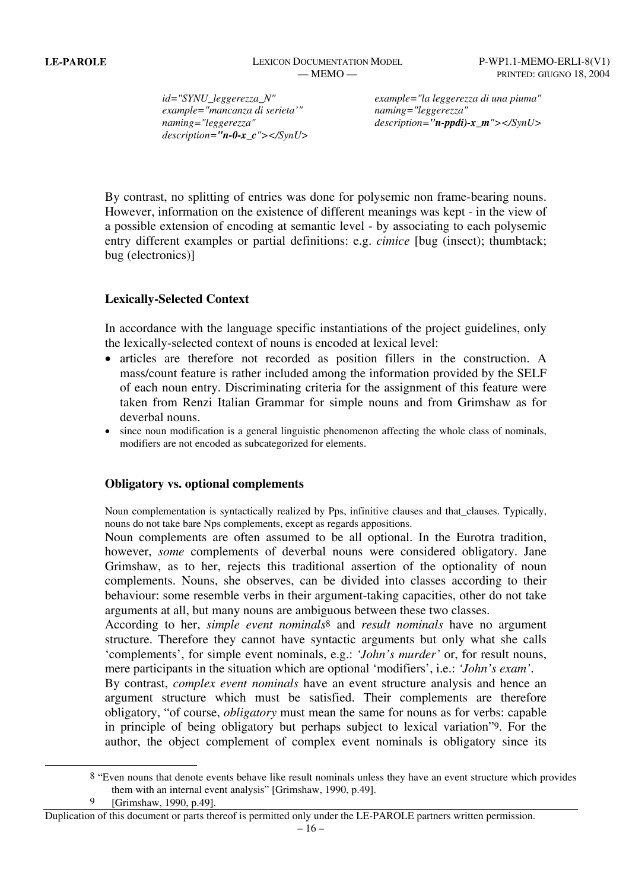*id="SYNU_leggerezza_N"*
*example="mancanza di serieta'"*
*naming="leggerezza"*
*description=**"n-0-x_c"**></SynU>*

*example="la leggerezza di una piuma"*
*naming="leggerezza"*
*description=**"n-ppdi)-x_m"**></SynU>*

By contrast, no splitting of entries was done for polysemic non frame-bearing nouns. However, information on the existence of different meanings was kept - in the view of a possible extension of encoding at semantic level - by associating to each polysemic entry different examples or partial definitions: e.g. *cimice* [bug (insect); thumbtack; bug (electronics)]

### Lexically-Selected Context

In accordance with the language specific instantiations of the project guidelines, only the lexically-selected context of nouns is encoded at lexical level:

- articles are therefore not recorded as position fillers in the construction. A mass/count feature is rather included among the information provided by the SELF of each noun entry. Discriminating criteria for the assignment of this feature were taken from Renzi Italian Grammar for simple nouns and from Grimshaw as for deverbal nouns.
- since noun modification is a general linguistic phenomenon affecting the whole class of nominals, modifiers are not encoded as subcategorized for elements.

### Obligatory vs. optional complements

Noun complementation is syntactically realized by Pps, infinitive clauses and that_clauses. Typically, nouns do not take bare Nps complements, except as regards appositions.

Noun complements are often assumed to be all optional. In the Eurotra tradition, however, *some* complements of deverbal nouns were considered obligatory. Jane Grimshaw, as to her, rejects this traditional assertion of the optionality of noun complements. Nouns, she observes, can be divided into classes according to their behaviour: some resemble verbs in their argument-taking capacities, other do not take arguments at all, but many nouns are ambiguous between these two classes.

According to her, *simple event nominals*[8] and *result nominals* have no argument structure. Therefore they cannot have syntactic arguments but only what she calls 'complements', for simple event nominals, e.g.: *'John's murder'* or, for result nouns, mere participants in the situation which are optional 'modifiers', i.e.: *'John's exam'*.

By contrast, *complex event nominals* have an event structure analysis and hence an argument structure which must be satisfied. Their complements are therefore obligatory, "of course, *obligatory* must mean the same for nouns as for verbs: capable in principle of being obligatory but perhaps subject to lexical variation"[9]. For the author, the object complement of complex event nominals is obligatory since its

[8] "Even nouns that denote events behave like result nominals unless they have an event structure which provides them with an internal event analysis" [Grimshaw, 1990, p.49].

[9] [Grimshaw, 1990, p.49].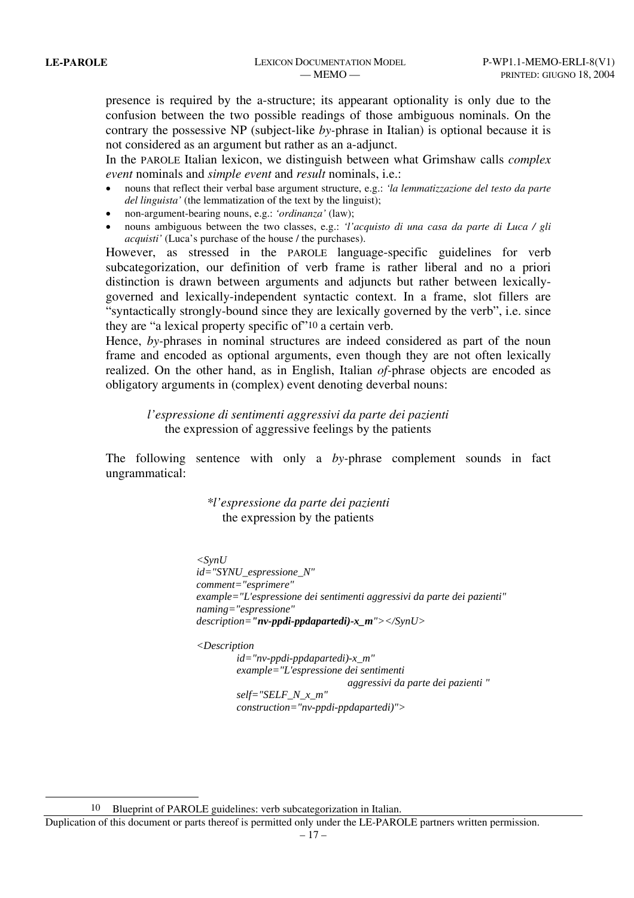presence is required by the a-structure; its appearant optionality is only due to the confusion between the two possible readings of those ambiguous nominals. On the contrary the possessive NP (subject-like *by*-phrase in Italian) is optional because it is not considered as an argument but rather as an a-adjunct.

In the PAROLE Italian lexicon, we distinguish between what Grimshaw calls *complex event* nominals and *simple event* and *result* nominals, i.e.:

- nouns that reflect their verbal base argument structure, e.g.: *'la lemmatizzazione del testo da parte del linguista'* (the lemmatization of the text by the linguist);
- non-argument-bearing nouns, e.g.: *'ordinanza'* (law);
- nouns ambiguous between the two classes, e.g.: *'l'acquisto di una casa da parte di Luca / gli acquisti'* (Luca's purchase of the house / the purchases).

However, as stressed in the PAROLE language-specific guidelines for verb subcategorization, our definition of verb frame is rather liberal and no a priori distinction is drawn between arguments and adjuncts but rather between lexically-governed and lexically-independent syntactic context. In a frame, slot fillers are "syntactically strongly-bound since they are lexically governed by the verb", i.e. since they are "a lexical property specific of"[10] a certain verb.

Hence, *by*-phrases in nominal structures are indeed considered as part of the noun frame and encoded as optional arguments, even though they are not often lexically realized. On the other hand, as in English, Italian *of*-phrase objects are encoded as obligatory arguments in (complex) event denoting deverbal nouns:

> *l'espressione di sentimenti aggressivi da parte dei pazienti*
> the expression of aggressive feelings by the patients

The following sentence with only a *by*-phrase complement sounds in fact ungrammatical:

> **l'espressione da parte dei pazienti*
> the expression by the patients

```
<SynU
id="SYNU_espressione_N"
comment="esprimere"
example="L'espressione dei sentimenti aggressivi da parte dei pazienti"
naming="espressione"
description="nv-ppdi-ppdapartedi)-x_m"></SynU>

<Description
        id="nv-ppdi-ppdapartedi)-x_m"
        example="L'espressione dei sentimenti
                        aggressivi da parte dei pazienti "
        self="SELF_N_x_m"
        construction="nv-ppdi-ppdapartedi)">
```

---

[10] Blueprint of PAROLE guidelines: verb subcategorization in Italian.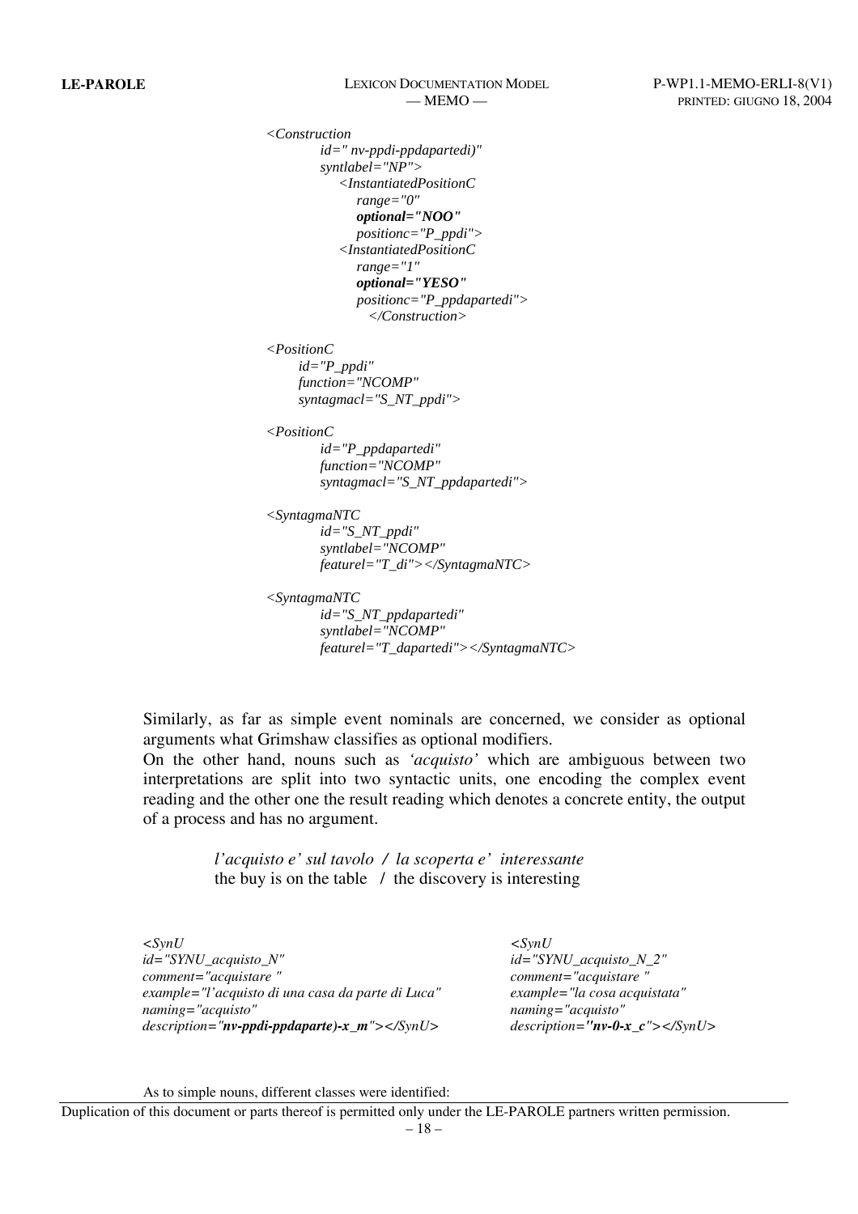```
<Construction
        id=" nv-ppdi-ppdapartedi)"
        syntlabel="NP">
            <InstantiatedPositionC
                range="0"
                optional="NOO"
                positionc="P_ppdi">
            <InstantiatedPositionC
                range="1"
                optional="YESO"
                positionc="P_ppdapartedi">
                    </Construction>

<PositionC
      id="P_ppdi"
      function="NCOMP"
      syntagmacl="S_NT_ppdi">

<PositionC
        id="P_ppdapartedi"
        function="NCOMP"
        syntagmacl="S_NT_ppdapartedi">

<SyntagmaNTC
        id="S_NT_ppdi"
        syntlabel="NCOMP"
        featurel="T_di"></SyntagmaNTC>

<SyntagmaNTC
        id="S_NT_ppdapartedi"
        syntlabel="NCOMP"
        featurel="T_dapartedi"></SyntagmaNTC>
```

Similarly, as far as simple event nominals are concerned, we consider as optional arguments what Grimshaw classifies as optional modifiers.
On the other hand, nouns such as *'acquisto'* which are ambiguous between two interpretations are split into two syntactic units, one encoding the complex event reading and the other one the result reading which denotes a concrete entity, the output of a process and has no argument.

> *l'acquisto e' sul tavolo / la scoperta e' interessante*
> the buy is on the table / the discovery is interesting

```
<SynU
id="SYNU_acquisto_N"
comment="acquistare "
example="l'acquisto di una casa da parte di Luca"
naming="acquisto"
description="nv-ppdi-ppdaparte)-x_m"></SynU>
```

```
<SynU
id="SYNU_acquisto_N_2"
comment="acquistare "
example="la cosa acquistata"
naming="acquisto"
description="nv-0-x_c"></SynU>
```

As to simple nouns, different classes were identified: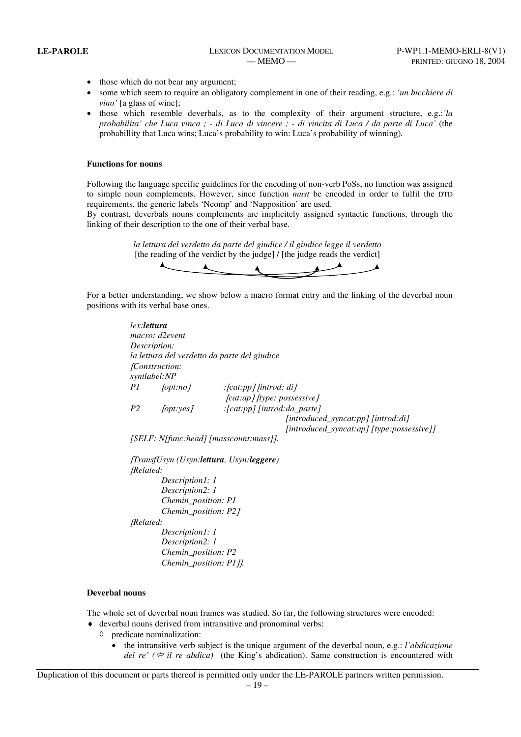- those which do not bear any argument;
- some which seem to require an obligatory complement in one of their reading, e.g.: *'un bicchiere di vino'* [a glass of wine];
- those which resemble deverbals, as to the complexity of their argument structure, e.g.:*'la probabilita' che Luca vinca ; - di Luca di vincere ; - di vincita di Luca / da parte di Luca'* (the probabillity that Luca wins; Luca's probability to win: Luca's probability of winning).

**Functions for nouns**

Following the language specific guidelines for the encoding of non-verb PoSs, no function was assigned to simple noun complements. However, since function *must* be encoded in order to fulfil the DTD requirements, the generic labels 'Ncomp' and 'Napposition' are used.
By contrast, deverbals nouns complements are implicitely assigned syntactic functions, through the linking of their description to the one of their verbal base.

*la lettura del verdetto da parte del giudice / il giudice legge il verdetto*
[the reading of the verdict by the judge] / [the judge reads the verdict]

For a better understanding, we show below a macro format entry and the linking of the deverbal noun positions with its verbal base ones.

```
lex:lettura
macro: d2event
Description:
la lettura del verdetto da parte del giudice
[Construction:
syntlabel:NP
P1      [opt:no]        :[cat:pp] [introd: di]
                         [cat:ap] [type: possessive]
P2      [opt:yes]       :[cat:pp] [introd:da_parte]
                                  [introduced_syncat:pp] [introd:di]
                                  [introduced_syncat:ap] [type:possessive]]
[SELF: N[func:head] [masscount:mass]].

[TransfUsyn (Usyn:lettura, Usyn:leggere)
[Related:
        Description1: 1
        Description2: 1
        Chemin_position: P1
        Chemin_position: P2]
[Related:
        Description1: 1
        Description2: 1
        Chemin_position: P2
        Chemin_position: P1]].
```

**Deverbal nouns**

The whole set of deverbal noun frames was studied. So far, the following structures were encoded:

- deverbal nouns derived from intransitive and pronominal verbs:
  - predicate nominalization:
    - the intransitive verb subject is the unique argument of the deverbal noun, e.g.: *l'abdicazione del re' (⇦ il re abdica)* (the King's abdication). Same construction is encountered with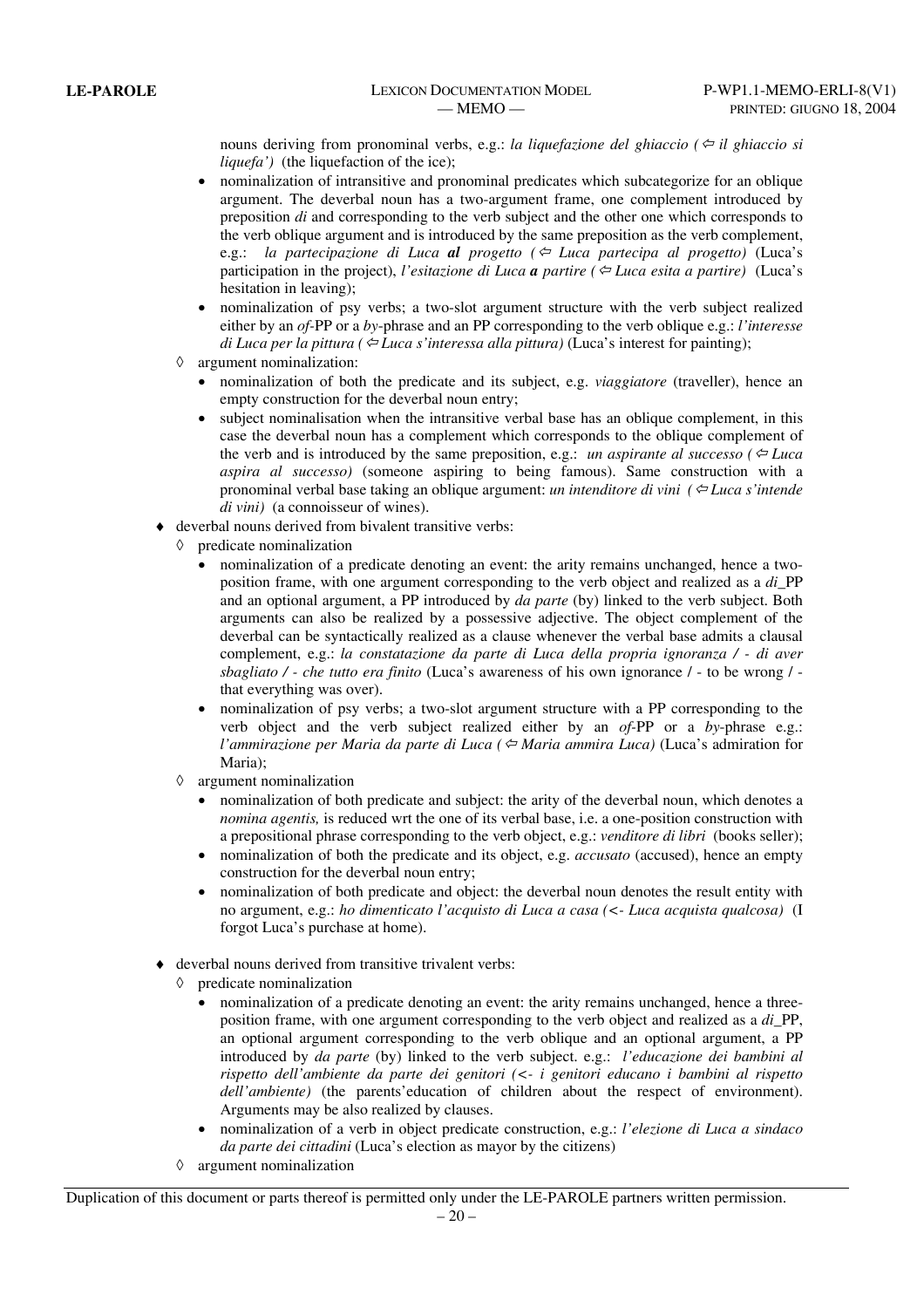nouns deriving from pronominal verbs, e.g.: *la liquefazione del ghiaccio (⇦ il ghiaccio si liquefa')* (the liquefaction of the ice);

- nominalization of intransitive and pronominal predicates which subcategorize for an oblique argument. The deverbal noun has a two-argument frame, one complement introduced by preposition *di* and corresponding to the verb subject and the other one which corresponds to the verb oblique argument and is introduced by the same preposition as the verb complement, e.g.: *la partecipazione di Luca **al** progetto (⇦ Luca partecipa al progetto)* (Luca's participation in the project), *l'esitazione di Luca **a** partire (⇦ Luca esita a partire)* (Luca's hesitation in leaving);
- nominalization of psy verbs; a two-slot argument structure with the verb subject realized either by an *of*-PP or a *by*-phrase and an PP corresponding to the verb oblique e.g.: *l'interesse di Luca per la pittura (⇦ Luca s'interessa alla pittura)* (Luca's interest for painting);

◊ argument nominalization:

- nominalization of both the predicate and its subject, e.g. *viaggiatore* (traveller), hence an empty construction for the deverbal noun entry;
- subject nominalisation when the intransitive verbal base has an oblique complement, in this case the deverbal noun has a complement which corresponds to the oblique complement of the verb and is introduced by the same preposition, e.g.: *un aspirante al successo (⇦ Luca aspira al successo)* (someone aspiring to being famous). Same construction with a pronominal verbal base taking an oblique argument: *un intenditore di vini (⇦ Luca s'intende di vini)* (a connoisseur of wines).

♦ deverbal nouns derived from bivalent transitive verbs:

◊ predicate nominalization

- nominalization of a predicate denoting an event: the arity remains unchanged, hence a two-position frame, with one argument corresponding to the verb object and realized as a *di*_PP and an optional argument, a PP introduced by *da parte* (by) linked to the verb subject. Both arguments can also be realized by a possessive adjective. The object complement of the deverbal can be syntactically realized as a clause whenever the verbal base admits a clausal complement, e.g.: *la constatazione da parte di Luca della propria ignoranza / - di aver sbagliato / - che tutto era finito* (Luca's awareness of his own ignorance / - to be wrong / - that everything was over).
- nominalization of psy verbs; a two-slot argument structure with a PP corresponding to the verb object and the verb subject realized either by an *of*-PP or a *by*-phrase e.g.: *l'ammirazione per Maria da parte di Luca (⇦ Maria ammira Luca)* (Luca's admiration for Maria);

◊ argument nominalization

- nominalization of both predicate and subject: the arity of the deverbal noun, which denotes a *nomina agentis,* is reduced wrt the one of its verbal base, i.e. a one-position construction with a prepositional phrase corresponding to the verb object, e.g.: *venditore di libri* (books seller);
- nominalization of both the predicate and its object, e.g. *accusato* (accused), hence an empty construction for the deverbal noun entry;
- nominalization of both predicate and object: the deverbal noun denotes the result entity with no argument, e.g.: *ho dimenticato l'acquisto di Luca a casa (<- Luca acquista qualcosa)* (I forgot Luca's purchase at home).

♦ deverbal nouns derived from transitive trivalent verbs:

◊ predicate nominalization

- nominalization of a predicate denoting an event: the arity remains unchanged, hence a three-position frame, with one argument corresponding to the verb object and realized as a *di*_PP, an optional argument corresponding to the verb oblique and an optional argument, a PP introduced by *da parte* (by) linked to the verb subject. e.g.: *l'educazione dei bambini al rispetto dell'ambiente da parte dei genitori (<- i genitori educano i bambini al rispetto dell'ambiente)* (the parents'education of children about the respect of environment). Arguments may be also realized by clauses.
- nominalization of a verb in object predicate construction, e.g.: *l'elezione di Luca a sindaco da parte dei cittadini* (Luca's election as mayor by the citizens)

◊ argument nominalization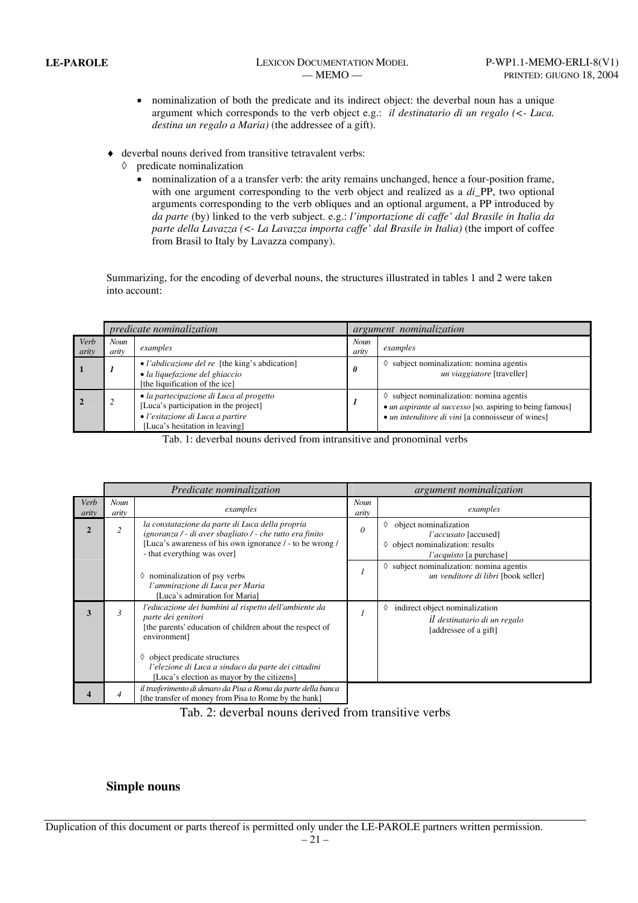- nominalization of both the predicate and its indirect object: the deverbal noun has a unique argument which corresponds to the verb object e.g.: *il destinatario di un regalo (<- Luca. destina un regalo a Maria)* (the addressee of a gift).

♦ deverbal nouns derived from transitive tetravalent verbs:
  - ◊ predicate nominalization
    - nominalization of a a transfer verb: the arity remains unchanged, hence a four-position frame, with one argument corresponding to the verb object and realized as a *di*_PP, two optional arguments corresponding to the verb obliques and an optional argument, a PP introduced by *da parte* (by) linked to the verb subject. e.g.: *l'importazione di caffe' dal Brasile in Italia da parte della Lavazza (<- La Lavazza importa caffe' dal Brasile in Italia)* (the import of coffee from Brasil to Italy by Lavazza company).

Summarizing, for the encoding of deverbal nouns, the structures illustrated in tables 1 and 2 were taken into account:

| | *predicate nominalization* | | *argument nominalization* | |
|---|---|---|---|---|
| *Verb arity* | *Noun arity* | *examples* | *Noun arity* | *examples* |
| **1** | ***1*** | • *l'abdicazione del re* [the king's abdication] • *la liquefazione del ghiaccio* [the liquification of the ice] | ***0*** | ◊ subject nominalization: nomina agentis *un viaggiatore* [traveller] |
| **2** | *2* | • *la partecipazione di Luca al progetto* [Luca's participation in the project] • *l'esitazione di Luca a partire* [Luca's hesitation in leaving] | ***1*** | ◊ subject nominalization: nomina agentis • *un aspirante al successo* [so. aspiring to being famous] • *un intenditore di vini* [a connoisseur of wines] |

Tab. 1: deverbal nouns derived from intransitive and pronominal verbs

| | *Predicate nominalization* | | *argument nominalization* | |
|---|---|---|---|---|
| *Verb arity* | *Noun arity* | *examples* | *Noun arity* | *examples* |
| **2** | *2* | *la constatazione da parte di Luca della propria ignoranza / - di aver sbagliato / - che tutto era finito* [Luca's awareness of his own ignorance / - to be wrong / - that everything was over] | *0* | ◊ object nominalization *l'accusato* [accused] ◊ object nominalization: results *l'acquisto* [a purchase] |
| | | ◊ nominalization of psy verbs *l'ammirazione di Luca per Maria* [Luca's admiration for Maria] | *1* | ◊ subject nominalization: nomina agentis *un venditore di libri* [book seller] |
| **3** | *3* | *l'educazione dei bambini al rispetto dell'ambiente da parte dei genitori* [the parents' education of children about the respect of environment] ◊ object predicate structures *l'elezione di Luca a sindaco da parte dei cittadini* [Luca's election as mayor by the citizens] | *1* | ◊ indirect object nominalization *il destinatario di un regalo* [addressee of a gift] |
| **4** | *4* | *il trasferimento di denaro da Pisa a Roma da parte della banca* [the transfer of money from Pisa to Rome by the bank] | | |

Tab. 2: deverbal nouns derived from transitive verbs

## Simple nouns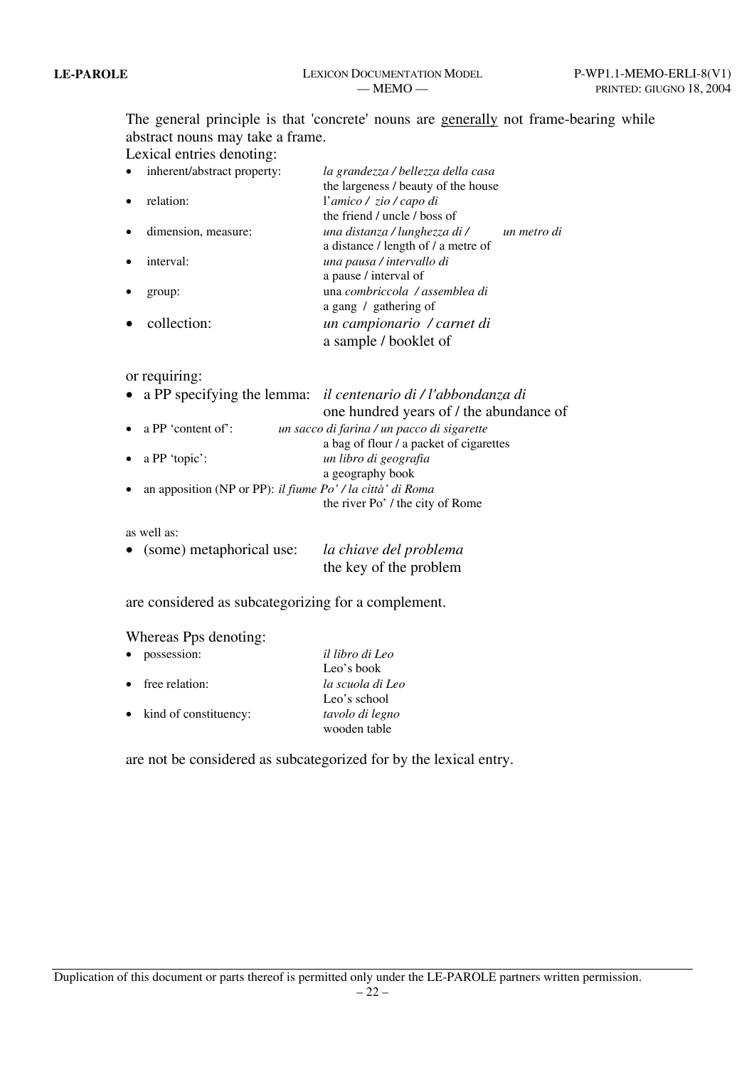The general principle is that 'concrete' nouns are generally not frame-bearing while abstract nouns may take a frame.

Lexical entries denoting:

- inherent/abstract property: *la grandezza / bellezza della casa*
  the largeness / beauty of the house
- relation: l'*amico / zio / capo di*
  the friend / uncle / boss of
- dimension, measure: *una distanza / lunghezza di / un metro di*
  a distance / length of / a metre of
- interval: *una pausa / intervallo di*
  a pause / interval of
- group: una *combriccola / assemblea di*
  a gang / gathering of
- collection: *un campionario / carnet di*
  a sample / booklet of

or requiring:

- a PP specifying the lemma: *il centenario di / l'abbondanza di*
  one hundred years of / the abundance of
- a PP 'content of': *un sacco di farina / un pacco di sigarette*
  a bag of flour / a packet of cigarettes
- a PP 'topic': *un libro di geografia*
  a geography book
- an apposition (NP or PP): *il fiume Po' / la città' di Roma*
  the river Po' / the city of Rome

as well as:

- (some) metaphorical use: *la chiave del problema*
  the key of the problem

are considered as subcategorizing for a complement.

Whereas Pps denoting:

- possession: *il libro di Leo*
  Leo's book
- free relation: *la scuola di Leo*
  Leo's school
- kind of constituency: *tavolo di legno*
  wooden table

are not be considered as subcategorized for by the lexical entry.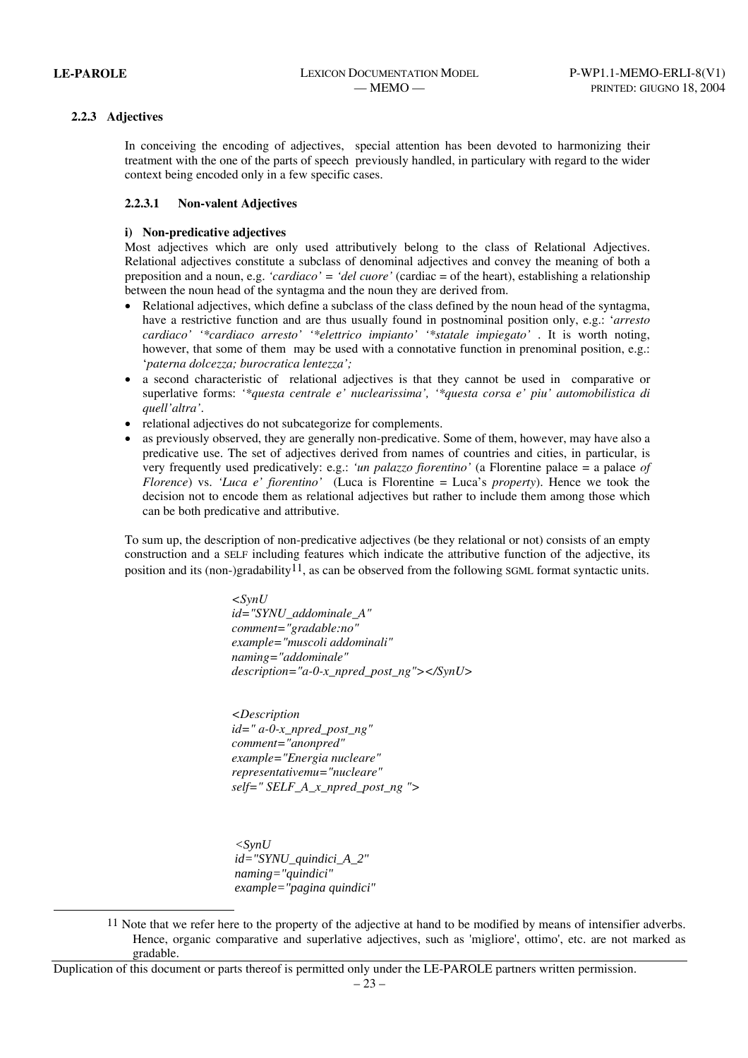### 2.2.3 Adjectives

In conceiving the encoding of adjectives, special attention has been devoted to harmonizing their treatment with the one of the parts of speech previously handled, in particular with regard to the wider context being encoded only in a few specific cases.

#### 2.2.3.1 Non-valent Adjectives

**i) Non-predicative adjectives**

Most adjectives which are only used attributively belong to the class of Relational Adjectives. Relational adjectives constitute a subclass of denominal adjectives and convey the meaning of both a preposition and a noun, e.g. *'cardiaco' = 'del cuore'* (cardiac = of the heart), establishing a relationship between the noun head of the syntagma and the noun they are derived from.

- Relational adjectives, which define a subclass of the class defined by the noun head of the syntagma, have a restrictive function and are thus usually found in postnominal position only, e.g.: '*arresto cardiaco' '*cardiaco arresto' '*elettrico impianto' '*statale impiegato'* . It is worth noting, however, that some of them may be used with a connotative function in prenominal position, e.g.: '*paterna dolcezza; burocratica lentezza';*
- a second characteristic of relational adjectives is that they cannot be used in comparative or superlative forms: *'*questa centrale e' nuclearissima', '*questa corsa e' piu' automobilistica di quell'altra'*.
- relational adjectives do not subcategorize for complements.
- as previously observed, they are generally non-predicative. Some of them, however, may have also a predicative use. The set of adjectives derived from names of countries and cities, in particular, is very frequently used predicatively: e.g.: *'un palazzo fiorentino'* (a Florentine palace = a palace *of Florence*) vs. *'Luca e' fiorentino'* (Luca is Florentine = Luca's *property*). Hence we took the decision not to encode them as relational adjectives but rather to include them among those which can be both predicative and attributive.

To sum up, the description of non-predicative adjectives (be they relational or not) consists of an empty construction and a SELF including features which indicate the attributive function of the adjective, its position and its (non-)gradability[11], as can be observed from the following SGML format syntactic units.

```
<SynU
id="SYNU_addominale_A"
comment="gradable:no"
example="muscoli addominali"
naming="addominale"
description="a-0-x_npred_post_ng"></SynU>

<Description
id=" a-0-x_npred_post_ng"
comment="anonpred"
example="Energia nucleare"
representativemu="nucleare"
self=" SELF_A_x_npred_post_ng ">

<SynU
id="SYNU_quindici_A_2"
naming="quindici"
example="pagina quindici"
```

[11] Note that we refer here to the property of the adjective at hand to be modified by means of intensifier adverbs. Hence, organic comparative and superlative adjectives, such as 'migliore', ottimo', etc. are not marked as gradable.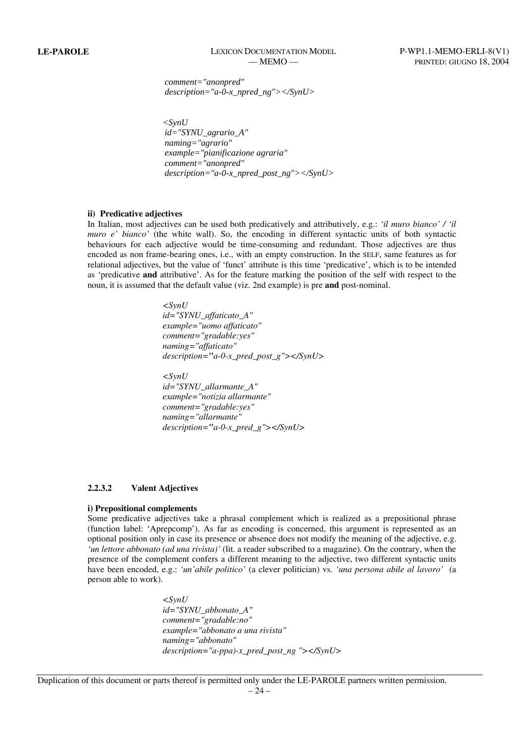```
comment="anonpred"
description="a-0-x_npred_ng"></SynU>

<SynU
id="SYNU_agrario_A"
naming="agrario"
example="pianificazione agraria"
comment="anonpred"
description="a-0-x_npred_post_ng"></SynU>
```

**ii) Predicative adjectives**

In Italian, most adjectives can be used both predicatively and attributively, e.g.: *'il muro bianco' / 'il muro e' bianco'* (the white wall). So, the encoding in different syntactic units of both syntactic behaviours for each adjective would be time-consuming and redundant. Those adjectives are thus encoded as non frame-bearing ones, i.e., with an empty construction. In the SELF, same features as for relational adjectives, but the value of 'funct' attribute is this time 'predicative', which is to be intended as 'predicative **and** attributive'. As for the feature marking the position of the self with respect to the noun, it is assumed that the default value (viz. 2nd example) is pre **and** post-nominal.

```
<SynU
id="SYNU_affaticato_A"
example="uomo affaticato"
comment="gradable:yes"
naming="affaticato"
description="a-0-x_pred_post_g"></SynU>

<SynU
id="SYNU_allarmante_A"
example="notizia allarmante"
comment="gradable:yes"
naming="allarmante"
description="a-0-x_pred_g"></SynU>
```

#### 2.2.3.2 Valent Adjectives

**i) Prepositional complements**

Some predicative adjectives take a phrasal complement which is realized as a prepositional phrase (function label: 'Aprepcomp'). As far as encoding is concerned, this argument is represented as an optional position only in case its presence or absence does not modify the meaning of the adjective, e.g. *'un lettore abbonato (ad una rivista)'* (lit. a reader subscribed to a magazine). On the contrary, when the presence of the complement confers a different meaning to the adjective, two different syntactic units have been encoded, e.g.: *'un'abile politico'* (a clever politician) vs. *'una persona abile al lavoro'* (a person able to work).

```
<SynU
id="SYNU_abbonato_A"
comment="gradable:no"
example="abbonato a una rivista"
naming="abbonato"
description="a-ppa)-x_pred_post_ng "></SynU>
```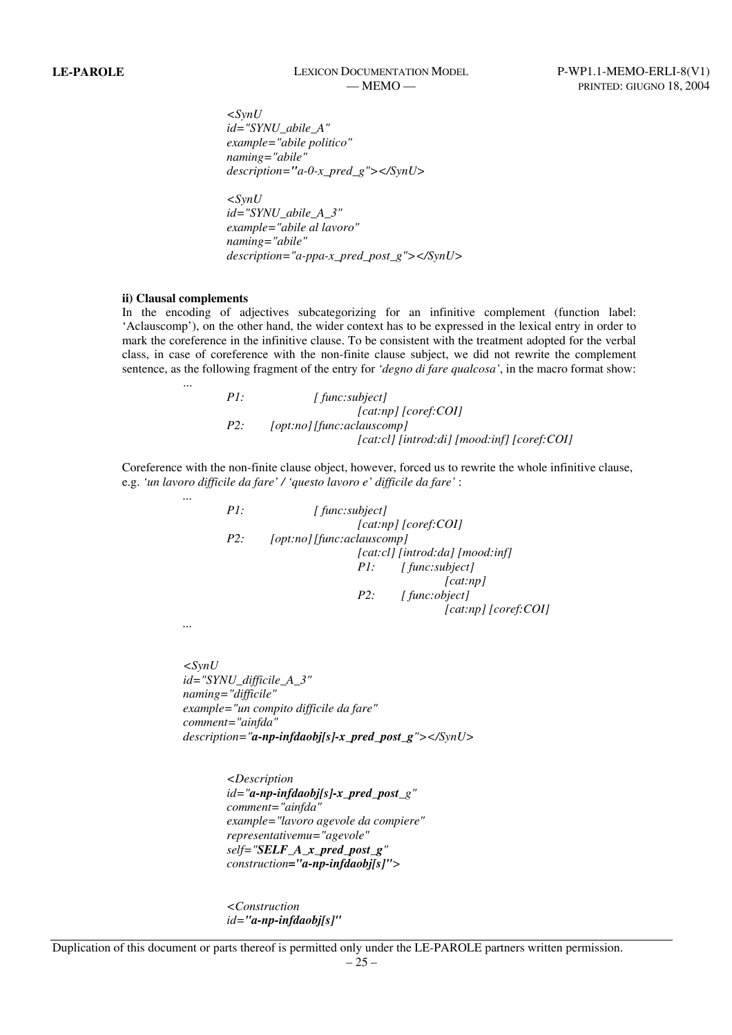*<SynU*
*id="SYNU_abile_A"*
*example="abile politico"*
*naming="abile"*
*description="a-0-x_pred_g"></SynU>*

*<SynU*
*id="SYNU_abile_A_3"*
*example="abile al lavoro"*
*naming="abile"*
*description="a-ppa-x_pred_post_g"></SynU>*

**ii) Clausal complements**

In the encoding of adjectives subcategorizing for an infinitive complement (function label: 'Aclauscomp'), on the other hand, the wider context has to be expressed in the lexical entry in order to mark the coreference in the infinitive clause. To be consistent with the treatment adopted for the verbal class, in case of coreference with the non-finite clause subject, we did not rewrite the complement sentence, as the following fragment of the entry for *'degno di fare qualcosa'*, in the macro format show:

```
...
        P1:          [ func:subject]
                            [cat:np] [coref:COI]
        P2:     [opt:no] [func:aclauscomp]
                            [cat:cl] [introd:di] [mood:inf] [coref:COI]
```

Coreference with the non-finite clause object, however, forced us to rewrite the whole infinitive clause, e.g. *'un lavoro difficile da fare' / 'questo lavoro e' difficile da fare'* :

```
...
        P1:          [ func:subject]
                            [cat:np] [coref:COI]
        P2:     [opt:no] [func:aclauscomp]
                            [cat:cl] [introd:da] [mood:inf]
                            P1:     [ func:subject]
                                            [cat:np]
                            P2:     [ func:object]
                                            [cat:np] [coref:COI]
...
```

*<SynU*
*id="SYNU_difficile_A_3"*
*naming="difficile"*
*example="un compito difficile da fare"*
*comment="ainfda"*
*description="**a-np-infdaobj[s]-x_pred_post_g**"></SynU>*

*<Description*
*id="**a-np-infdaobj[s]-x_pred_post**_g"*
*comment="ainfda"*
*example="lavoro agevole da compiere"*
*representativemu="agevole"*
*self="**SELF_A_x_pred_post_g**"*
*construction**="a-np-infdaobj[s]"**>*

*<Construction*
*id**="a-np-infdaobj[s]"***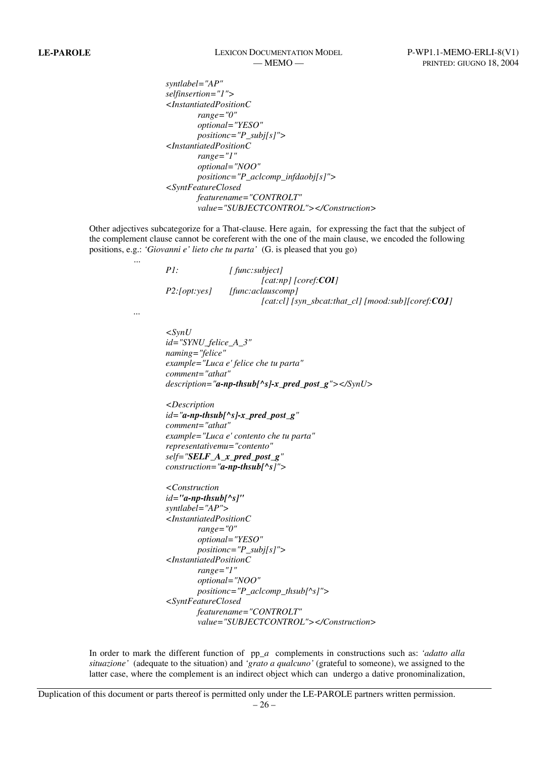*syntlabel="AP"*
*selfinsertion="1">*
*<InstantiatedPositionC*
*range="0"*
*optional="YESO"*
*positionc="P_subj[s]">*
*<InstantiatedPositionC*
*range="1"*
*optional="NOO"*
*positionc="P_aclcomp_infdaobj[s]">*
*<SyntFeatureClosed*
*featurename="CONTROLT"*
*value="SUBJECTCONTROL"></Construction>*

Other adjectives subcategorize for a That-clause. Here again, for expressing the fact that the subject of the complement clause cannot be coreferent with the one of the main clause, we encoded the following positions, e.g.: *'Giovanni e' lieto che tu parta'* (G. is pleased that you go)

...

| | |
|---|---|
| *P1:* | *[ func:subject]* *[cat:np] [coref:**COI**]* |
| *P2:[opt:yes]* | *[func:aclauscomp]* *[cat:cl] [syn_sbcat:that_cl] [mood:sub][coref:**COJ**]* |

...

*<SynU*
*id="SYNU_felice_A_3"*
*naming="felice"*
*example="Luca e' felice che tu parta"*
*comment="athat"*
*description="**a-np-thsub[^s]-x_pred_post_g**"></SynU>*

*<Description*
*id="**a-np-thsub[^s]-x_pred_post_g**"*
*comment="athat"*
*example="Luca e' contento che tu parta"*
*representativemu="contento"*
*self="**SELF_A_x_pred_post_g**"*
*construction="**a-np-thsub[^s]**">*

*<Construction*
*id="**a-np-thsub[^s]**"*
*syntlabel="AP">*
*<InstantiatedPositionC*
*range="0"*
*optional="YESO"*
*positionc="P_subj[s]">*
*<InstantiatedPositionC*
*range="1"*
*optional="NOO"*
*positionc="P_aclcomp_thsub[^s]">*
*<SyntFeatureClosed*
*featurename="CONTROLT"*
*value="SUBJECTCONTROL"></Construction>*

In order to mark the different function of pp_*a* complements in constructions such as: *'adatto alla situazione'* (adequate to the situation) and *'grato a qualcuno'* (grateful to someone), we assigned to the latter case, where the complement is an indirect object which can undergo a dative pronominalization,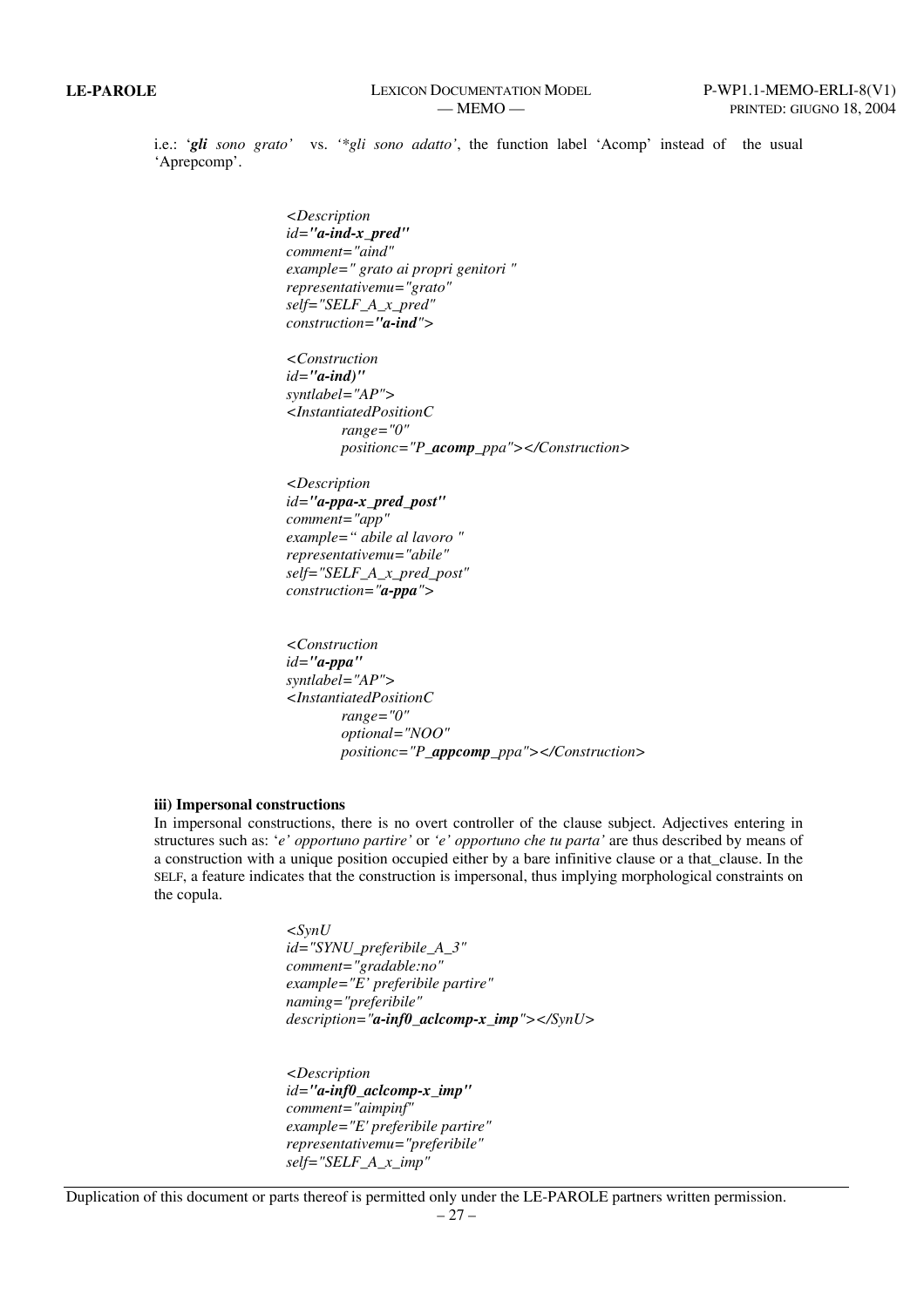i.e.: '*gli sono grato*' vs. '*\*gli sono adatto*', the function label 'Acomp' instead of the usual 'Aprepcomp'.

```
<Description
id="a-ind-x_pred"
comment="aind"
example=" grato ai propri genitori "
representativemu="grato"
self="SELF_A_x_pred"
construction="a-ind">

<Construction
id="a-ind)"
syntlabel="AP">
<InstantiatedPositionC
        range="0"
        positionc="P_acomp_ppa"></Construction>

<Description
id="a-ppa-x_pred_post"
comment="app"
example=" abile al lavoro "
representativemu="abile"
self="SELF_A_x_pred_post"
construction="a-ppa">


<Construction
id="a-ppa"
syntlabel="AP">
<InstantiatedPositionC
        range="0"
        optional="NOO"
        positionc="P_appcomp_ppa"></Construction>
```

**iii) Impersonal constructions**

In impersonal constructions, there is no overt controller of the clause subject. Adjectives entering in structures such as: '*e' opportuno partire*' or '*e' opportuno che tu parta*' are thus described by means of a construction with a unique position occupied either by a bare infinitive clause or a that_clause. In the SELF, a feature indicates that the construction is impersonal, thus implying morphological constraints on the copula.

```
<SynU
id="SYNU_preferibile_A_3"
comment="gradable:no"
example="E' preferibile partire"
naming="preferibile"
description="a-inf0_aclcomp-x_imp"></SynU>


<Description
id="a-inf0_aclcomp-x_imp"
comment="aimpinf"
example="E' preferibile partire"
representativemu="preferibile"
self="SELF_A_x_imp"
```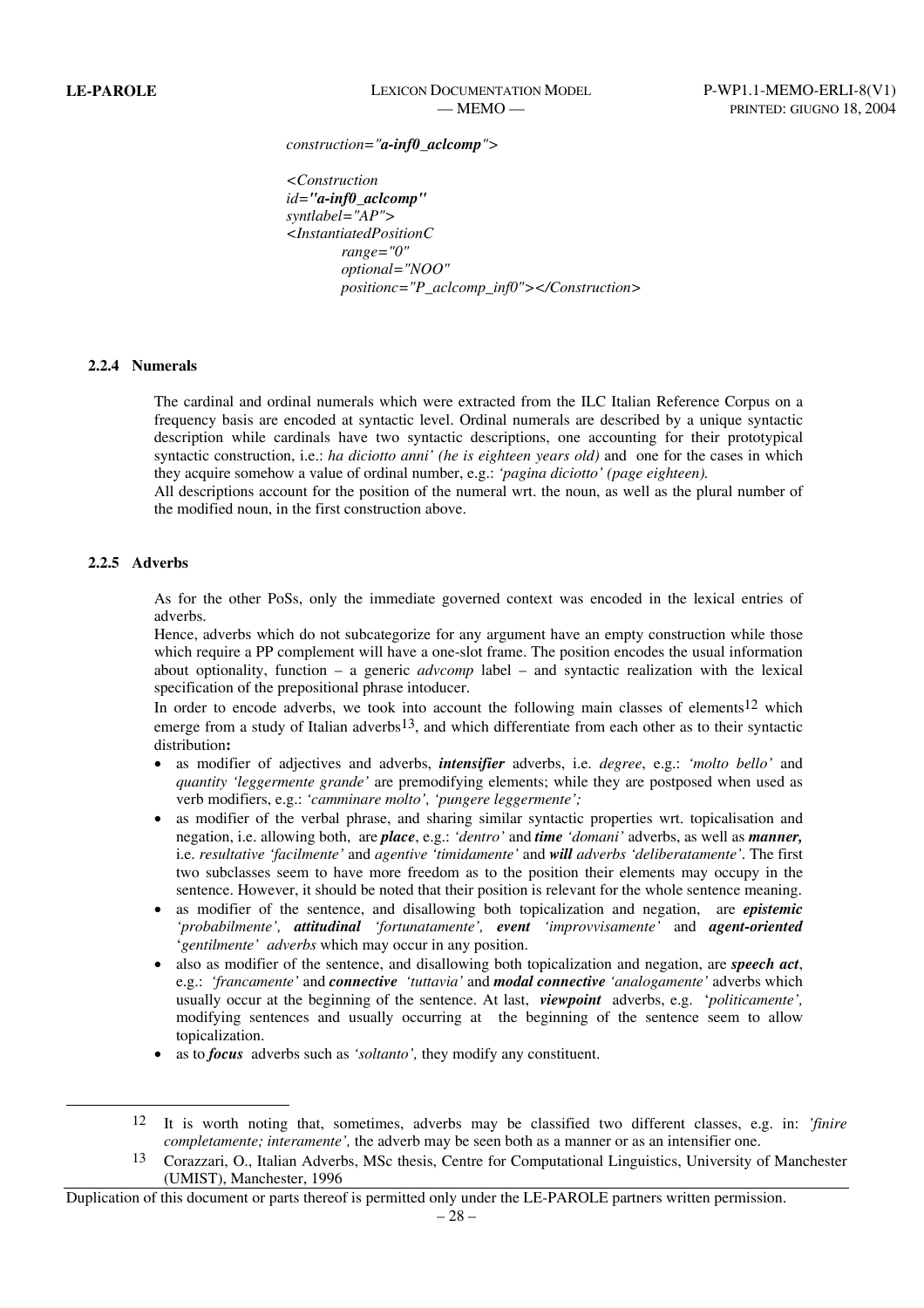*construction="**a-inf0_aclcomp**">*

*<Construction*
*id=**"a-inf0_aclcomp"***
*syntlabel="AP">*
*<InstantiatedPositionC*
*range="0"*
*optional="NOO"*
*positionc="P_aclcomp_inf0"></Construction>*

### 2.2.4 Numerals

The cardinal and ordinal numerals which were extracted from the ILC Italian Reference Corpus on a frequency basis are encoded at syntactic level. Ordinal numerals are described by a unique syntactic description while cardinals have two syntactic descriptions, one accounting for their prototypical syntactic construction, i.e.: *ha diciotto anni' (he is eighteen years old)* and one for the cases in which they acquire somehow a value of ordinal number, e.g.: *'pagina diciotto' (page eighteen).*

All descriptions account for the position of the numeral wrt. the noun, as well as the plural number of the modified noun, in the first construction above.

### 2.2.5 Adverbs

As for the other PoSs, only the immediate governed context was encoded in the lexical entries of adverbs.

Hence, adverbs which do not subcategorize for any argument have an empty construction while those which require a PP complement will have a one-slot frame. The position encodes the usual information about optionality, function – a generic *advcomp* label – and syntactic realization with the lexical specification of the prepositional phrase intoducer.

In order to encode adverbs, we took into account the following main classes of elements[12] which emerge from a study of Italian adverbs[13], and which differentiate from each other as to their syntactic distribution**:**

- as modifier of adjectives and adverbs, ***intensifier*** adverbs, i.e. *degree*, e.g.: *'molto bello'* and *quantity 'leggermente grande'* are premodifying elements; while they are postposed when used as verb modifiers, e.g.: *'camminare molto', 'pungere leggermente';*
- as modifier of the verbal phrase, and sharing similar syntactic properties wrt. topicalisation and negation, i.e. allowing both, are ***place***, e.g.: *'dentro'* and ***time*** *'domani'* adverbs, as well as ***manner,*** i.e. *resultative 'facilmente'* and *agentive 'timidamente'* and ***will*** *adverbs 'deliberatamente'*. The first two subclasses seem to have more freedom as to the position their elements may occupy in the sentence. However, it should be noted that their position is relevant for the whole sentence meaning.
- as modifier of the sentence, and disallowing both topicalization and negation, are ***epistemic*** *'probabilmente',* ***attitudinal*** *'fortunatamente',* ***event*** *'improvvisamente'* and ***agent-oriented*** *'gentilmente' adverbs* which may occur in any position.
- also as modifier of the sentence, and disallowing both topicalization and negation, are ***speech act***, e.g.: *'francamente'* and ***connective*** *'tuttavia'* and ***modal connective*** *'analogamente'* adverbs which usually occur at the beginning of the sentence. At last, ***viewpoint*** adverbs, e.g. '*politicamente',* modifying sentences and usually occurring at the beginning of the sentence seem to allow topicalization.
- as to ***focus*** adverbs such as *'soltanto',* they modify any constituent.

---

[12] It is worth noting that, sometimes, adverbs may be classified two different classes, e.g. in: *'finire completamente; interamente',* the adverb may be seen both as a manner or as an intensifier one.

[13] Corazzari, O., Italian Adverbs, MSc thesis, Centre for Computational Linguistics, University of Manchester (UMIST), Manchester, 1996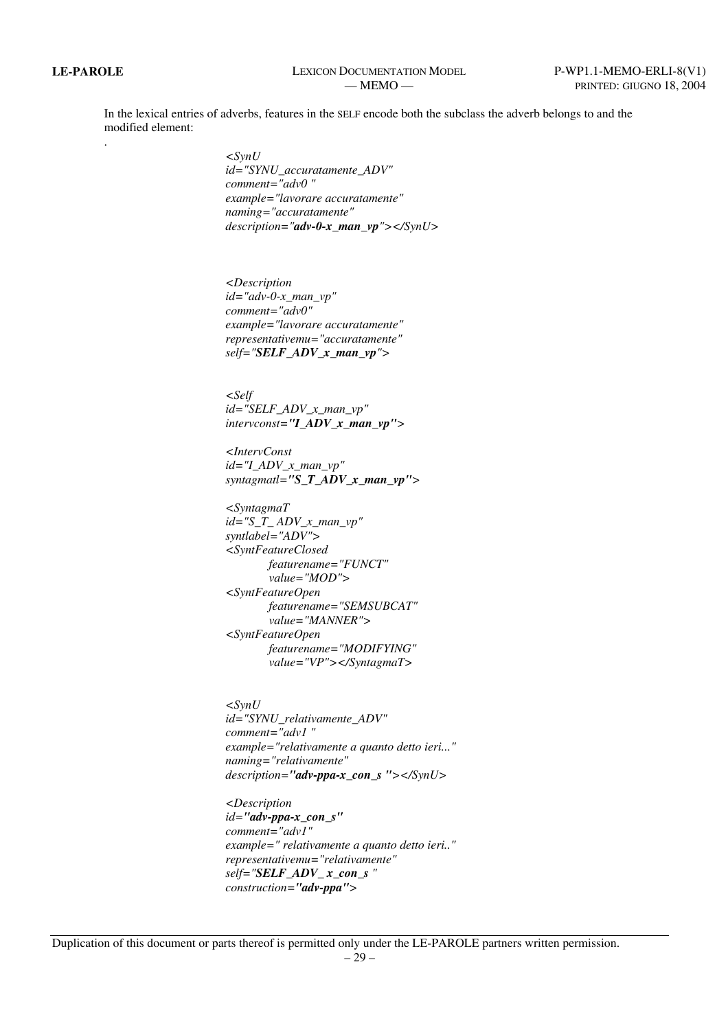In the lexical entries of adverbs, features in the SELF encode both the subclass the adverb belongs to and the modified element:

.

```
<SynU
id="SYNU_accuratamente_ADV"
comment="adv0 "
example="lavorare accuratamente"
naming="accuratamente"
description="adv-0-x_man_vp"></SynU>



<Description
id="adv-0-x_man_vp"
comment="adv0"
example="lavorare accuratamente"
representativemu="accuratamente"
self="SELF_ADV_x_man_vp">


<Self
id="SELF_ADV_x_man_vp"
intervconst="I_ADV_x_man_vp">

<IntervConst
id="I_ADV_x_man_vp"
syntagmatl="S_T_ADV_x_man_vp">

<SyntagmaT
id="S_T_ ADV_x_man_vp"
syntlabel="ADV">
<SyntFeatureClosed
        featurename="FUNCT"
        value="MOD">
<SyntFeatureOpen
        featurename="SEMSUBCAT"
        value="MANNER">
<SyntFeatureOpen
        featurename="MODIFYING"
        value="VP"></SyntagmaT>


<SynU
id="SYNU_relativamente_ADV"
comment="adv1 "
example="relativamente a quanto detto ieri..."
naming="relativamente"
description="adv-ppa-x_con_s "></SynU>

<Description
id="adv-ppa-x_con_s"
comment="adv1"
example=" relativamente a quanto detto ieri.."
representativemu="relativamente"
self="SELF_ADV_ x_con_s "
construction="adv-ppa">
```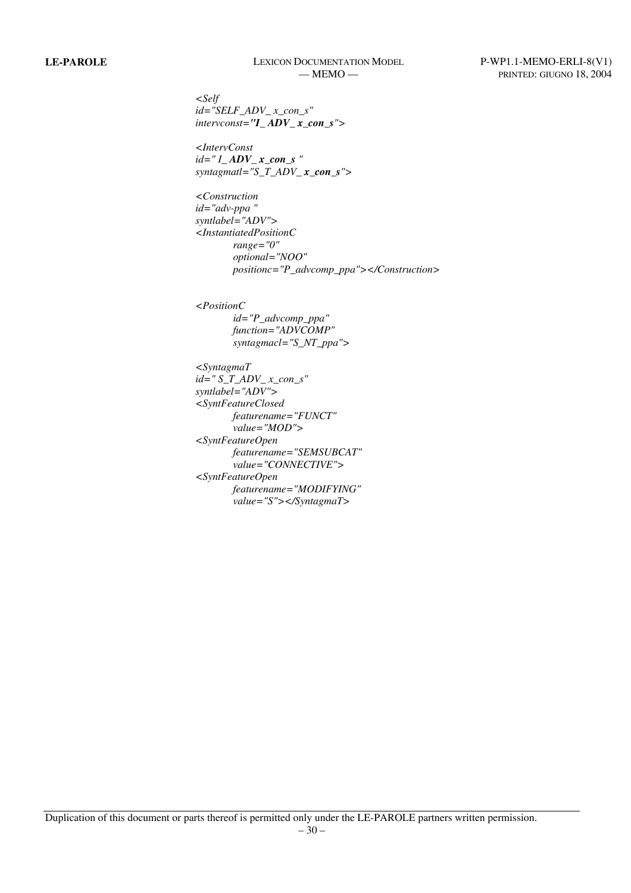*<Self*
*id="SELF_ADV_ x_con_s"*
*intervconst=**"I_ ADV_ x_con_s"**>*

*<IntervConst*
*id=" I_ **ADV_ x_con_s** "*
*syntagmatl="S_T_ADV_ **x_con_s**">*

*<Construction*
*id="adv-ppa "*
*syntlabel="ADV">*
*<InstantiatedPositionC*
    *range="0"*
    *optional="NOO"*
    *positionc="P_advcomp_ppa"></Construction>*

*<PositionC*
    *id="P_advcomp_ppa"*
    *function="ADVCOMP"*
    *syntagmacl="S_NT_ppa">*

*<SyntagmaT*
*id=" S_T_ADV_ x_con_s"*
*syntlabel="ADV">*
*<SyntFeatureClosed*
    *featurename="FUNCT"*
    *value="MOD">*
*<SyntFeatureOpen*
    *featurename="SEMSUBCAT"*
    *value="CONNECTIVE">*
*<SyntFeatureOpen*
    *featurename="MODIFYING"*
    *value="S"></SyntagmaT>*

Duplication of this document or parts thereof is permitted only under the LE-PAROLE partners written permission.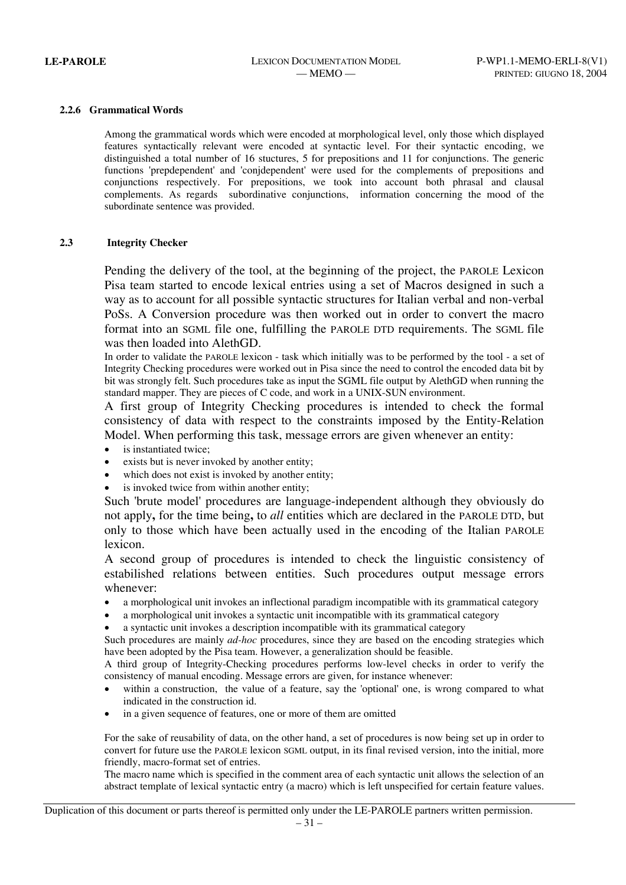### 2.2.6 Grammatical Words

Among the grammatical words which were encoded at morphological level, only those which displayed features syntactically relevant were encoded at syntactic level. For their syntactic encoding, we distinguished a total number of 16 stuctures, 5 for prepositions and 11 for conjunctions. The generic functions 'prepdependent' and 'conjdependent' were used for the complements of prepositions and conjunctions respectively. For prepositions, we took into account both phrasal and clausal complements. As regards subordinative conjunctions, information concerning the mood of the subordinate sentence was provided.

## 2.3 Integrity Checker

Pending the delivery of the tool, at the beginning of the project, the PAROLE Lexicon Pisa team started to encode lexical entries using a set of Macros designed in such a way as to account for all possible syntactic structures for Italian verbal and non-verbal PoSs. A Conversion procedure was then worked out in order to convert the macro format into an SGML file one, fulfilling the PAROLE DTD requirements. The SGML file was then loaded into AlethGD.

In order to validate the PAROLE lexicon - task which initially was to be performed by the tool - a set of Integrity Checking procedures were worked out in Pisa since the need to control the encoded data bit by bit was strongly felt. Such procedures take as input the SGML file output by AlethGD when running the standard mapper. They are pieces of C code, and work in a UNIX-SUN environment.

A first group of Integrity Checking procedures is intended to check the formal consistency of data with respect to the constraints imposed by the Entity-Relation Model. When performing this task, message errors are given whenever an entity:

- is instantiated twice;
- exists but is never invoked by another entity;
- which does not exist is invoked by another entity;
- is invoked twice from within another entity;

Such 'brute model' procedures are language-independent although they obviously do not apply**,** for the time being**,** to *all* entities which are declared in the PAROLE DTD, but only to those which have been actually used in the encoding of the Italian PAROLE lexicon.

A second group of procedures is intended to check the linguistic consistency of estabilished relations between entities. Such procedures output message errors whenever:

- a morphological unit invokes an inflectional paradigm incompatible with its grammatical category
- a morphological unit invokes a syntactic unit incompatible with its grammatical category
- a syntactic unit invokes a description incompatible with its grammatical category

Such procedures are mainly *ad-hoc* procedures, since they are based on the encoding strategies which have been adopted by the Pisa team. However, a generalization should be feasible.

A third group of Integrity-Checking procedures performs low-level checks in order to verify the consistency of manual encoding. Message errors are given, for instance whenever:

- within a construction, the value of a feature, say the 'optional' one, is wrong compared to what indicated in the construction id.
- in a given sequence of features, one or more of them are omitted

For the sake of reusability of data, on the other hand, a set of procedures is now being set up in order to convert for future use the PAROLE lexicon SGML output, in its final revised version, into the initial, more friendly, macro-format set of entries.

The macro name which is specified in the comment area of each syntactic unit allows the selection of an abstract template of lexical syntactic entry (a macro) which is left unspecified for certain feature values.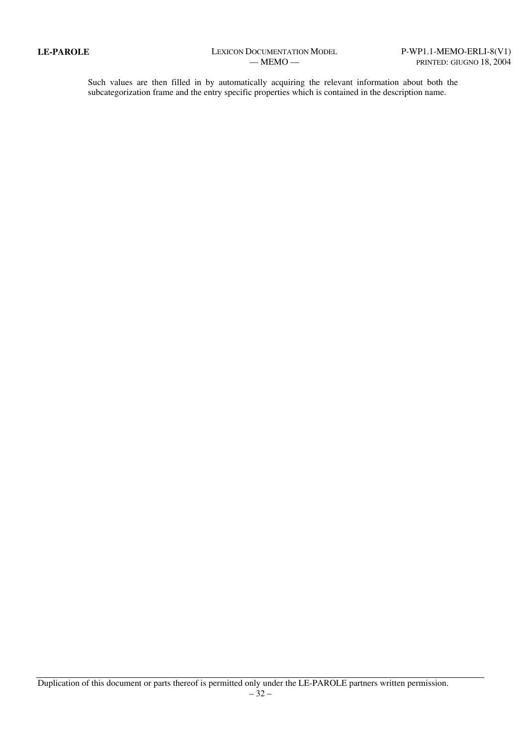Such values are then filled in by automatically acquiring the relevant information about both the subcategorization frame and the entry specific properties which is contained in the description name.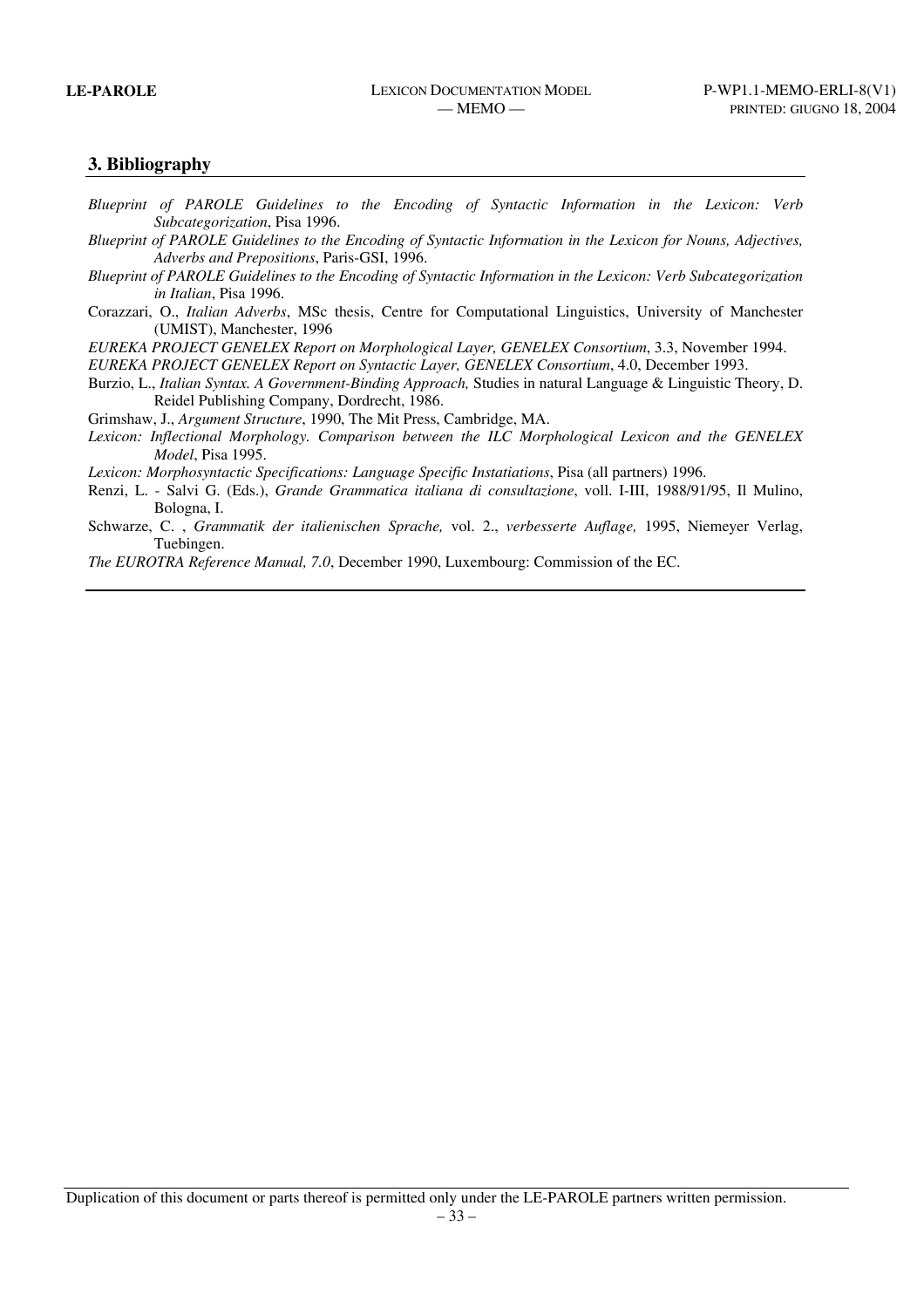## 3. Bibliography

*Blueprint of PAROLE Guidelines to the Encoding of Syntactic Information in the Lexicon: Verb Subcategorization*, Pisa 1996.

*Blueprint of PAROLE Guidelines to the Encoding of Syntactic Information in the Lexicon for Nouns, Adjectives, Adverbs and Prepositions*, Paris-GSI, 1996.

*Blueprint of PAROLE Guidelines to the Encoding of Syntactic Information in the Lexicon: Verb Subcategorization in Italian*, Pisa 1996.

Corazzari, O., *Italian Adverbs*, MSc thesis, Centre for Computational Linguistics, University of Manchester (UMIST), Manchester, 1996

*EUREKA PROJECT GENELEX Report on Morphological Layer, GENELEX Consortium*, 3.3, November 1994.

*EUREKA PROJECT GENELEX Report on Syntactic Layer, GENELEX Consortium*, 4.0, December 1993.

Burzio, L., *Italian Syntax. A Government-Binding Approach,* Studies in natural Language & Linguistic Theory, D. Reidel Publishing Company, Dordrecht, 1986.

Grimshaw, J., *Argument Structure*, 1990, The Mit Press, Cambridge, MA.

*Lexicon: Inflectional Morphology. Comparison between the ILC Morphological Lexicon and the GENELEX Model*, Pisa 1995.

*Lexicon: Morphosyntactic Specifications: Language Specific Instatiations*, Pisa (all partners) 1996.

Renzi, L. - Salvi G. (Eds.), *Grande Grammatica italiana di consultazione*, voll. I-III, 1988/91/95, Il Mulino, Bologna, I.

Schwarze, C. , *Grammatik der italienischen Sprache,* vol. 2., *verbesserte Auflage,* 1995, Niemeyer Verlag, Tuebingen.

*The EUROTRA Reference Manual, 7.0*, December 1990, Luxembourg: Commission of the EC.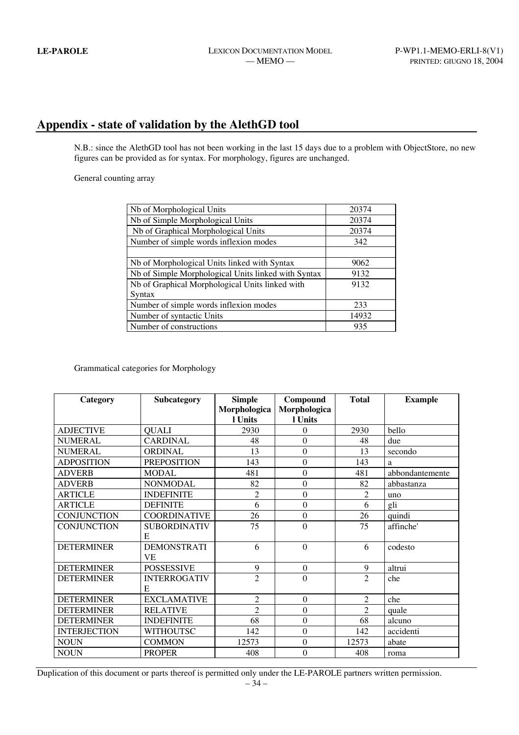## Appendix - state of validation by the AlethGD tool

N.B.: since the AlethGD tool has not been working in the last 15 days due to a problem with ObjectStore, no new figures can be provided as for syntax. For morphology, figures are unchanged.

General counting array

| | |
|---|---|
| Nb of Morphological Units | 20374 |
| Nb of Simple Morphological Units | 20374 |
| Nb of Graphical Morphological Units | 20374 |
| Number of simple words inflexion modes | 342 |
| | |
| Nb of Morphological Units linked with Syntax | 9062 |
| Nb of Simple Morphological Units linked with Syntax | 9132 |
| Nb of Graphical Morphological Units linked with Syntax | 9132 |
| Number of simple words inflexion modes | 233 |
| Number of syntactic Units | 14932 |
| Number of constructions | 935 |

Grammatical categories for Morphology

| Category | Subcategory | Simple Morphological Units | Compound Morphological Units | Total | Example |
|---|---|---|---|---|---|
| ADJECTIVE | QUALI | 2930 | 0 | 2930 | bello |
| NUMERAL | CARDINAL | 48 | 0 | 48 | due |
| NUMERAL | ORDINAL | 13 | 0 | 13 | secondo |
| ADPOSITION | PREPOSITION | 143 | 0 | 143 | a |
| ADVERB | MODAL | 481 | 0 | 481 | abbondantemente |
| ADVERB | NONMODAL | 82 | 0 | 82 | abbastanza |
| ARTICLE | INDEFINITE | 2 | 0 | 2 | uno |
| ARTICLE | DEFINITE | 6 | 0 | 6 | gli |
| CONJUNCTION | COORDINATIVE | 26 | 0 | 26 | quindi |
| CONJUNCTION | SUBORDINATIVE | 75 | 0 | 75 | affinche' |
| DETERMINER | DEMONSTRATIVE | 6 | 0 | 6 | codesto |
| DETERMINER | POSSESSIVE | 9 | 0 | 9 | altrui |
| DETERMINER | INTERROGATIVE | 2 | 0 | 2 | che |
| DETERMINER | EXCLAMATIVE | 2 | 0 | 2 | che |
| DETERMINER | RELATIVE | 2 | 0 | 2 | quale |
| DETERMINER | INDEFINITE | 68 | 0 | 68 | alcuno |
| INTERJECTION | WITHOUTSC | 142 | 0 | 142 | accidenti |
| NOUN | COMMON | 12573 | 0 | 12573 | abate |
| NOUN | PROPER | 408 | 0 | 408 | roma |

Duplication of this document or parts thereof is permitted only under the LE-PAROLE partners written permission.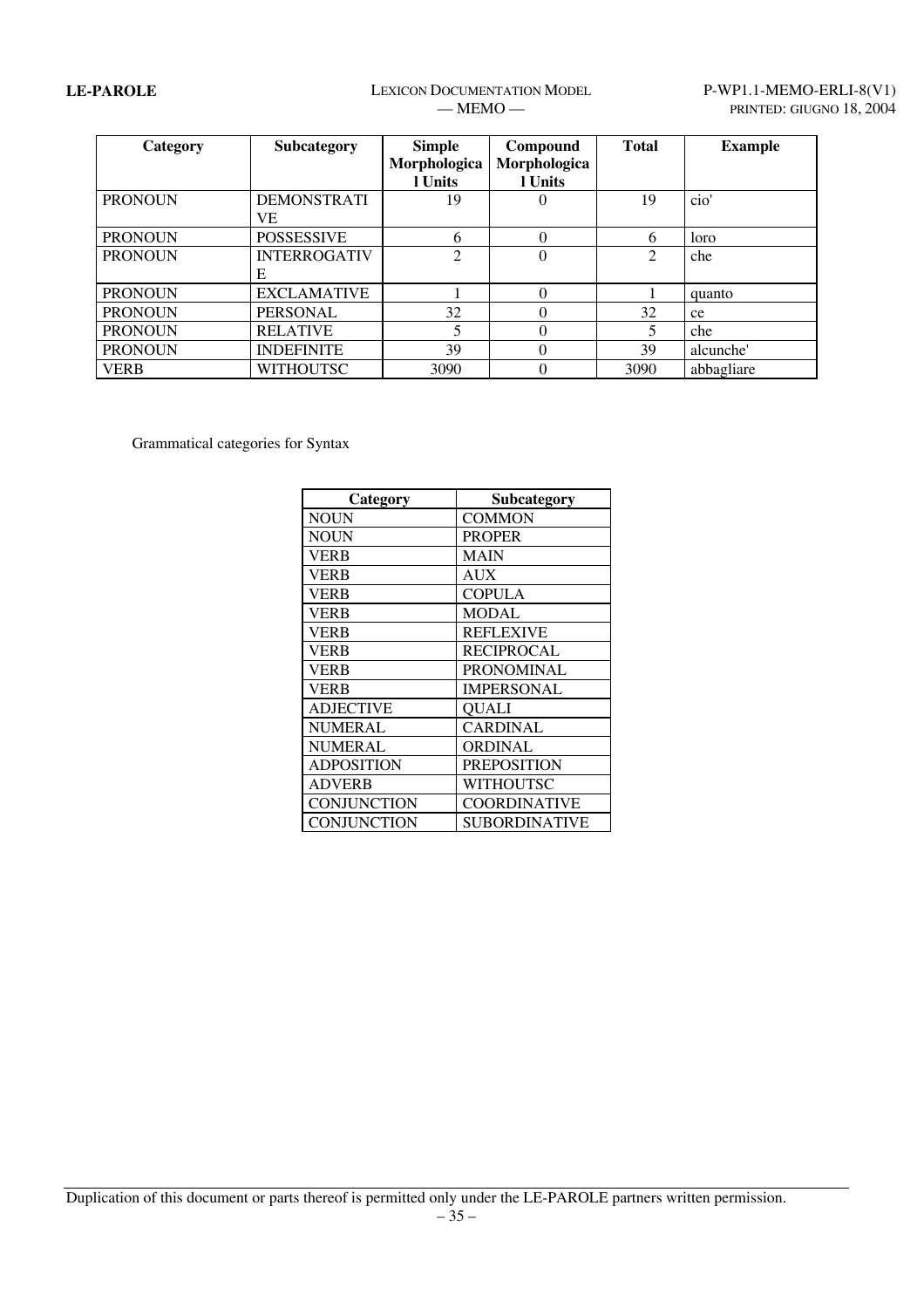| Category | Subcategory | Simple Morphological Units | Compound Morphological Units | Total | Example |
|---|---|---|---|---|---|
| PRONOUN | DEMONSTRATIVE | 19 | 0 | 19 | cio' |
| PRONOUN | POSSESSIVE | 6 | 0 | 6 | loro |
| PRONOUN | INTERROGATIVE | 2 | 0 | 2 | che |
| PRONOUN | EXCLAMATIVE | 1 | 0 | 1 | quanto |
| PRONOUN | PERSONAL | 32 | 0 | 32 | ce |
| PRONOUN | RELATIVE | 5 | 0 | 5 | che |
| PRONOUN | INDEFINITE | 39 | 0 | 39 | alcunche' |
| VERB | WITHOUTSC | 3090 | 0 | 3090 | abbagliare |

Grammatical categories for Syntax

| Category | Subcategory |
|---|---|
| NOUN | COMMON |
| NOUN | PROPER |
| VERB | MAIN |
| VERB | AUX |
| VERB | COPULA |
| VERB | MODAL |
| VERB | REFLEXIVE |
| VERB | RECIPROCAL |
| VERB | PRONOMINAL |
| VERB | IMPERSONAL |
| ADJECTIVE | QUALI |
| NUMERAL | CARDINAL |
| NUMERAL | ORDINAL |
| ADPOSITION | PREPOSITION |
| ADVERB | WITHOUTSC |
| CONJUNCTION | COORDINATIVE |
| CONJUNCTION | SUBORDINATIVE |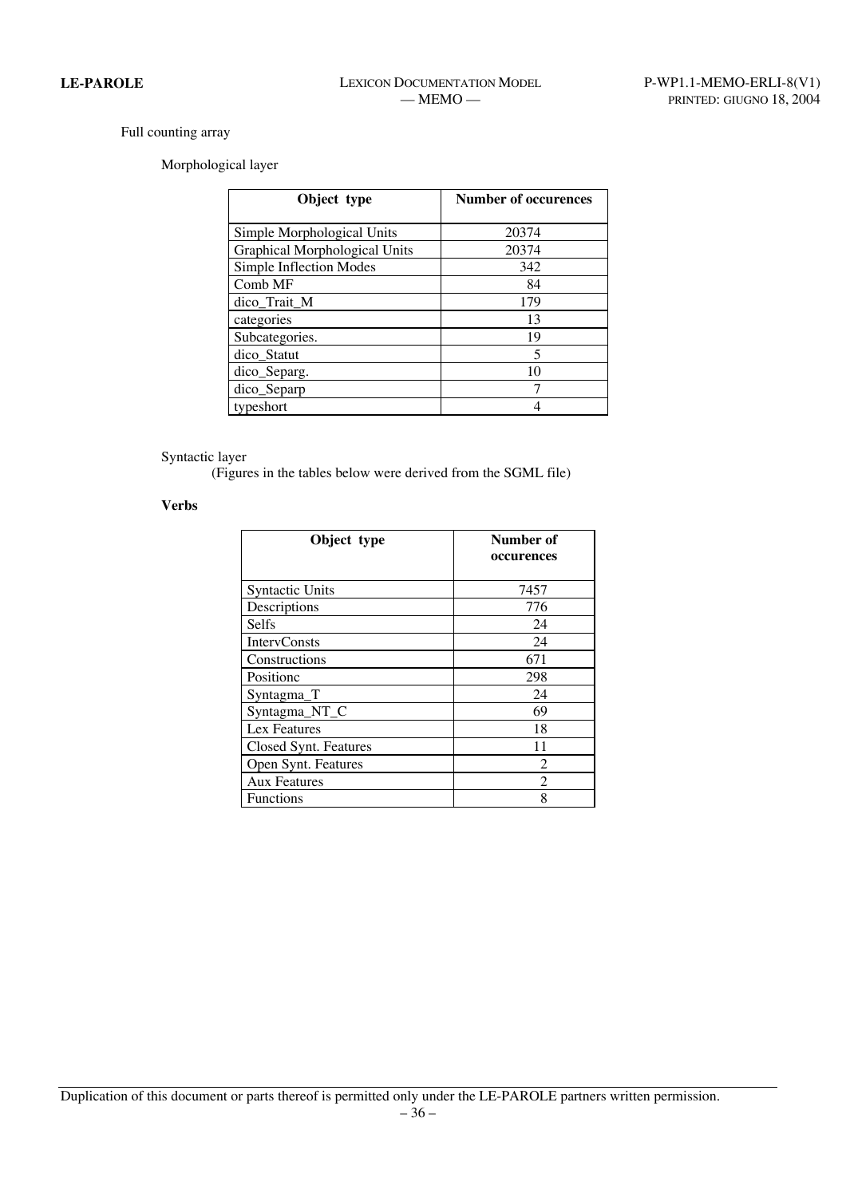Full counting array

Morphological layer

| Object type | Number of occurences |
|---|---|
| Simple Morphological Units | 20374 |
| Graphical Morphological Units | 20374 |
| Simple Inflection Modes | 342 |
| Comb MF | 84 |
| dico_Trait_M | 179 |
| categories | 13 |
| Subcategories. | 19 |
| dico_Statut | 5 |
| dico_Separg. | 10 |
| dico_Separp | 7 |
| typeshort | 4 |

Syntactic layer

(Figures in the tables below were derived from the SGML file)

**Verbs**

| Object type | Number of occurences |
|---|---|
| Syntactic Units | 7457 |
| Descriptions | 776 |
| Selfs | 24 |
| IntervConsts | 24 |
| Constructions | 671 |
| Positionc | 298 |
| Syntagma_T | 24 |
| Syntagma_NT_C | 69 |
| Lex Features | 18 |
| Closed Synt. Features | 11 |
| Open Synt. Features | 2 |
| Aux Features | 2 |
| Functions | 8 |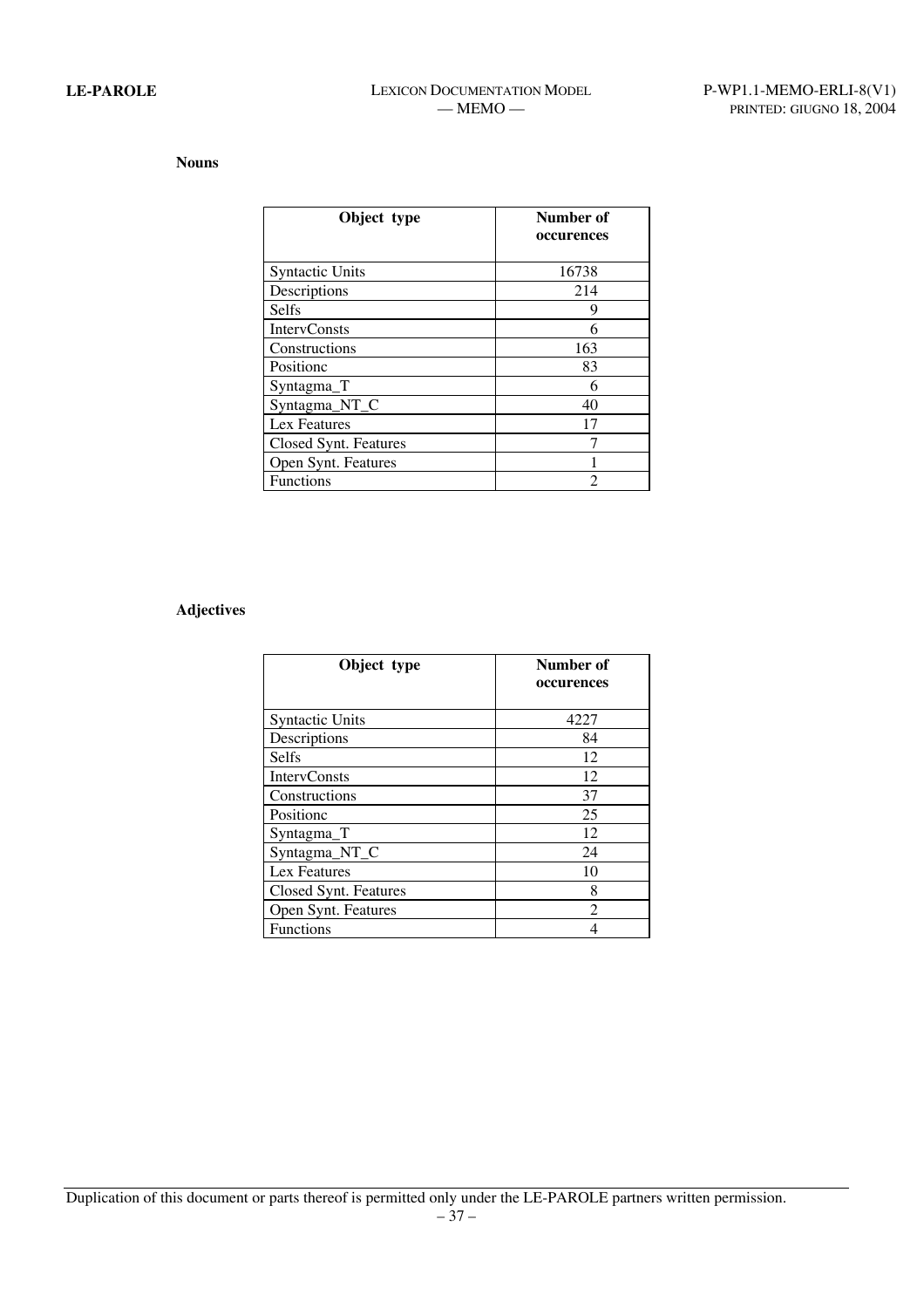**Nouns**

| Object type | Number of occurences |
|---|---|
| Syntactic Units | 16738 |
| Descriptions | 214 |
| Selfs | 9 |
| IntervConsts | 6 |
| Constructions | 163 |
| Positionc | 83 |
| Syntagma_T | 6 |
| Syntagma_NT_C | 40 |
| Lex Features | 17 |
| Closed Synt. Features | 7 |
| Open Synt. Features | 1 |
| Functions | 2 |

**Adjectives**

| Object type | Number of occurences |
|---|---|
| Syntactic Units | 4227 |
| Descriptions | 84 |
| Selfs | 12 |
| IntervConsts | 12 |
| Constructions | 37 |
| Positionc | 25 |
| Syntagma_T | 12 |
| Syntagma_NT_C | 24 |
| Lex Features | 10 |
| Closed Synt. Features | 8 |
| Open Synt. Features | 2 |
| Functions | 4 |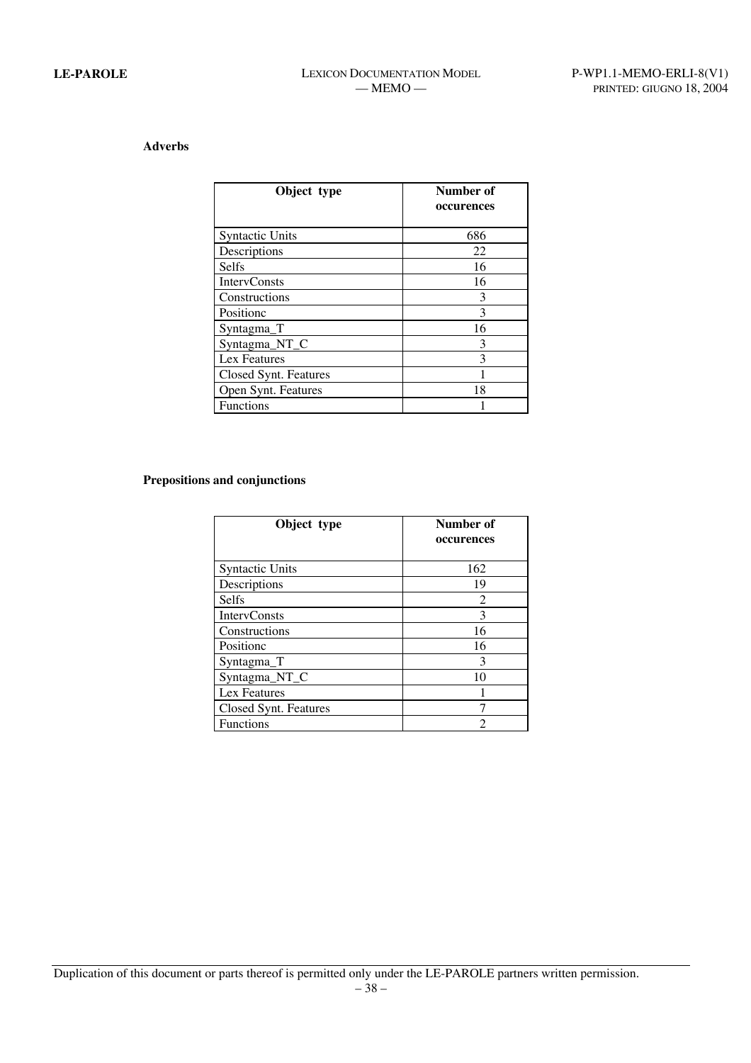**Adverbs**

| Object type | Number of occurences |
|---|---|
| Syntactic Units | 686 |
| Descriptions | 22 |
| Selfs | 16 |
| IntervConsts | 16 |
| Constructions | 3 |
| Positionc | 3 |
| Syntagma_T | 16 |
| Syntagma_NT_C | 3 |
| Lex Features | 3 |
| Closed Synt. Features | 1 |
| Open Synt. Features | 18 |
| Functions | 1 |

**Prepositions and conjunctions**

| Object type | Number of occurences |
|---|---|
| Syntactic Units | 162 |
| Descriptions | 19 |
| Selfs | 2 |
| IntervConsts | 3 |
| Constructions | 16 |
| Positionc | 16 |
| Syntagma_T | 3 |
| Syntagma_NT_C | 10 |
| Lex Features | 1 |
| Closed Synt. Features | 7 |
| Functions | 2 |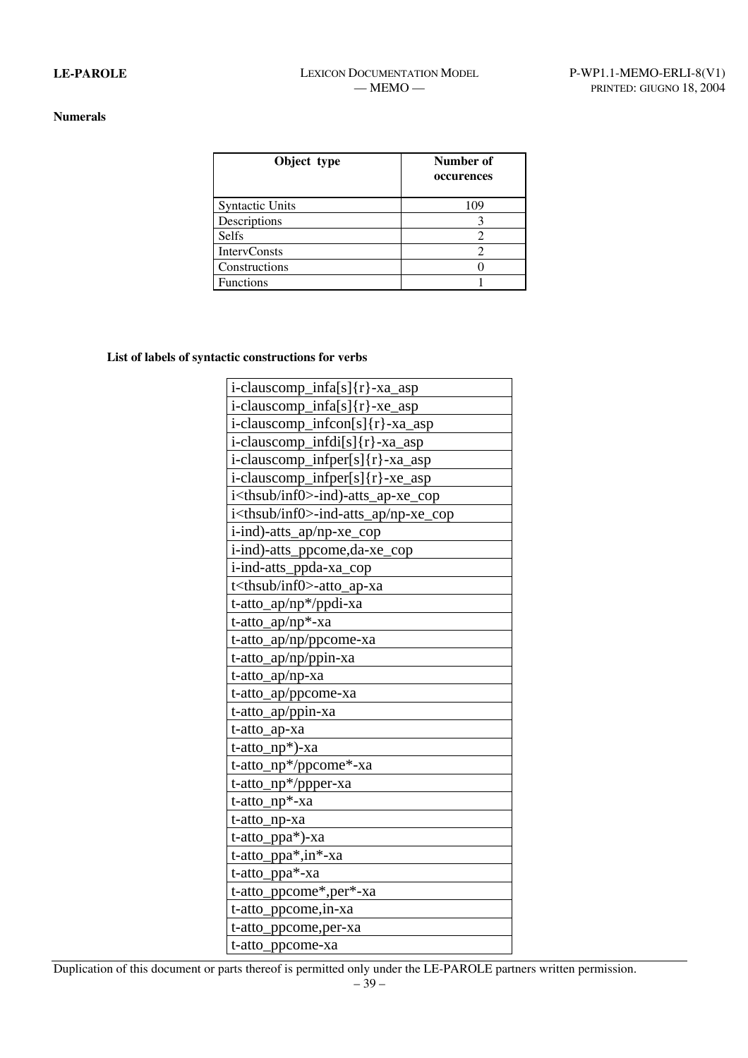**Numerals**

| Object type | Number of occurences |
|---|---|
| Syntactic Units | 109 |
| Descriptions | 3 |
| Selfs | 2 |
| IntervConsts | 2 |
| Constructions | 0 |
| Functions | 1 |

**List of labels of syntactic constructions for verbs**

| |
|---|
| i-clauscomp_infa[s]{r}-xa_asp |
| i-clauscomp_infa[s]{r}-xe_asp |
| i-clauscomp_infcon[s]{r}-xa_asp |
| i-clauscomp_infdi[s]{r}-xa_asp |
| i-clauscomp_infper[s]{r}-xa_asp |
| i-clauscomp_infper[s]{r}-xe_asp |
| i<thsub/inf0>-ind)-atts_ap-xe_cop |
| i<thsub/inf0>-ind-atts_ap/np-xe_cop |
| i-ind)-atts_ap/np-xe_cop |
| i-ind)-atts_ppcome,da-xe_cop |
| i-ind-atts_ppda-xa_cop |
| t<thsub/inf0>-atto_ap-xa |
| t-atto_ap/np*/ppdi-xa |
| t-atto_ap/np*-xa |
| t-atto_ap/np/ppcome-xa |
| t-atto_ap/np/ppin-xa |
| t-atto_ap/np-xa |
| t-atto_ap/ppcome-xa |
| t-atto_ap/ppin-xa |
| t-atto_ap-xa |
| t-atto_np*)-xa |
| t-atto_np*/ppcome*-xa |
| t-atto_np*/ppper-xa |
| t-atto_np*-xa |
| t-atto_np-xa |
| t-atto_ppa*)-xa |
| t-atto_ppa*,in*-xa |
| t-atto_ppa*-xa |
| t-atto_ppcome*,per*-xa |
| t-atto_ppcome,in-xa |
| t-atto_ppcome,per-xa |
| t-atto_ppcome-xa |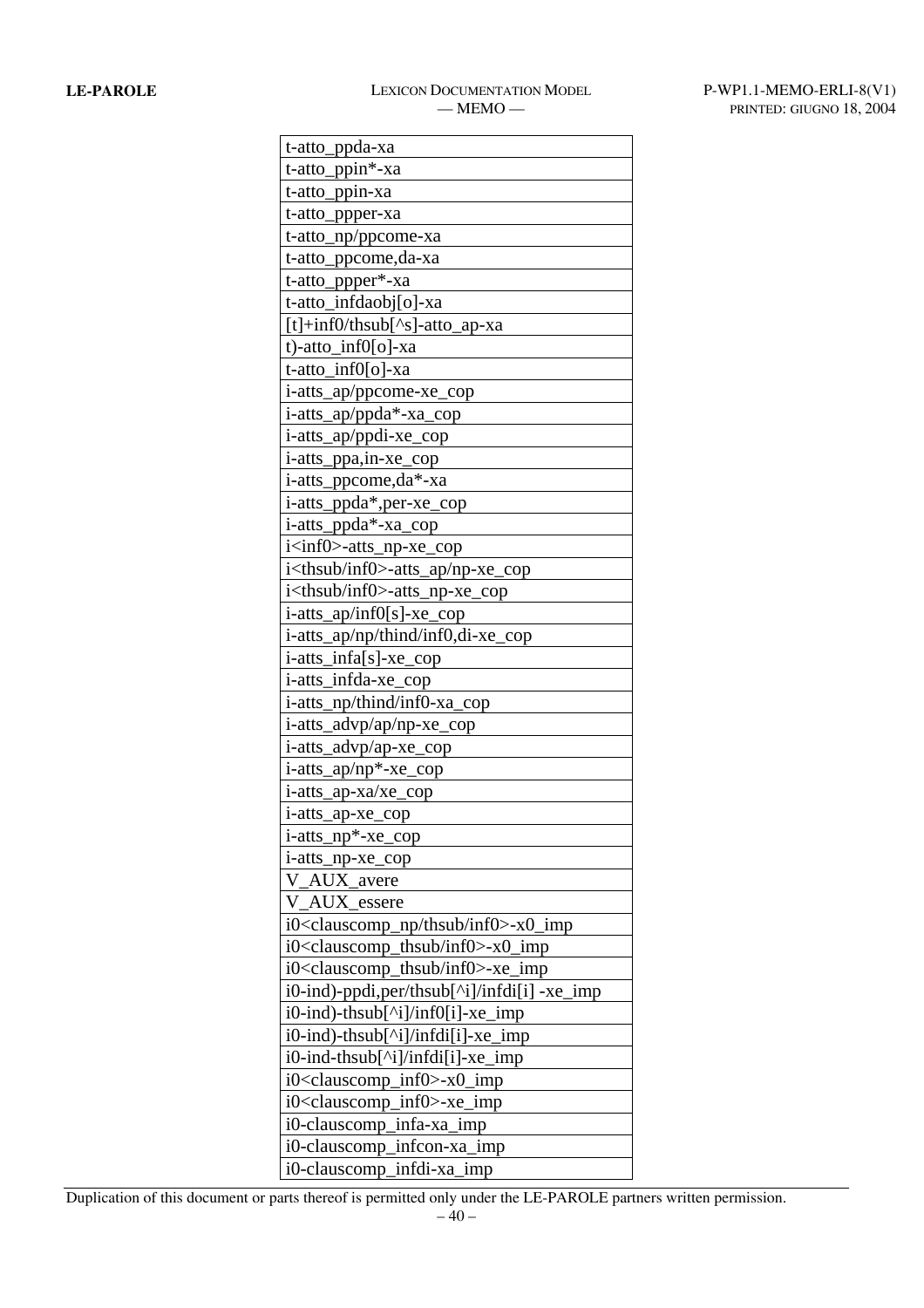| t-atto_ppda-xa |
|---|
| t-atto_ppin*-xa |
| t-atto_ppin-xa |
| t-atto_ppper-xa |
| t-atto_np/ppcome-xa |
| t-atto_ppcome,da-xa |
| t-atto_ppper*-xa |
| t-atto_infdaobj[o]-xa |
| [t]+inf0/thsub[^s]-atto_ap-xa |
| t)-atto_inf0[o]-xa |
| t-atto_inf0[o]-xa |
| i-atts_ap/ppcome-xe_cop |
| i-atts_ap/ppda*-xa_cop |
| i-atts_ap/ppdi-xe_cop |
| i-atts_ppa,in-xe_cop |
| i-atts_ppcome,da*-xa |
| i-atts_ppda*,per-xe_cop |
| i-atts_ppda*-xa_cop |
| i<inf0>-atts_np-xe_cop |
| i<thsub/inf0>-atts_ap/np-xe_cop |
| i<thsub/inf0>-atts_np-xe_cop |
| i-atts_ap/inf0[s]-xe_cop |
| i-atts_ap/np/thind/inf0,di-xe_cop |
| i-atts_infa[s]-xe_cop |
| i-atts_infda-xe_cop |
| i-atts_np/thind/inf0-xa_cop |
| i-atts_advp/ap/np-xe_cop |
| i-atts_advp/ap-xe_cop |
| i-atts_ap/np*-xe_cop |
| i-atts_ap-xa/xe_cop |
| i-atts_ap-xe_cop |
| i-atts_np*-xe_cop |
| i-atts_np-xe_cop |
| V_AUX_avere |
| V_AUX_essere |
| i0<clauscomp_np/thsub/inf0>-x0_imp |
| i0<clauscomp_thsub/inf0>-x0_imp |
| i0<clauscomp_thsub/inf0>-xe_imp |
| i0-ind)-ppdi,per/thsub[^i]/infdi[i] -xe_imp |
| i0-ind)-thsub[^i]/inf0[i]-xe_imp |
| i0-ind)-thsub[^i]/infdi[i]-xe_imp |
| i0-ind-thsub[^i]/infdi[i]-xe_imp |
| i0<clauscomp_inf0>-x0_imp |
| i0<clauscomp_inf0>-xe_imp |
| i0-clauscomp_infa-xa_imp |
| i0-clauscomp_infcon-xa_imp |
| i0-clauscomp_infdi-xa_imp |

Duplication of this document or parts thereof is permitted only under the LE-PAROLE partners written permission.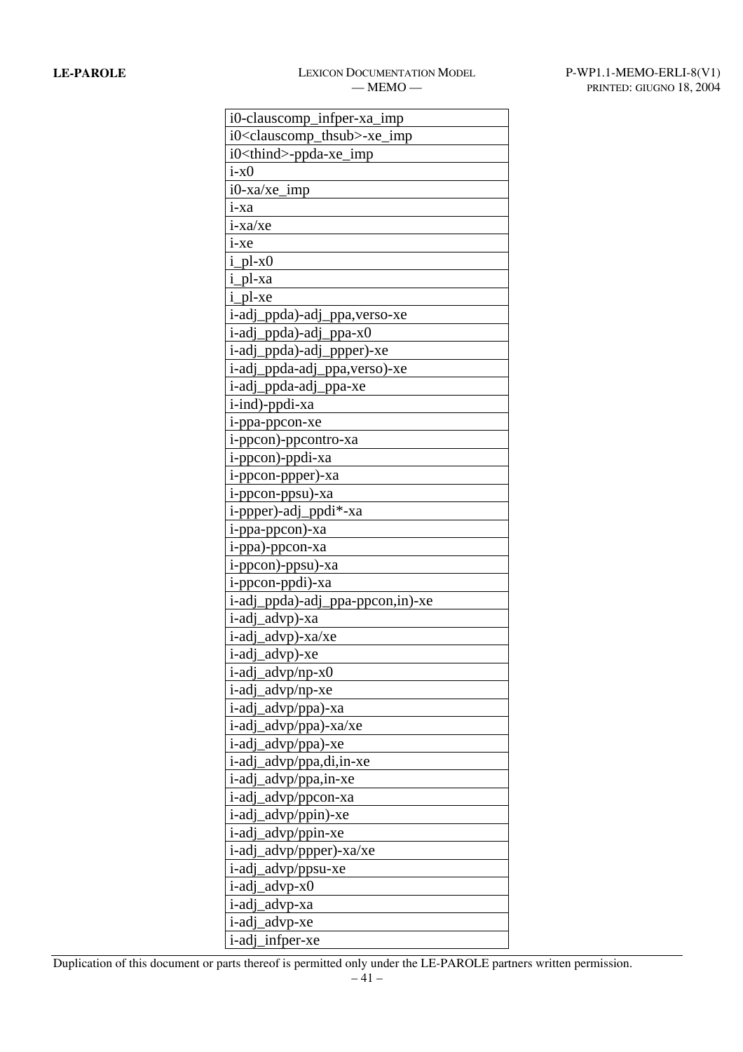| |
|---|
| i0-clauscomp_infper-xa_imp |
| i0<clauscomp_thsub>-xe_imp |
| i0<thind>-ppda-xe_imp |
| i-x0 |
| i0-xa/xe_imp |
| i-xa |
| i-xa/xe |
| i-xe |
| i_pl-x0 |
| i_pl-xa |
| i_pl-xe |
| i-adj_ppda)-adj_ppa,verso-xe |
| i-adj_ppda)-adj_ppa-x0 |
| i-adj_ppda)-adj_ppper)-xe |
| i-adj_ppda-adj_ppa,verso)-xe |
| i-adj_ppda-adj_ppa-xe |
| i-ind)-ppdi-xa |
| i-ppa-ppcon-xe |
| i-ppcon)-ppcontro-xa |
| i-ppcon)-ppdi-xa |
| i-ppcon-ppper)-xa |
| i-ppcon-ppsu)-xa |
| i-ppper)-adj_ppdi*-xa |
| i-ppa-ppcon)-xa |
| i-ppa)-ppcon-xa |
| i-ppcon)-ppsu)-xa |
| i-ppcon-ppdi)-xa |
| i-adj_ppda)-adj_ppa-ppcon,in)-xe |
| i-adj_advp)-xa |
| i-adj_advp)-xa/xe |
| i-adj_advp)-xe |
| i-adj_advp/np-x0 |
| i-adj_advp/np-xe |
| i-adj_advp/ppa)-xa |
| i-adj_advp/ppa)-xa/xe |
| i-adj_advp/ppa)-xe |
| i-adj_advp/ppa,di,in-xe |
| i-adj_advp/ppa,in-xe |
| i-adj_advp/ppcon-xa |
| i-adj_advp/ppin)-xe |
| i-adj_advp/ppin-xe |
| i-adj_advp/ppper)-xa/xe |
| i-adj_advp/ppsu-xe |
| i-adj_advp-x0 |
| i-adj_advp-xa |
| i-adj_advp-xe |
| i-adj_infper-xe |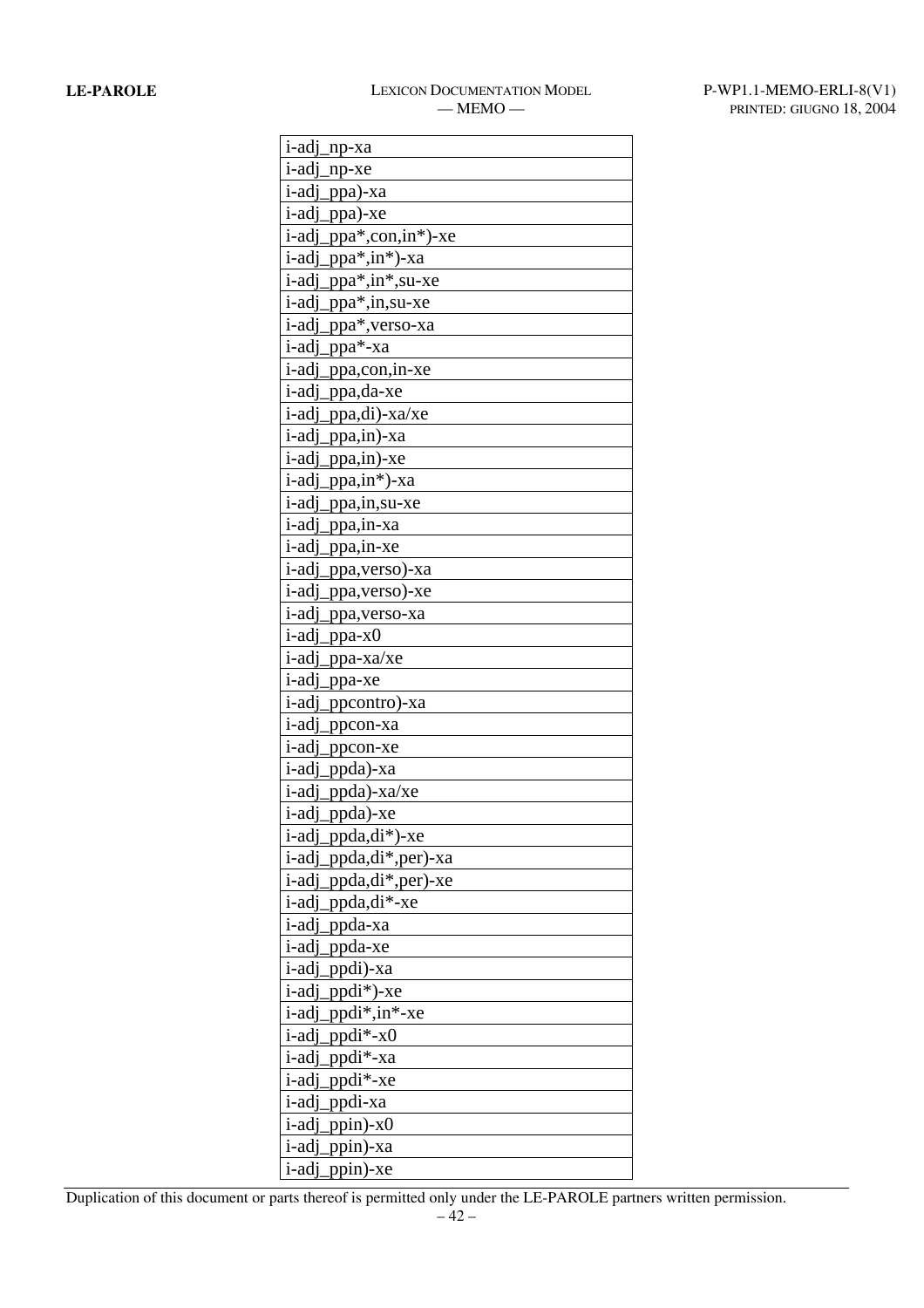| i-adj_np-xa |
|---|
| i-adj_np-xe |
| i-adj_ppa)-xa |
| i-adj_ppa)-xe |
| i-adj_ppa*,con,in*)-xe |
| i-adj_ppa*,in*)-xa |
| i-adj_ppa*,in*,su-xe |
| i-adj_ppa*,in,su-xe |
| i-adj_ppa*,verso-xa |
| i-adj_ppa*-xa |
| i-adj_ppa,con,in-xe |
| i-adj_ppa,da-xe |
| i-adj_ppa,di)-xa/xe |
| i-adj_ppa,in)-xa |
| i-adj_ppa,in)-xe |
| i-adj_ppa,in*)-xa |
| i-adj_ppa,in,su-xe |
| i-adj_ppa,in-xa |
| i-adj_ppa,in-xe |
| i-adj_ppa,verso)-xa |
| i-adj_ppa,verso)-xe |
| i-adj_ppa,verso-xa |
| i-adj_ppa-x0 |
| i-adj_ppa-xa/xe |
| i-adj_ppa-xe |
| i-adj_ppcontro)-xa |
| i-adj_ppcon-xa |
| i-adj_ppcon-xe |
| i-adj_ppda)-xa |
| i-adj_ppda)-xa/xe |
| i-adj_ppda)-xe |
| i-adj_ppda,di*)-xe |
| i-adj_ppda,di*,per)-xa |
| i-adj_ppda,di*,per)-xe |
| i-adj_ppda,di*-xe |
| i-adj_ppda-xa |
| i-adj_ppda-xe |
| i-adj_ppdi)-xa |
| i-adj_ppdi*)-xe |
| i-adj_ppdi*,in*-xe |
| i-adj_ppdi*-x0 |
| i-adj_ppdi*-xa |
| i-adj_ppdi*-xe |
| i-adj_ppdi-xa |
| i-adj_ppin)-x0 |
| i-adj_ppin)-xa |
| i-adj_ppin)-xe |

Duplication of this document or parts thereof is permitted only under the LE-PAROLE partners written permission.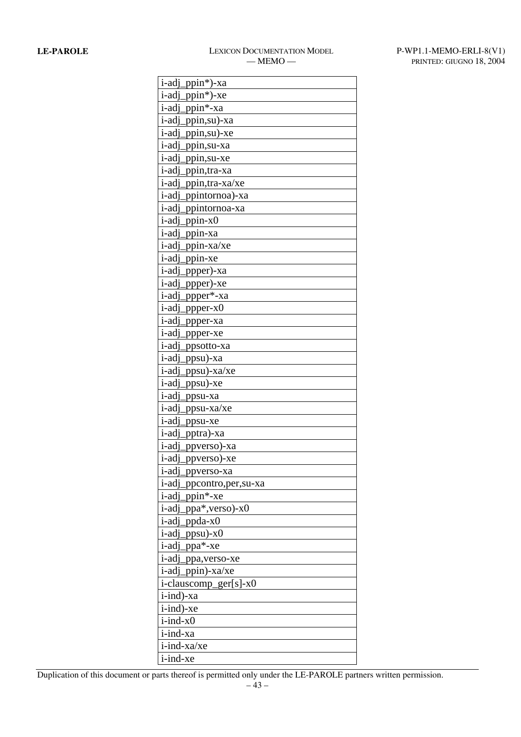| i-adj_ppin*)-xa |
|---|
| i-adj_ppin*)-xe |
| i-adj_ppin*-xa |
| i-adj_ppin,su)-xa |
| i-adj_ppin,su)-xe |
| i-adj_ppin,su-xa |
| i-adj_ppin,su-xe |
| i-adj_ppin,tra-xa |
| i-adj_ppin,tra-xa/xe |
| i-adj_ppintornoa)-xa |
| i-adj_ppintornoa-xa |
| i-adj_ppin-x0 |
| i-adj_ppin-xa |
| i-adj_ppin-xa/xe |
| i-adj_ppin-xe |
| i-adj_ppper)-xa |
| i-adj_ppper)-xe |
| i-adj_ppper*-xa |
| i-adj_ppper-x0 |
| i-adj_ppper-xa |
| i-adj_ppper-xe |
| i-adj_ppsotto-xa |
| i-adj_ppsu)-xa |
| i-adj_ppsu)-xa/xe |
| i-adj_ppsu)-xe |
| i-adj_ppsu-xa |
| i-adj_ppsu-xa/xe |
| i-adj_ppsu-xe |
| i-adj_pptra)-xa |
| i-adj_ppverso)-xa |
| i-adj_ppverso)-xe |
| i-adj_ppverso-xa |
| i-adj_ppcontro,per,su-xa |
| i-adj_ppin*-xe |
| i-adj_ppa*,verso)-x0 |
| i-adj_ppda-x0 |
| i-adj_ppsu)-x0 |
| i-adj_ppa*-xe |
| i-adj_ppa,verso-xe |
| i-adj_ppin)-xa/xe |
| i-clauscomp_ger[s]-x0 |
| i-ind)-xa |
| i-ind)-xe |
| i-ind-x0 |
| i-ind-xa |
| i-ind-xa/xe |
| i-ind-xe |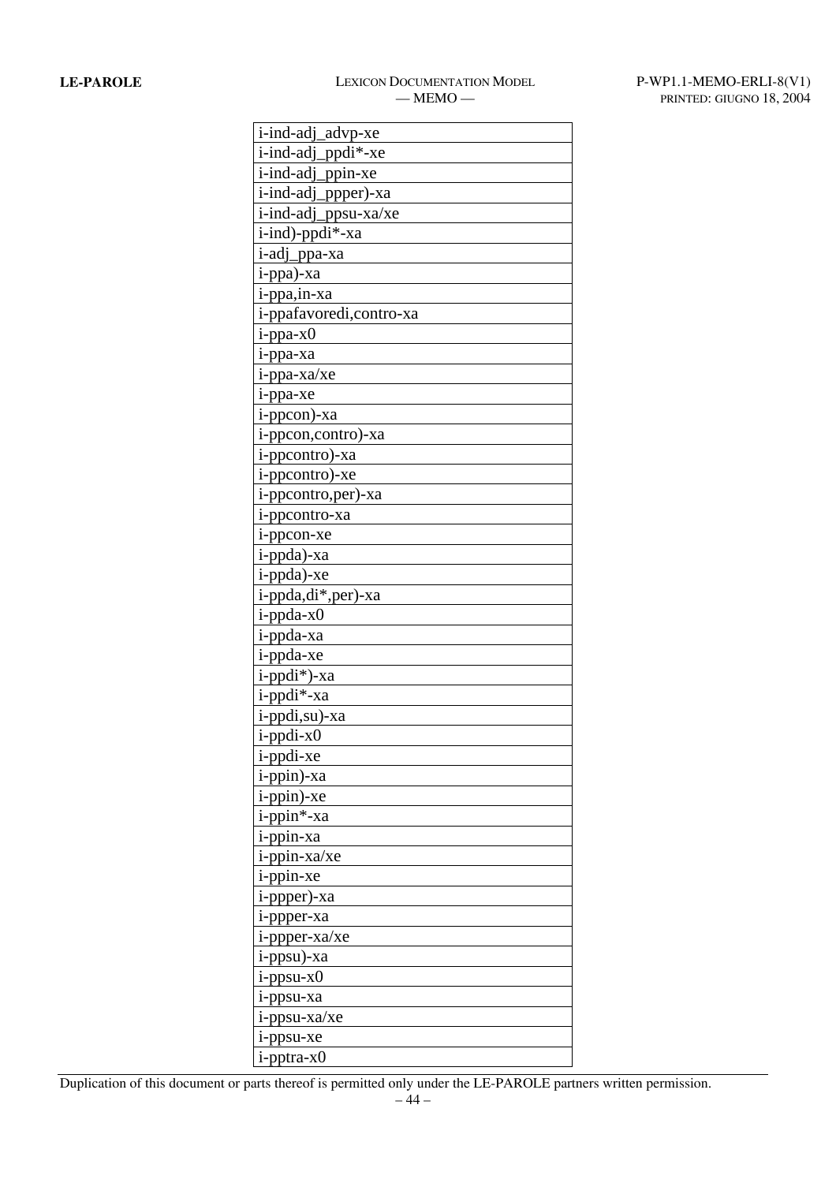| i-ind-adj_advp-xe |
|---|
| i-ind-adj_ppdi*-xe |
| i-ind-adj_ppin-xe |
| i-ind-adj_ppper)-xa |
| i-ind-adj_ppsu-xa/xe |
| i-ind)-ppdi*-xa |
| i-adj_ppa-xa |
| i-ppa)-xa |
| i-ppa,in-xa |
| i-ppafavoredi,contro-xa |
| i-ppa-x0 |
| i-ppa-xa |
| i-ppa-xa/xe |
| i-ppa-xe |
| i-ppcon)-xa |
| i-ppcon,contro)-xa |
| i-ppcontro)-xa |
| i-ppcontro)-xe |
| i-ppcontro,per)-xa |
| i-ppcontro-xa |
| i-ppcon-xe |
| i-ppda)-xa |
| i-ppda)-xe |
| i-ppda,di*,per)-xa |
| i-ppda-x0 |
| i-ppda-xa |
| i-ppda-xe |
| i-ppdi*)-xa |
| i-ppdi*-xa |
| i-ppdi,su)-xa |
| i-ppdi-x0 |
| i-ppdi-xe |
| i-ppin)-xa |
| i-ppin)-xe |
| i-ppin*-xa |
| i-ppin-xa |
| i-ppin-xa/xe |
| i-ppin-xe |
| i-ppper)-xa |
| i-ppper-xa |
| i-ppper-xa/xe |
| i-ppsu)-xa |
| i-ppsu-x0 |
| i-ppsu-xa |
| i-ppsu-xa/xe |
| i-ppsu-xe |
| i-pptra-x0 |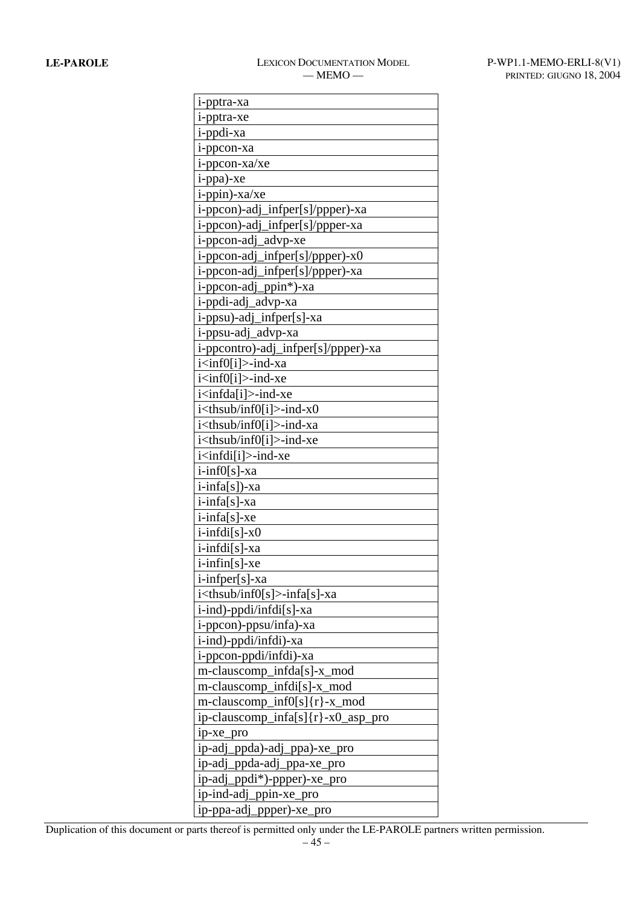| i-pptra-xa |
|---|
| i-pptra-xe |
| i-ppdi-xa |
| i-ppcon-xa |
| i-ppcon-xa/xe |
| i-ppa)-xe |
| i-ppin)-xa/xe |
| i-ppcon)-adj_infper[s]/ppper)-xa |
| i-ppcon)-adj_infper[s]/ppper-xa |
| i-ppcon-adj_advp-xe |
| i-ppcon-adj_infper[s]/ppper)-x0 |
| i-ppcon-adj_infper[s]/ppper)-xa |
| i-ppcon-adj_ppin*)-xa |
| i-ppdi-adj_advp-xa |
| i-ppsu)-adj_infper[s]-xa |
| i-ppsu-adj_advp-xa |
| i-ppcontro)-adj_infper[s]/ppper)-xa |
| i<inf0[i]>-ind-xa |
| i<inf0[i]>-ind-xe |
| i<infda[i]>-ind-xe |
| i<thsub/inf0[i]>-ind-x0 |
| i<thsub/inf0[i]>-ind-xa |
| i<thsub/inf0[i]>-ind-xe |
| i<infdi[i]>-ind-xe |
| i-inf0[s]-xa |
| i-infa[s])-xa |
| i-infa[s]-xa |
| i-infa[s]-xe |
| i-infdi[s]-x0 |
| i-infdi[s]-xa |
| i-infin[s]-xe |
| i-infper[s]-xa |
| i<thsub/inf0[s]>-infa[s]-xa |
| i-ind)-ppdi/infdi[s]-xa |
| i-ppcon)-ppsu/infa)-xa |
| i-ind)-ppdi/infdi)-xa |
| i-ppcon-ppdi/infdi)-xa |
| m-clauscomp_infda[s]-x_mod |
| m-clauscomp_infdi[s]-x_mod |
| m-clauscomp_inf0[s]{r}-x_mod |
| ip-clauscomp_infa[s]{r}-x0_asp_pro |
| ip-xe_pro |
| ip-adj_ppda)-adj_ppa)-xe_pro |
| ip-adj_ppda-adj_ppa-xe_pro |
| ip-adj_ppdi*)-ppper)-xe_pro |
| ip-ind-adj_ppin-xe_pro |
| ip-ppa-adj_ppper)-xe_pro |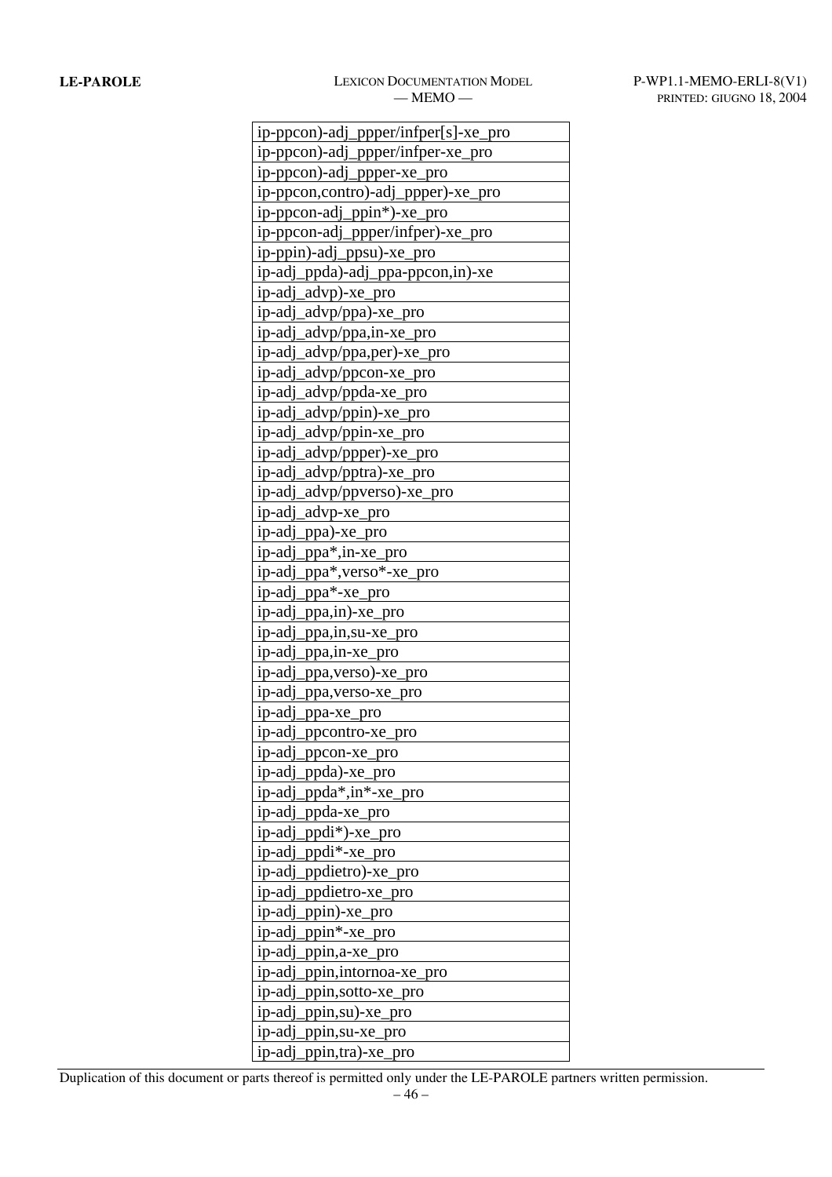| ip-ppcon)-adj_ppper/infper[s]-xe_pro |
|---|
| ip-ppcon)-adj_ppper/infper-xe_pro |
| ip-ppcon)-adj_ppper-xe_pro |
| ip-ppcon,contro)-adj_ppper)-xe_pro |
| ip-ppcon-adj_ppin*)-xe_pro |
| ip-ppcon-adj_ppper/infper)-xe_pro |
| ip-ppin)-adj_ppsu)-xe_pro |
| ip-adj_ppda)-adj_ppa-ppcon,in)-xe |
| ip-adj_advp)-xe_pro |
| ip-adj_advp/ppa)-xe_pro |
| ip-adj_advp/ppa,in-xe_pro |
| ip-adj_advp/ppa,per)-xe_pro |
| ip-adj_advp/ppcon-xe_pro |
| ip-adj_advp/ppda-xe_pro |
| ip-adj_advp/ppin)-xe_pro |
| ip-adj_advp/ppin-xe_pro |
| ip-adj_advp/ppper)-xe_pro |
| ip-adj_advp/pptra)-xe_pro |
| ip-adj_advp/ppverso)-xe_pro |
| ip-adj_advp-xe_pro |
| ip-adj_ppa)-xe_pro |
| ip-adj_ppa*,in-xe_pro |
| ip-adj_ppa*,verso*-xe_pro |
| ip-adj_ppa*-xe_pro |
| ip-adj_ppa,in)-xe_pro |
| ip-adj_ppa,in,su-xe_pro |
| ip-adj_ppa,in-xe_pro |
| ip-adj_ppa,verso)-xe_pro |
| ip-adj_ppa,verso-xe_pro |
| ip-adj_ppa-xe_pro |
| ip-adj_ppcontro-xe_pro |
| ip-adj_ppcon-xe_pro |
| ip-adj_ppda)-xe_pro |
| ip-adj_ppda*,in*-xe_pro |
| ip-adj_ppda-xe_pro |
| ip-adj_ppdi*)-xe_pro |
| ip-adj_ppdi*-xe_pro |
| ip-adj_ppdietro)-xe_pro |
| ip-adj_ppdietro-xe_pro |
| ip-adj_ppin)-xe_pro |
| ip-adj_ppin*-xe_pro |
| ip-adj_ppin,a-xe_pro |
| ip-adj_ppin,intornoa-xe_pro |
| ip-adj_ppin,sotto-xe_pro |
| ip-adj_ppin,su)-xe_pro |
| ip-adj_ppin,su-xe_pro |
| ip-adj_ppin,tra)-xe_pro |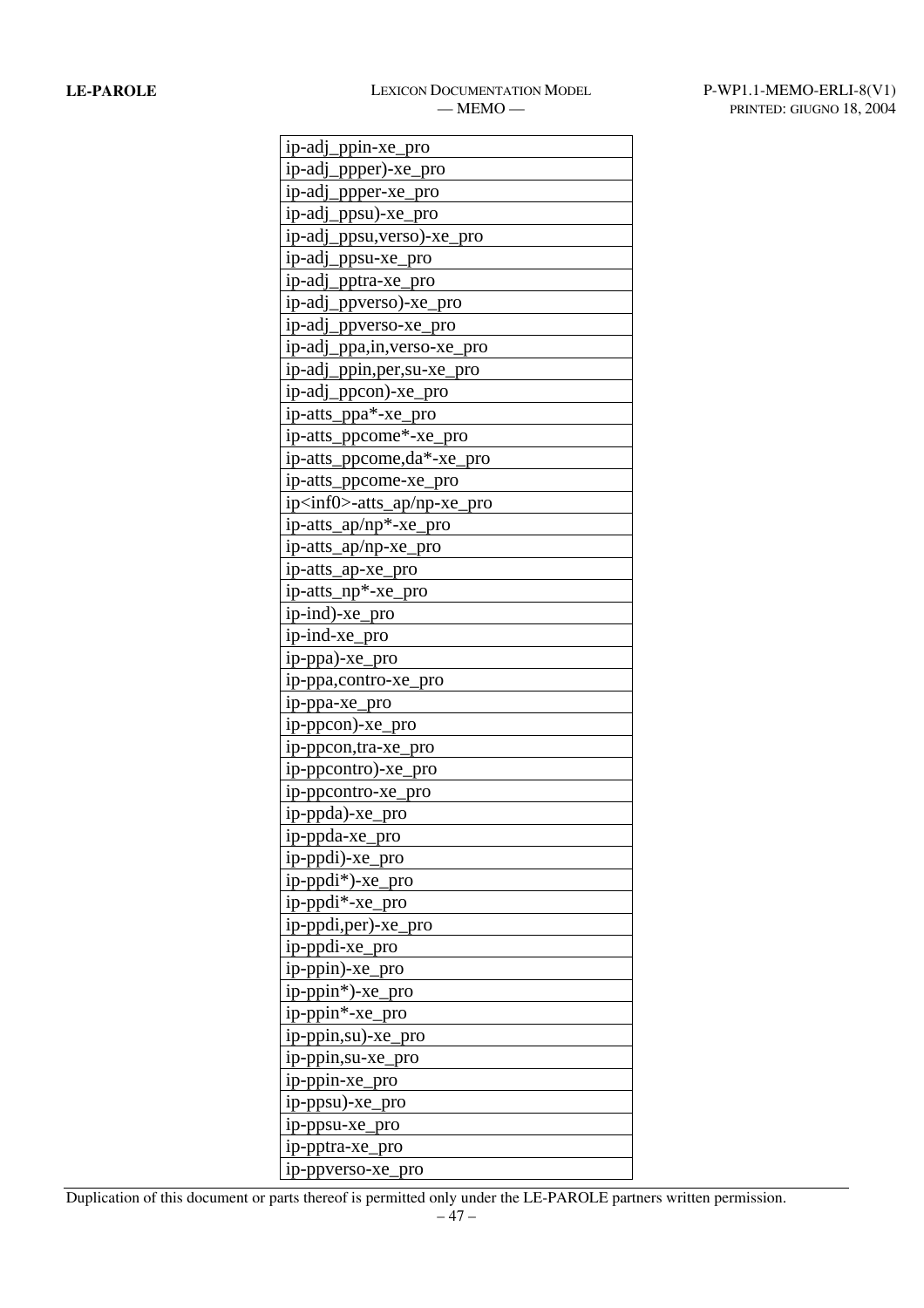| ip-adj_ppin-xe_pro |
|---|
| ip-adj_ppper)-xe_pro |
| ip-adj_ppper-xe_pro |
| ip-adj_ppsu)-xe_pro |
| ip-adj_ppsu,verso)-xe_pro |
| ip-adj_ppsu-xe_pro |
| ip-adj_pptra-xe_pro |
| ip-adj_ppverso)-xe_pro |
| ip-adj_ppverso-xe_pro |
| ip-adj_ppa,in,verso-xe_pro |
| ip-adj_ppin,per,su-xe_pro |
| ip-adj_ppcon)-xe_pro |
| ip-atts_ppa*-xe_pro |
| ip-atts_ppcome*-xe_pro |
| ip-atts_ppcome,da*-xe_pro |
| ip-atts_ppcome-xe_pro |
| ip<inf0>-atts_ap/np-xe_pro |
| ip-atts_ap/np*-xe_pro |
| ip-atts_ap/np-xe_pro |
| ip-atts_ap-xe_pro |
| ip-atts_np*-xe_pro |
| ip-ind)-xe_pro |
| ip-ind-xe_pro |
| ip-ppa)-xe_pro |
| ip-ppa,contro-xe_pro |
| ip-ppa-xe_pro |
| ip-ppcon)-xe_pro |
| ip-ppcon,tra-xe_pro |
| ip-ppcontro)-xe_pro |
| ip-ppcontro-xe_pro |
| ip-ppda)-xe_pro |
| ip-ppda-xe_pro |
| ip-ppdi)-xe_pro |
| ip-ppdi*)-xe_pro |
| ip-ppdi*-xe_pro |
| ip-ppdi,per)-xe_pro |
| ip-ppdi-xe_pro |
| ip-ppin)-xe_pro |
| ip-ppin*)-xe_pro |
| ip-ppin*-xe_pro |
| ip-ppin,su)-xe_pro |
| ip-ppin,su-xe_pro |
| ip-ppin-xe_pro |
| ip-ppsu)-xe_pro |
| ip-ppsu-xe_pro |
| ip-pptra-xe_pro |
| ip-ppverso-xe_pro |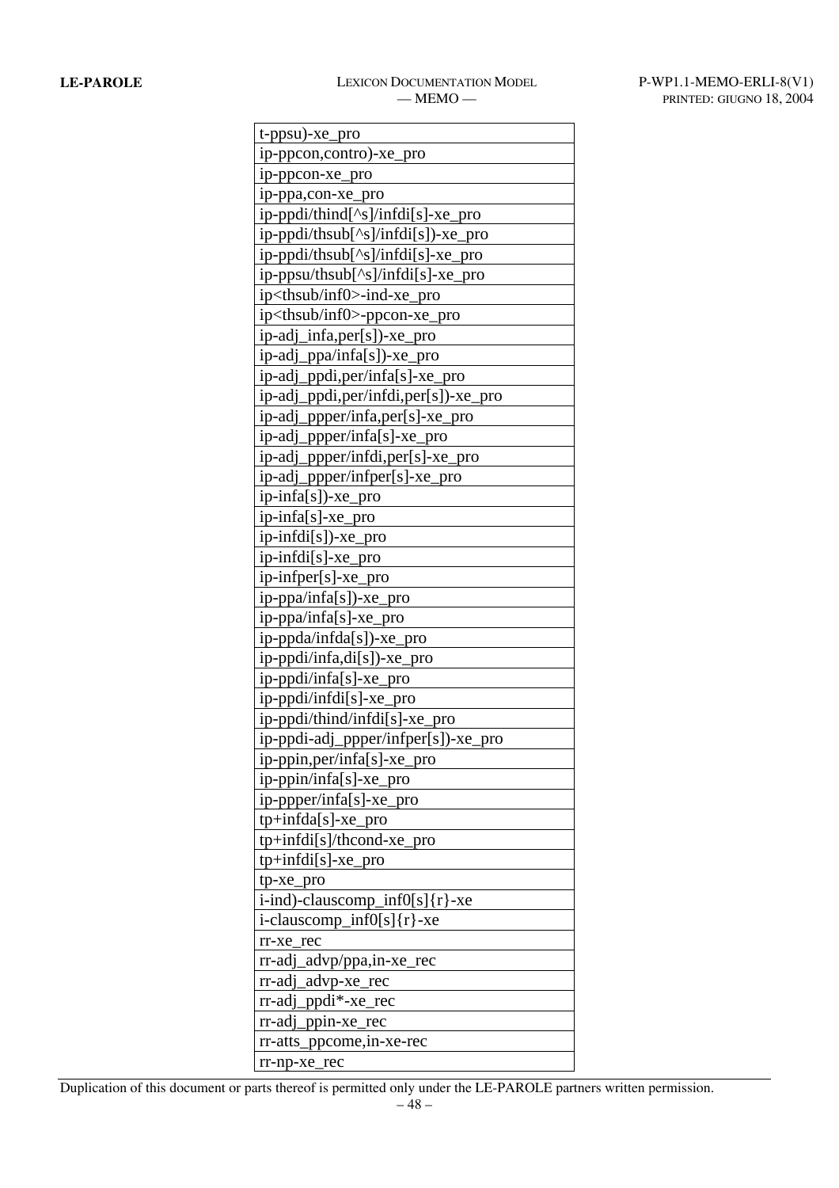| t-ppsu)-xe_pro |
|---|
| ip-ppcon,contro)-xe_pro |
| ip-ppcon-xe_pro |
| ip-ppa,con-xe_pro |
| ip-ppdi/thind[^s]/infdi[s]-xe_pro |
| ip-ppdi/thsub[^s]/infdi[s])-xe_pro |
| ip-ppdi/thsub[^s]/infdi[s]-xe_pro |
| ip-ppsu/thsub[^s]/infdi[s]-xe_pro |
| ip<thsub/inf0>-ind-xe_pro |
| ip<thsub/inf0>-ppcon-xe_pro |
| ip-adj_infa,per[s])-xe_pro |
| ip-adj_ppa/infa[s])-xe_pro |
| ip-adj_ppdi,per/infa[s]-xe_pro |
| ip-adj_ppdi,per/infdi,per[s])-xe_pro |
| ip-adj_ppper/infa,per[s]-xe_pro |
| ip-adj_ppper/infa[s]-xe_pro |
| ip-adj_ppper/infdi,per[s]-xe_pro |
| ip-adj_ppper/infper[s]-xe_pro |
| ip-infa[s])-xe_pro |
| ip-infa[s]-xe_pro |
| ip-infdi[s])-xe_pro |
| ip-infdi[s]-xe_pro |
| ip-infper[s]-xe_pro |
| ip-ppa/infa[s])-xe_pro |
| ip-ppa/infa[s]-xe_pro |
| ip-ppda/infda[s])-xe_pro |
| ip-ppdi/infa,di[s])-xe_pro |
| ip-ppdi/infa[s]-xe_pro |
| ip-ppdi/infdi[s]-xe_pro |
| ip-ppdi/thind/infdi[s]-xe_pro |
| ip-ppdi-adj_ppper/infper[s])-xe_pro |
| ip-ppin,per/infa[s]-xe_pro |
| ip-ppin/infa[s]-xe_pro |
| ip-ppper/infa[s]-xe_pro |
| tp+infda[s]-xe_pro |
| tp+infdi[s]/thcond-xe_pro |
| tp+infdi[s]-xe_pro |
| tp-xe_pro |
| i-ind)-clauscomp_inf0[s]{r}-xe |
| i-clauscomp_inf0[s]{r}-xe |
| rr-xe_rec |
| rr-adj_advp/ppa,in-xe_rec |
| rr-adj_advp-xe_rec |
| rr-adj_ppdi*-xe_rec |
| rr-adj_ppin-xe_rec |
| rr-atts_ppcome,in-xe-rec |
| rr-np-xe_rec |

Duplication of this document or parts thereof is permitted only under the LE-PAROLE partners written permission.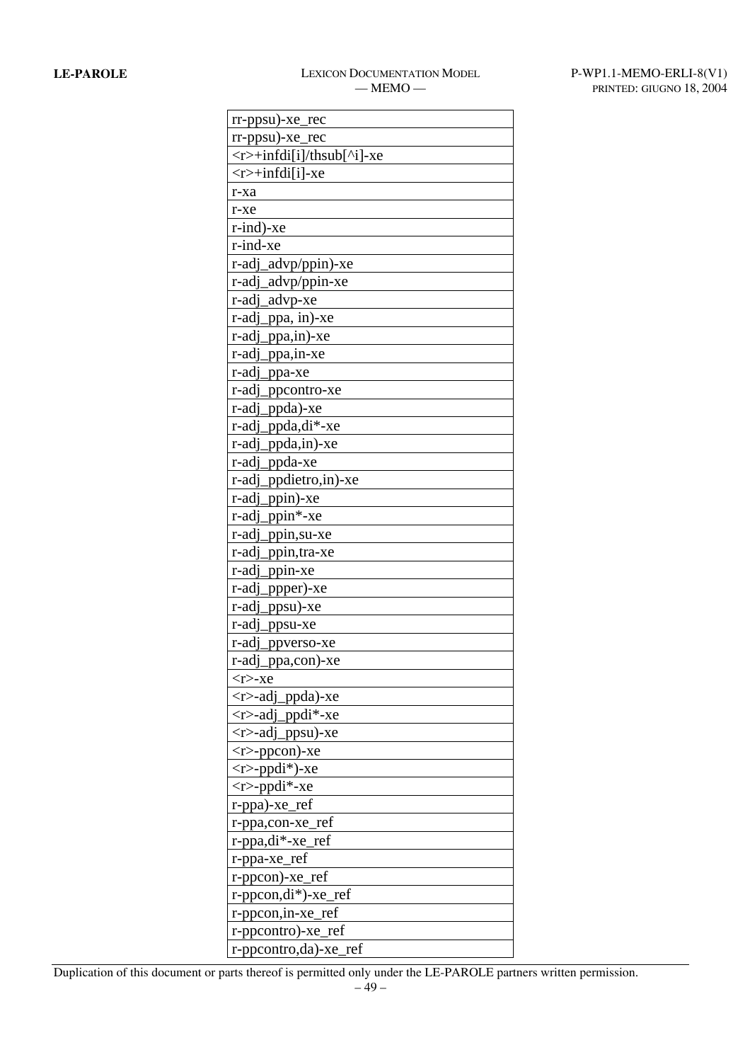| rr-ppsu)-xe_rec |
|---|
| rr-ppsu)-xe_rec |
| <r>+infdi[i]/thsub[^i]-xe |
| <r>+infdi[i]-xe |
| r-xa |
| r-xe |
| r-ind)-xe |
| r-ind-xe |
| r-adj_advp/ppin)-xe |
| r-adj_advp/ppin-xe |
| r-adj_advp-xe |
| r-adj_ppa, in)-xe |
| r-adj_ppa,in)-xe |
| r-adj_ppa,in-xe |
| r-adj_ppa-xe |
| r-adj_ppcontro-xe |
| r-adj_ppda)-xe |
| r-adj_ppda,di*-xe |
| r-adj_ppda,in)-xe |
| r-adj_ppda-xe |
| r-adj_ppdietro,in)-xe |
| r-adj_ppin)-xe |
| r-adj_ppin*-xe |
| r-adj_ppin,su-xe |
| r-adj_ppin,tra-xe |
| r-adj_ppin-xe |
| r-adj_ppper)-xe |
| r-adj_ppsu)-xe |
| r-adj_ppsu-xe |
| r-adj_ppverso-xe |
| r-adj_ppa,con)-xe |
| <r>-xe |
| <r>-adj_ppda)-xe |
| <r>-adj_ppdi*-xe |
| <r>-adj_ppsu)-xe |
| <r>-ppcon)-xe |
| <r>-ppdi*)-xe |
| <r>-ppdi*-xe |
| r-ppa)-xe_ref |
| r-ppa,con-xe_ref |
| r-ppa,di*-xe_ref |
| r-ppa-xe_ref |
| r-ppcon)-xe_ref |
| r-ppcon,di*)-xe_ref |
| r-ppcon,in-xe_ref |
| r-ppcontro)-xe_ref |
| r-ppcontro,da)-xe_ref |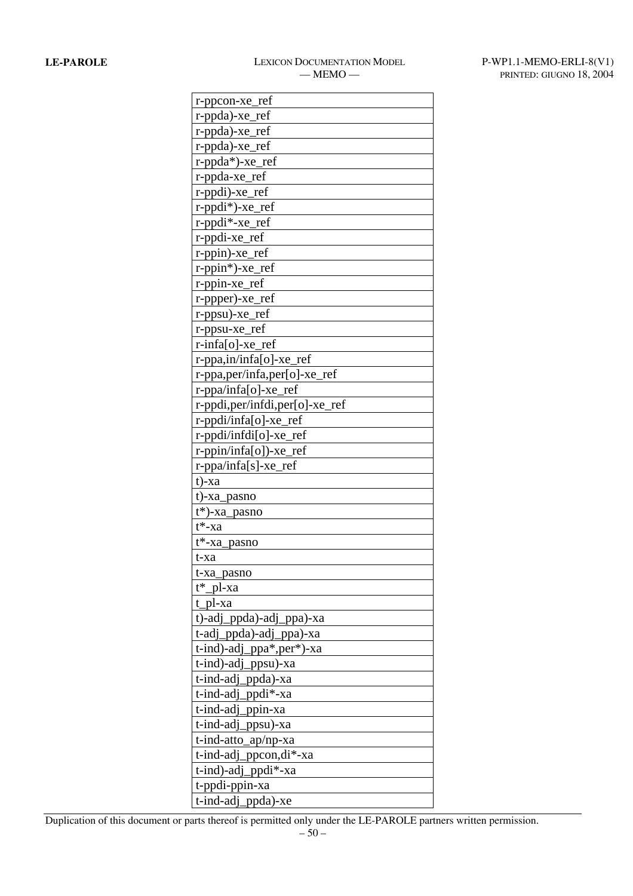| r-ppcon-xe_ref |
|---|
| r-ppda)-xe_ref |
| r-ppda)-xe_ref |
| r-ppda)-xe_ref |
| r-ppda*)-xe_ref |
| r-ppda-xe_ref |
| r-ppdi)-xe_ref |
| r-ppdi*)-xe_ref |
| r-ppdi*-xe_ref |
| r-ppdi-xe_ref |
| r-ppin)-xe_ref |
| r-ppin*)-xe_ref |
| r-ppin-xe_ref |
| r-ppper)-xe_ref |
| r-ppsu)-xe_ref |
| r-ppsu-xe_ref |
| r-infa[o]-xe_ref |
| r-ppa,in/infa[o]-xe_ref |
| r-ppa,per/infa,per[o]-xe_ref |
| r-ppa/infa[o]-xe_ref |
| r-ppdi,per/infdi,per[o]-xe_ref |
| r-ppdi/infa[o]-xe_ref |
| r-ppdi/infdi[o]-xe_ref |
| r-ppin/infa[o])-xe_ref |
| r-ppa/infa[s]-xe_ref |
| t)-xa |
| t)-xa_pasno |
| t*)-xa_pasno |
| t*-xa |
| t*-xa_pasno |
| t-xa |
| t-xa_pasno |
| t*_pl-xa |
| t_pl-xa |
| t)-adj_ppda)-adj_ppa)-xa |
| t-adj_ppda)-adj_ppa)-xa |
| t-ind)-adj_ppa*,per*)-xa |
| t-ind)-adj_ppsu)-xa |
| t-ind-adj_ppda)-xa |
| t-ind-adj_ppdi*-xa |
| t-ind-adj_ppin-xa |
| t-ind-adj_ppsu)-xa |
| t-ind-atto_ap/np-xa |
| t-ind-adj_ppcon,di*-xa |
| t-ind)-adj_ppdi*-xa |
| t-ppdi-ppin-xa |
| t-ind-adj_ppda)-xe |

Duplication of this document or parts thereof is permitted only under the LE-PAROLE partners written permission.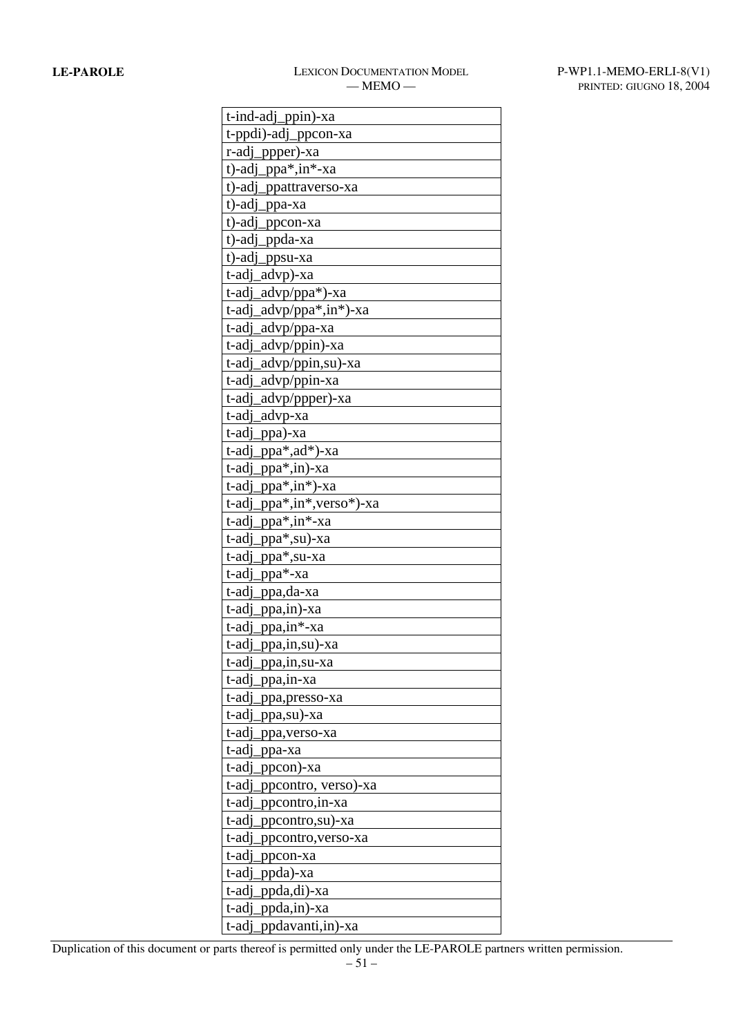| t-ind-adj_ppin)-xa |
| --- |
| t-ppdi)-adj_ppcon-xa |
| r-adj_ppper)-xa |
| t)-adj_ppa*,in*-xa |
| t)-adj_ppattraverso-xa |
| t)-adj_ppa-xa |
| t)-adj_ppcon-xa |
| t)-adj_ppda-xa |
| t)-adj_ppsu-xa |
| t-adj_advp)-xa |
| t-adj_advp/ppa*)-xa |
| t-adj_advp/ppa*,in*)-xa |
| t-adj_advp/ppa-xa |
| t-adj_advp/ppin)-xa |
| t-adj_advp/ppin,su)-xa |
| t-adj_advp/ppin-xa |
| t-adj_advp/ppper)-xa |
| t-adj_advp-xa |
| t-adj_ppa)-xa |
| t-adj_ppa*,ad*)-xa |
| t-adj_ppa*,in)-xa |
| t-adj_ppa*,in*)-xa |
| t-adj_ppa*,in*,verso*)-xa |
| t-adj_ppa*,in*-xa |
| t-adj_ppa*,su)-xa |
| t-adj_ppa*,su-xa |
| t-adj_ppa*-xa |
| t-adj_ppa,da-xa |
| t-adj_ppa,in)-xa |
| t-adj_ppa,in*-xa |
| t-adj_ppa,in,su)-xa |
| t-adj_ppa,in,su-xa |
| t-adj_ppa,in-xa |
| t-adj_ppa,presso-xa |
| t-adj_ppa,su)-xa |
| t-adj_ppa,verso-xa |
| t-adj_ppa-xa |
| t-adj_ppcon)-xa |
| t-adj_ppcontro, verso)-xa |
| t-adj_ppcontro,in-xa |
| t-adj_ppcontro,su)-xa |
| t-adj_ppcontro,verso-xa |
| t-adj_ppcon-xa |
| t-adj_ppda)-xa |
| t-adj_ppda,di)-xa |
| t-adj_ppda,in)-xa |
| t-adj_ppdavanti,in)-xa |

Duplication of this document or parts thereof is permitted only under the LE-PAROLE partners written permission.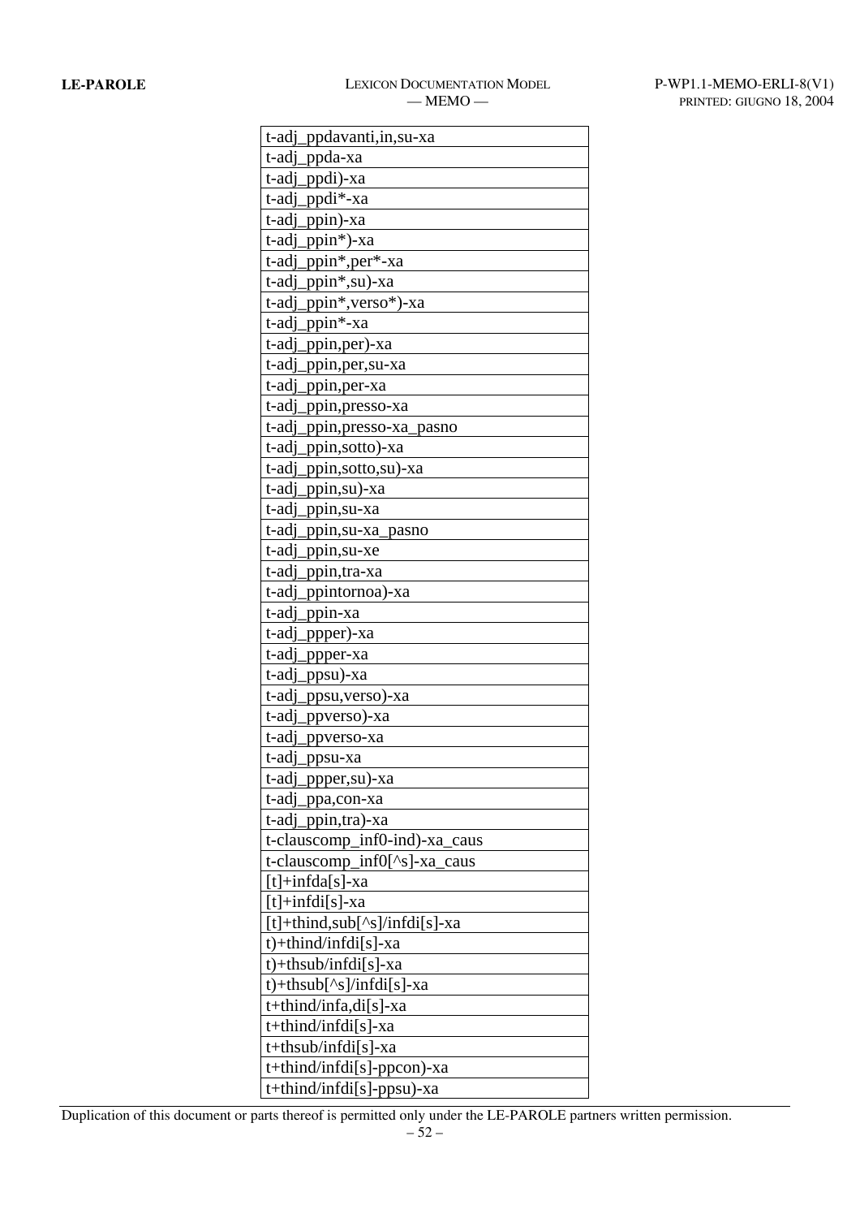| t-adj_ppdavanti,in,su-xa |
|---|
| t-adj_ppda-xa |
| t-adj_ppdi)-xa |
| t-adj_ppdi*-xa |
| t-adj_ppin)-xa |
| t-adj_ppin*)-xa |
| t-adj_ppin*,per*-xa |
| t-adj_ppin*,su)-xa |
| t-adj_ppin*,verso*)-xa |
| t-adj_ppin*-xa |
| t-adj_ppin,per)-xa |
| t-adj_ppin,per,su-xa |
| t-adj_ppin,per-xa |
| t-adj_ppin,presso-xa |
| t-adj_ppin,presso-xa_pasno |
| t-adj_ppin,sotto)-xa |
| t-adj_ppin,sotto,su)-xa |
| t-adj_ppin,su)-xa |
| t-adj_ppin,su-xa |
| t-adj_ppin,su-xa_pasno |
| t-adj_ppin,su-xe |
| t-adj_ppin,tra-xa |
| t-adj_ppintornoa)-xa |
| t-adj_ppin-xa |
| t-adj_ppper)-xa |
| t-adj_ppper-xa |
| t-adj_ppsu)-xa |
| t-adj_ppsu,verso)-xa |
| t-adj_ppverso)-xa |
| t-adj_ppverso-xa |
| t-adj_ppsu-xa |
| t-adj_ppper,su)-xa |
| t-adj_ppa,con-xa |
| t-adj_ppin,tra)-xa |
| t-clauscomp_inf0-ind)-xa_caus |
| t-clauscomp_inf0[^s]-xa_caus |
| [t]+infda[s]-xa |
| [t]+infdi[s]-xa |
| [t]+thind,sub[^s]/infdi[s]-xa |
| t)+thind/infdi[s]-xa |
| t)+thsub/infdi[s]-xa |
| t)+thsub[^s]/infdi[s]-xa |
| t+thind/infa,di[s]-xa |
| t+thind/infdi[s]-xa |
| t+thsub/infdi[s]-xa |
| t+thind/infdi[s]-ppcon)-xa |
| t+thind/infdi[s]-ppsu)-xa |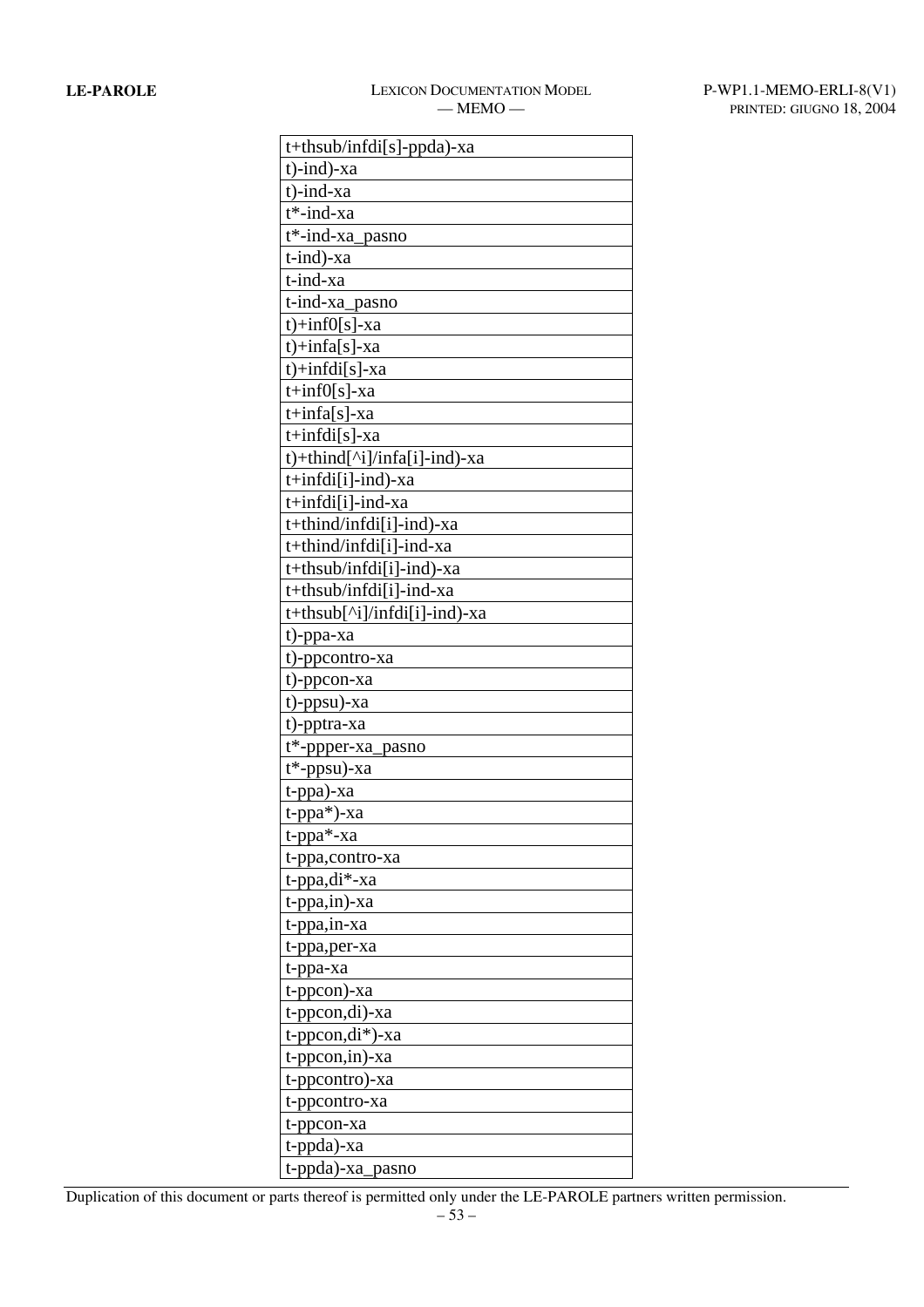| t+thsub/infdi[s]-ppda)-xa |
|---|
| t)-ind)-xa |
| t)-ind-xa |
| t*-ind-xa |
| t*-ind-xa_pasno |
| t-ind)-xa |
| t-ind-xa |
| t-ind-xa_pasno |
| t)+inf0[s]-xa |
| t)+infa[s]-xa |
| t)+infdi[s]-xa |
| t+inf0[s]-xa |
| t+infa[s]-xa |
| t+infdi[s]-xa |
| t)+thind[^i]/infa[i]-ind)-xa |
| t+infdi[i]-ind)-xa |
| t+infdi[i]-ind-xa |
| t+thind/infdi[i]-ind)-xa |
| t+thind/infdi[i]-ind-xa |
| t+thsub/infdi[i]-ind)-xa |
| t+thsub/infdi[i]-ind-xa |
| t+thsub[^i]/infdi[i]-ind)-xa |
| t)-ppa-xa |
| t)-ppcontro-xa |
| t)-ppcon-xa |
| t)-ppsu)-xa |
| t)-pptra-xa |
| t*-ppper-xa_pasno |
| t*-ppsu)-xa |
| t-ppa)-xa |
| t-ppa*)-xa |
| t-ppa*-xa |
| t-ppa,contro-xa |
| t-ppa,di*-xa |
| t-ppa,in)-xa |
| t-ppa,in-xa |
| t-ppa,per-xa |
| t-ppa-xa |
| t-ppcon)-xa |
| t-ppcon,di)-xa |
| t-ppcon,di*)-xa |
| t-ppcon,in)-xa |
| t-ppcontro)-xa |
| t-ppcontro-xa |
| t-ppcon-xa |
| t-ppda)-xa |
| t-ppda)-xa_pasno |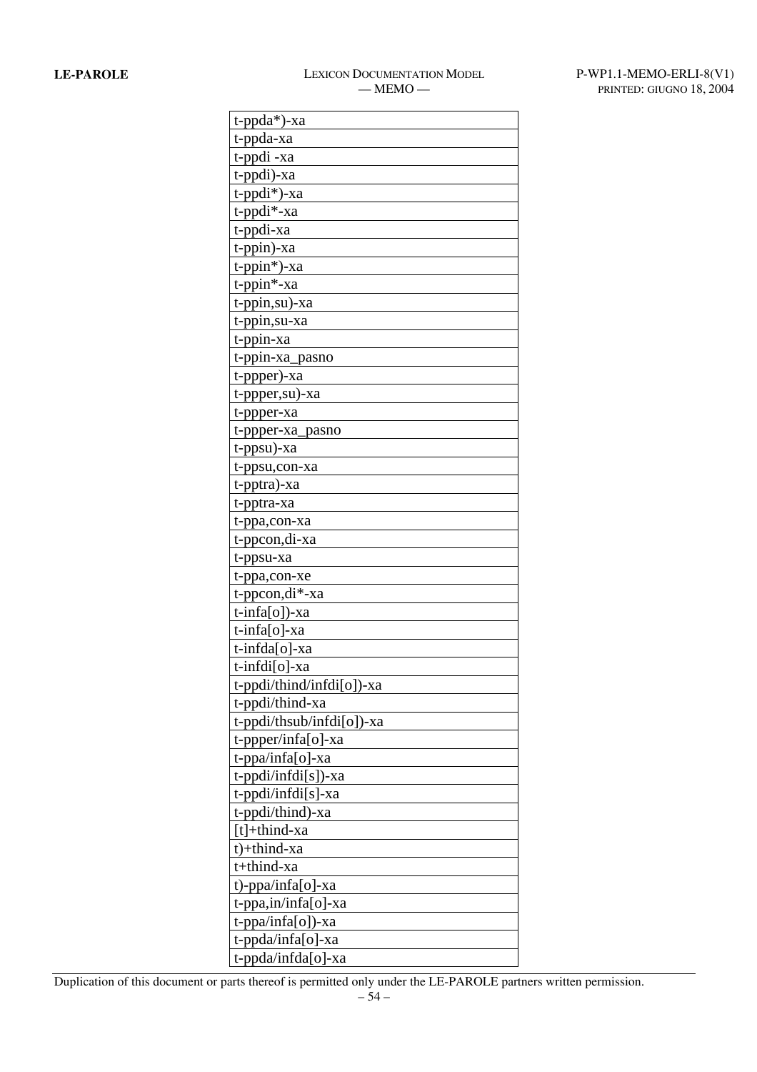| t-ppda*)-xa |
|---|
| t-ppda-xa |
| t-ppdi -xa |
| t-ppdi)-xa |
| t-ppdi*)-xa |
| t-ppdi*-xa |
| t-ppdi-xa |
| t-ppin)-xa |
| t-ppin*)-xa |
| t-ppin*-xa |
| t-ppin,su)-xa |
| t-ppin,su-xa |
| t-ppin-xa |
| t-ppin-xa_pasno |
| t-ppper)-xa |
| t-ppper,su)-xa |
| t-ppper-xa |
| t-ppper-xa_pasno |
| t-ppsu)-xa |
| t-ppsu,con-xa |
| t-pptra)-xa |
| t-pptra-xa |
| t-ppa,con-xa |
| t-ppcon,di-xa |
| t-ppsu-xa |
| t-ppa,con-xe |
| t-ppcon,di*-xa |
| t-infa[o])-xa |
| t-infa[o]-xa |
| t-infda[o]-xa |
| t-infdi[o]-xa |
| t-ppdi/thind/infdi[o])-xa |
| t-ppdi/thind-xa |
| t-ppdi/thsub/infdi[o])-xa |
| t-ppper/infa[o]-xa |
| t-ppa/infa[o]-xa |
| t-ppdi/infdi[s])-xa |
| t-ppdi/infdi[s]-xa |
| t-ppdi/thind)-xa |
| [t]+thind-xa |
| t)+thind-xa |
| t+thind-xa |
| t)-ppa/infa[o]-xa |
| t-ppa,in/infa[o]-xa |
| t-ppa/infa[o])-xa |
| t-ppda/infa[o]-xa |
| t-ppda/infda[o]-xa |

Duplication of this document or parts thereof is permitted only under the LE-PAROLE partners written permission.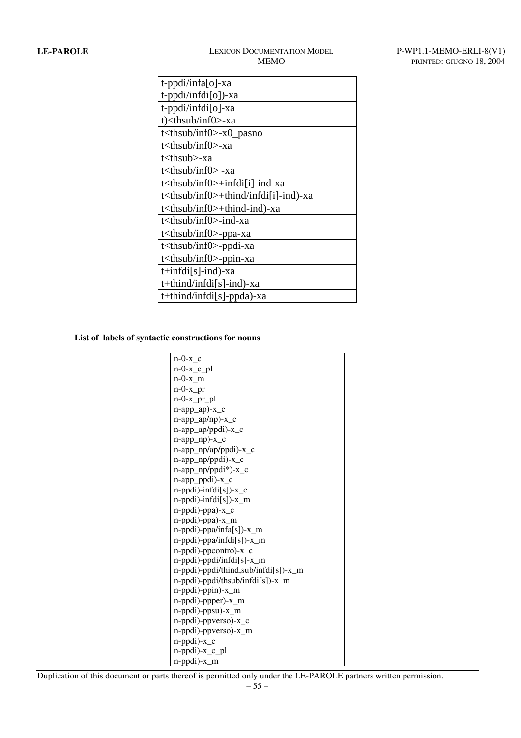| t-ppdi/infa[o]-xa |
|---|
| t-ppdi/infdi[o])-xa |
| t-ppdi/infdi[o]-xa |
| t)<thsub/inf0>-xa |
| t<thsub/inf0>-x0_pasno |
| t<thsub/inf0>-xa |
| t<thsub>-xa |
| t<thsub/inf0> -xa |
| t<thsub/inf0>+infdi[i]-ind-xa |
| t<thsub/inf0>+thind/infdi[i]-ind)-xa |
| t<thsub/inf0>+thind-ind)-xa |
| t<thsub/inf0>-ind-xa |
| t<thsub/inf0>-ppa-xa |
| t<thsub/inf0>-ppdi-xa |
| t<thsub/inf0>-ppin-xa |
| t+infdi[s]-ind)-xa |
| t+thind/infdi[s]-ind)-xa |
| t+thind/infdi[s]-ppda)-xa |

**List of labels of syntactic constructions for nouns**

```
n-0-x_c
n-0-x_c_pl
n-0-x_m
n-0-x_pr
n-0-x_pr_pl
n-app_ap)-x_c
n-app_ap/np)-x_c
n-app_ap/ppdi)-x_c
n-app_np)-x_c
n-app_np/ap/ppdi)-x_c
n-app_np/ppdi)-x_c
n-app_np/ppdi*)-x_c
n-app_ppdi)-x_c
n-ppdi)-infdi[s])-x_c
n-ppdi)-infdi[s])-x_m
n-ppdi)-ppa)-x_c
n-ppdi)-ppa)-x_m
n-ppdi)-ppa/infa[s])-x_m
n-ppdi)-ppa/infdi[s])-x_m
n-ppdi)-ppcontro)-x_c
n-ppdi)-ppdi/infdi[s]-x_m
n-ppdi)-ppdi/thind,sub/infdi[s])-x_m
n-ppdi)-ppdi/thsub/infdi[s])-x_m
n-ppdi)-ppin)-x_m
n-ppdi)-ppper)-x_m
n-ppdi)-ppsu)-x_m
n-ppdi)-ppverso)-x_c
n-ppdi)-ppverso)-x_m
n-ppdi)-x_c
n-ppdi)-x_c_pl
n-ppdi)-x_m
```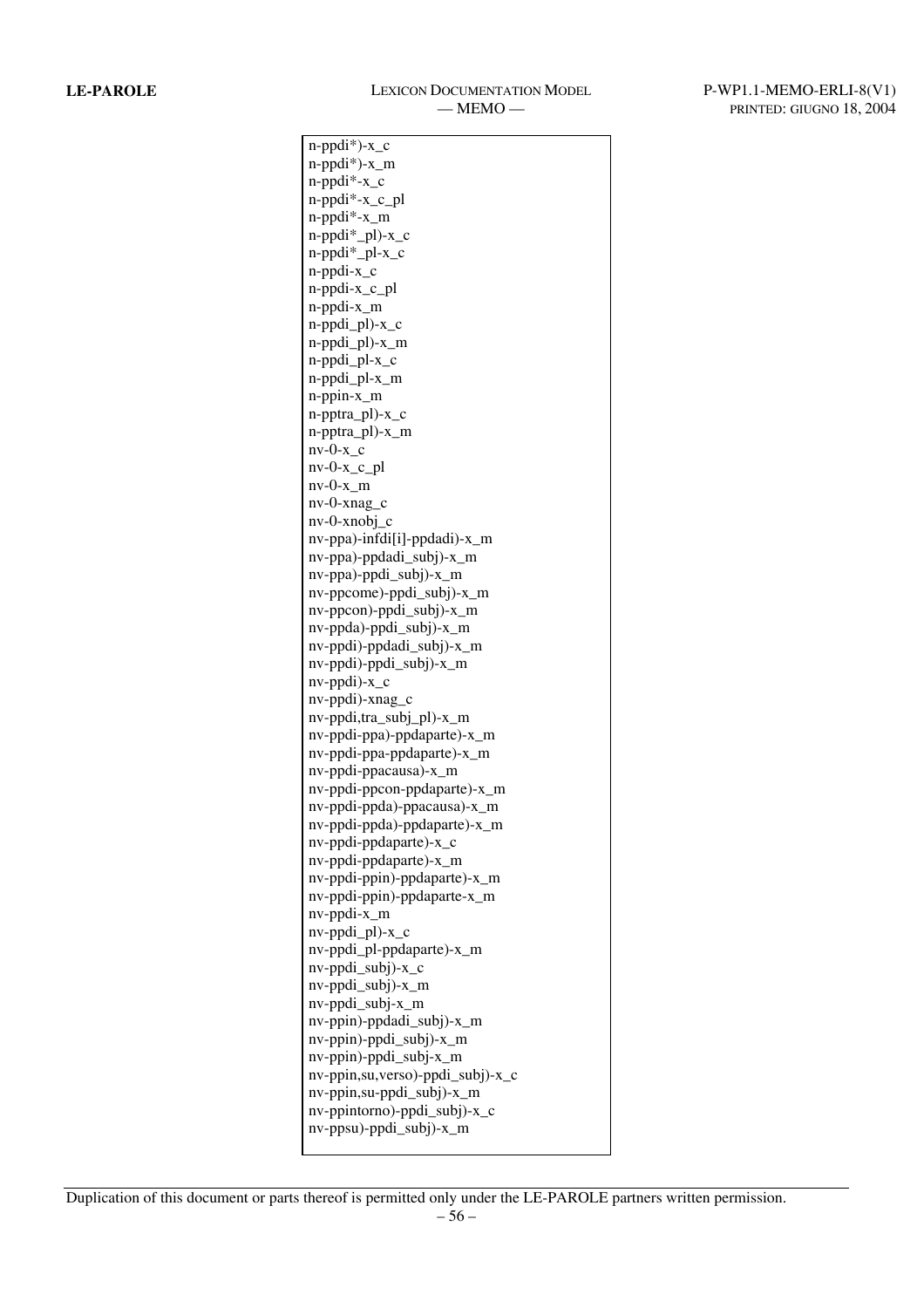```
n-ppdi*)-x_c
n-ppdi*)-x_m
n-ppdi*-x_c
n-ppdi*-x_c_pl
n-ppdi*-x_m
n-ppdi*_pl)-x_c
n-ppdi*_pl-x_c
n-ppdi-x_c
n-ppdi-x_c_pl
n-ppdi-x_m
n-ppdi_pl)-x_c
n-ppdi_pl)-x_m
n-ppdi_pl-x_c
n-ppdi_pl-x_m
n-ppin-x_m
n-pptra_pl)-x_c
n-pptra_pl)-x_m
nv-0-x_c
nv-0-x_c_pl
nv-0-x_m
nv-0-xnag_c
nv-0-xnobj_c
nv-ppa)-infdi[i]-ppdadi)-x_m
nv-ppa)-ppdadi_subj)-x_m
nv-ppa)-ppdi_subj)-x_m
nv-ppcome)-ppdi_subj)-x_m
nv-ppcon)-ppdi_subj)-x_m
nv-ppda)-ppdi_subj)-x_m
nv-ppdi)-ppdadi_subj)-x_m
nv-ppdi)-ppdi_subj)-x_m
nv-ppdi)-x_c
nv-ppdi)-xnag_c
nv-ppdi,tra_subj_pl)-x_m
nv-ppdi-ppa)-ppdaparte)-x_m
nv-ppdi-ppa-ppdaparte)-x_m
nv-ppdi-ppacausa)-x_m
nv-ppdi-ppcon-ppdaparte)-x_m
nv-ppdi-ppda)-ppacausa)-x_m
nv-ppdi-ppda)-ppdaparte)-x_m
nv-ppdi-ppdaparte)-x_c
nv-ppdi-ppdaparte)-x_m
nv-ppdi-ppin)-ppdaparte)-x_m
nv-ppdi-ppin)-ppdaparte-x_m
nv-ppdi-x_m
nv-ppdi_pl)-x_c
nv-ppdi_pl-ppdaparte)-x_m
nv-ppdi_subj)-x_c
nv-ppdi_subj)-x_m
nv-ppdi_subj-x_m
nv-ppin)-ppdadi_subj)-x_m
nv-ppin)-ppdi_subj)-x_m
nv-ppin)-ppdi_subj-x_m
nv-ppin,su,verso)-ppdi_subj)-x_c
nv-ppin,su-ppdi_subj)-x_m
nv-ppintorno)-ppdi_subj)-x_c
nv-ppsu)-ppdi_subj)-x_m
```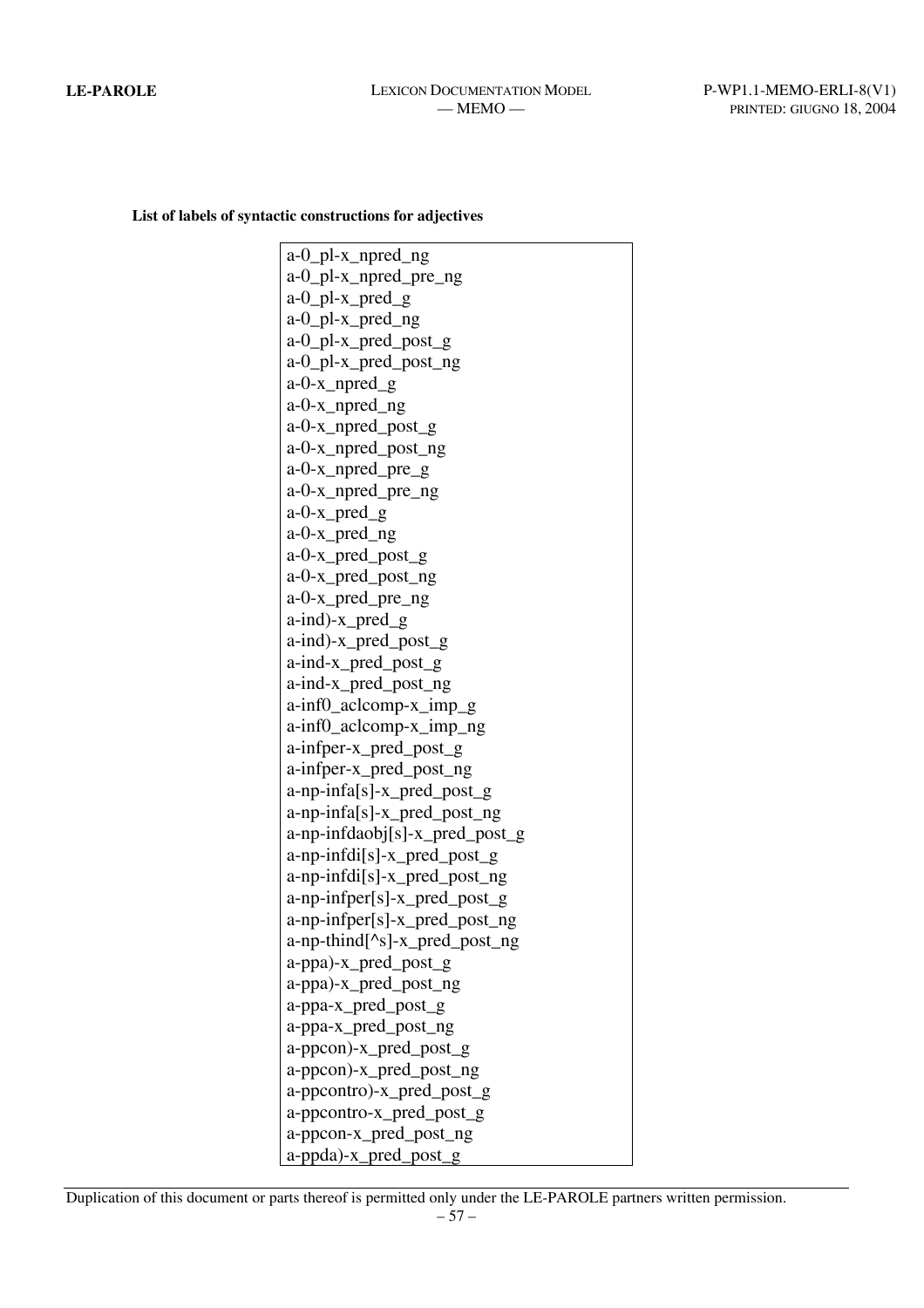**List of labels of syntactic constructions for adjectives**

```
a-0_pl-x_npred_ng
a-0_pl-x_npred_pre_ng
a-0_pl-x_pred_g
a-0_pl-x_pred_ng
a-0_pl-x_pred_post_g
a-0_pl-x_pred_post_ng
a-0-x_npred_g
a-0-x_npred_ng
a-0-x_npred_post_g
a-0-x_npred_post_ng
a-0-x_npred_pre_g
a-0-x_npred_pre_ng
a-0-x_pred_g
a-0-x_pred_ng
a-0-x_pred_post_g
a-0-x_pred_post_ng
a-0-x_pred_pre_ng
a-ind)-x_pred_g
a-ind)-x_pred_post_g
a-ind-x_pred_post_g
a-ind-x_pred_post_ng
a-inf0_aclcomp-x_imp_g
a-inf0_aclcomp-x_imp_ng
a-infper-x_pred_post_g
a-infper-x_pred_post_ng
a-np-infa[s]-x_pred_post_g
a-np-infa[s]-x_pred_post_ng
a-np-infdaobj[s]-x_pred_post_g
a-np-infdi[s]-x_pred_post_g
a-np-infdi[s]-x_pred_post_ng
a-np-infper[s]-x_pred_post_g
a-np-infper[s]-x_pred_post_ng
a-np-thind[^s]-x_pred_post_ng
a-ppa)-x_pred_post_g
a-ppa)-x_pred_post_ng
a-ppa-x_pred_post_g
a-ppa-x_pred_post_ng
a-ppcon)-x_pred_post_g
a-ppcon)-x_pred_post_ng
a-ppcontro)-x_pred_post_g
a-ppcontro-x_pred_post_g
a-ppcon-x_pred_post_ng
a-ppda)-x_pred_post_g
```

Duplication of this document or parts thereof is permitted only under the LE-PAROLE partners written permission.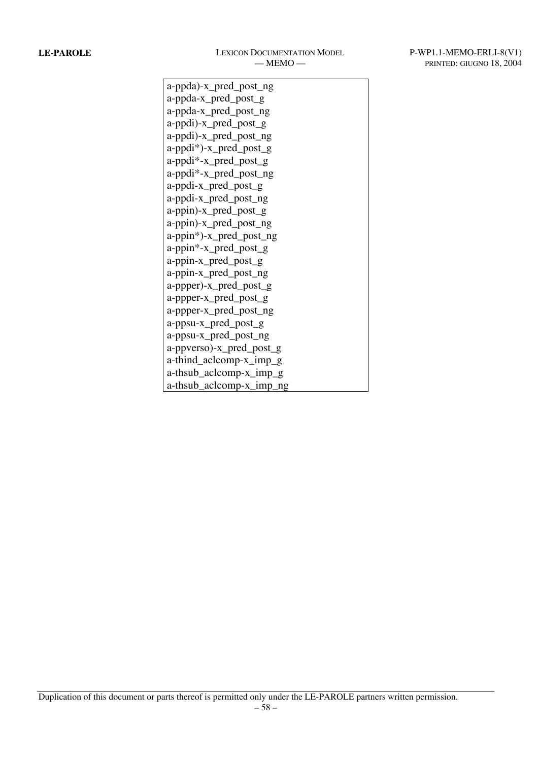| a-ppda)-x_pred_post_ng |
| --- |
| a-ppda-x_pred_post_g |
| a-ppda-x_pred_post_ng |
| a-ppdi)-x_pred_post_g |
| a-ppdi)-x_pred_post_ng |
| a-ppdi*)-x_pred_post_g |
| a-ppdi*-x_pred_post_g |
| a-ppdi*-x_pred_post_ng |
| a-ppdi-x_pred_post_g |
| a-ppdi-x_pred_post_ng |
| a-ppin)-x_pred_post_g |
| a-ppin)-x_pred_post_ng |
| a-ppin*)-x_pred_post_ng |
| a-ppin*-x_pred_post_g |
| a-ppin-x_pred_post_g |
| a-ppin-x_pred_post_ng |
| a-ppper)-x_pred_post_g |
| a-ppper-x_pred_post_g |
| a-ppper-x_pred_post_ng |
| a-ppsu-x_pred_post_g |
| a-ppsu-x_pred_post_ng |
| a-ppverso)-x_pred_post_g |
| a-thind_aclcomp-x_imp_g |
| a-thsub_aclcomp-x_imp_g |
| a-thsub_aclcomp-x_imp_ng |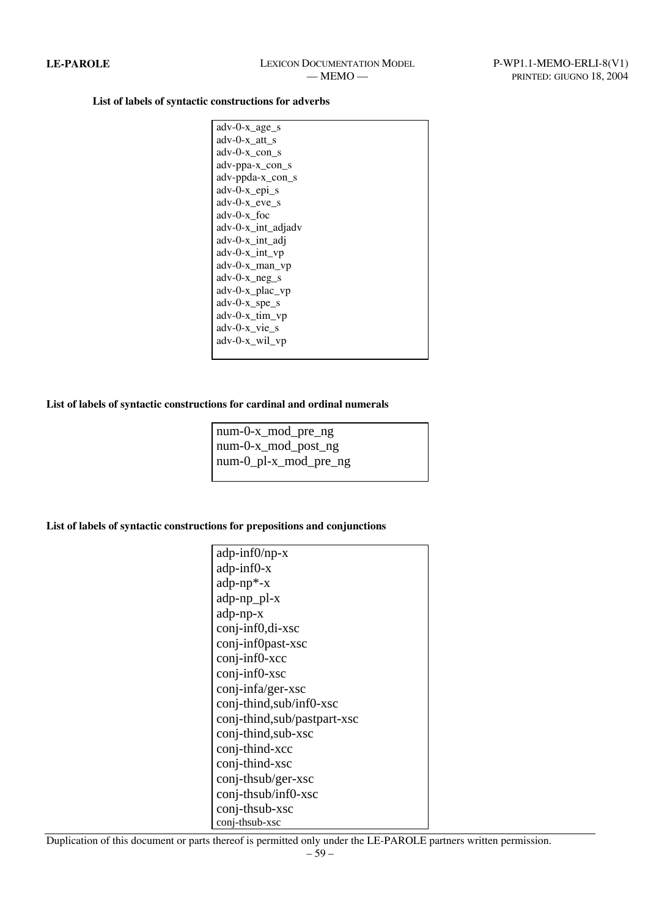**List of labels of syntactic constructions for adverbs**

| |
|---|
| adv-0-x_age_s |
| adv-0-x_att_s |
| adv-0-x_con_s |
| adv-ppa-x_con_s |
| adv-ppda-x_con_s |
| adv-0-x_epi_s |
| adv-0-x_eve_s |
| adv-0-x_foc |
| adv-0-x_int_adjadv |
| adv-0-x_int_adj |
| adv-0-x_int_vp |
| adv-0-x_man_vp |
| adv-0-x_neg_s |
| adv-0-x_plac_vp |
| adv-0-x_spe_s |
| adv-0-x_tim_vp |
| adv-0-x_vie_s |
| adv-0-x_wil_vp |

**List of labels of syntactic constructions for cardinal and ordinal numerals**

| |
|---|
| num-0-x_mod_pre_ng |
| num-0-x_mod_post_ng |
| num-0_pl-x_mod_pre_ng |

**List of labels of syntactic constructions for prepositions and conjunctions**

| |
|---|
| adp-inf0/np-x |
| adp-inf0-x |
| adp-np*-x |
| adp-np_pl-x |
| adp-np-x |
| conj-inf0,di-xsc |
| conj-inf0past-xsc |
| conj-inf0-xcc |
| conj-inf0-xsc |
| conj-infa/ger-xsc |
| conj-thind,sub/inf0-xsc |
| conj-thind,sub/pastpart-xsc |
| conj-thind,sub-xsc |
| conj-thind-xcc |
| conj-thind-xsc |
| conj-thsub/ger-xsc |
| conj-thsub/inf0-xsc |
| conj-thsub-xsc |
| conj-thsub-xsc |

Duplication of this document or parts thereof is permitted only under the LE-PAROLE partners written permission.